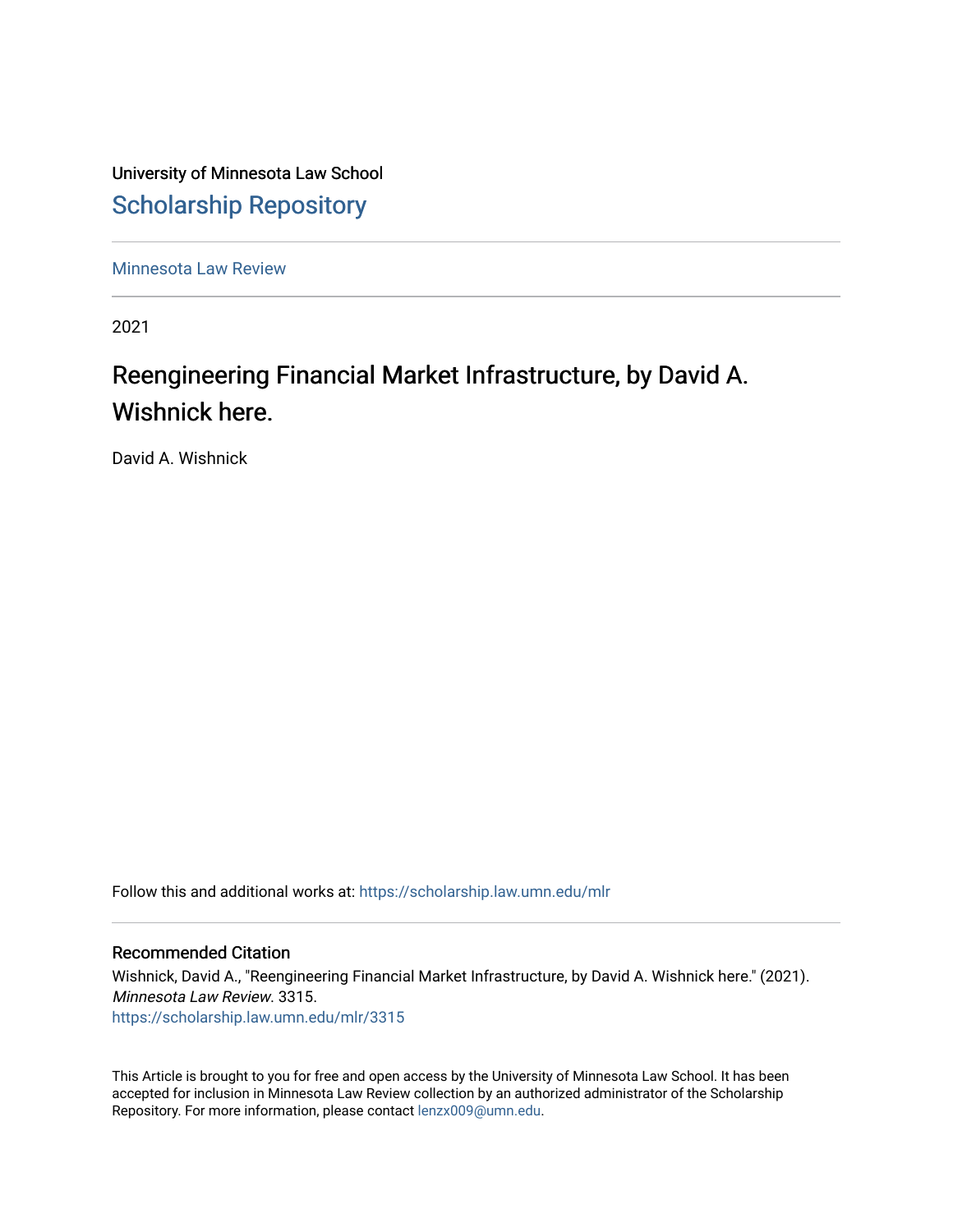University of Minnesota Law School

# Scholarship Repository

Minnesota Law Review

2021

## Reengineering Financial Market Infrastructure, by David A. Wishnick here.

David A. Wishnick

Follow this and additional works at: https://scholarship.law.umn.edu/mlr

### Recommended Citation

Wishnick, David A., "Reengineering Financial Market Infrastructure, by David A. Wishnick here." (2021). *Minnesota Law Review*. 3315.
https://scholarship.law.umn.edu/mlr/3315

This Article is brought to you for free and open access by the University of Minnesota Law School. It has been accepted for inclusion in Minnesota Law Review collection by an authorized administrator of the Scholarship Repository. For more information, please contact lenzx009@umn.edu.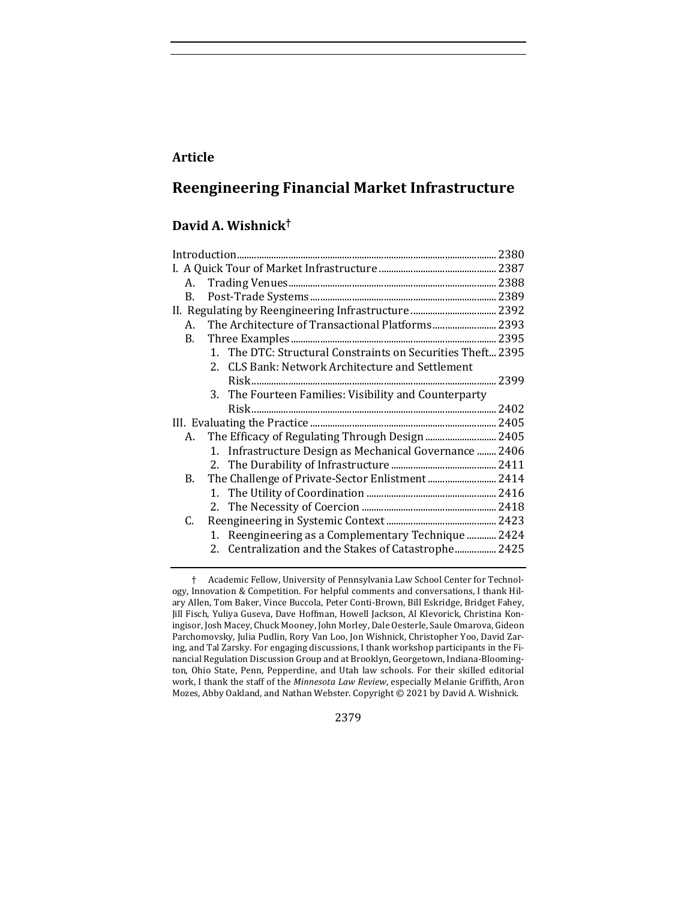**Article**

# Reengineering Financial Market Infrastructure

## David A. Wishnick[†]

Introduction ........ 2380
I. A Quick Tour of Market Infrastructure ........ 2387
  A. Trading Venues ........ 2388
  B. Post-Trade Systems ........ 2389
II. Regulating by Reengineering Infrastructure ........ 2392
  A. The Architecture of Transactional Platforms ........ 2393
  B. Three Examples ........ 2395
    1. The DTC: Structural Constraints on Securities Theft ... 2395
    2. CLS Bank: Network Architecture and Settlement Risk ........ 2399
    3. The Fourteen Families: Visibility and Counterparty Risk ........ 2402
III. Evaluating the Practice ........ 2405
  A. The Efficacy of Regulating Through Design ........ 2405
    1. Infrastructure Design as Mechanical Governance ........ 2406
    2. The Durability of Infrastructure ........ 2411
  B. The Challenge of Private-Sector Enlistment ........ 2414
    1. The Utility of Coordination ........ 2416
    2. The Necessity of Coercion ........ 2418
  C. Reengineering in Systemic Context ........ 2423
    1. Reengineering as a Complementary Technique ........ 2424
    2. Centralization and the Stakes of Catastrophe ........ 2425

† Academic Fellow, University of Pennsylvania Law School Center for Technology, Innovation & Competition. For helpful comments and conversations, I thank Hilary Allen, Tom Baker, Vince Buccola, Peter Conti-Brown, Bill Eskridge, Bridget Fahey, Jill Fisch, Yuliya Guseva, Dave Hoffman, Howell Jackson, Al Klevorick, Christina Koningisor, Josh Macey, Chuck Mooney, John Morley, Dale Oesterle, Saule Omarova, Gideon Parchomovsky, Julia Pudlin, Rory Van Loo, Jon Wishnick, Christopher Yoo, David Zaring, and Tal Zarsky. For engaging discussions, I thank workshop participants in the Financial Regulation Discussion Group and at Brooklyn, Georgetown, Indiana-Bloomington, Ohio State, Penn, Pepperdine, and Utah law schools. For their skilled editorial work, I thank the staff of the *Minnesota Law Review*, especially Melanie Griffith, Aron Mozes, Abby Oakland, and Nathan Webster. Copyright © 2021 by David A. Wishnick.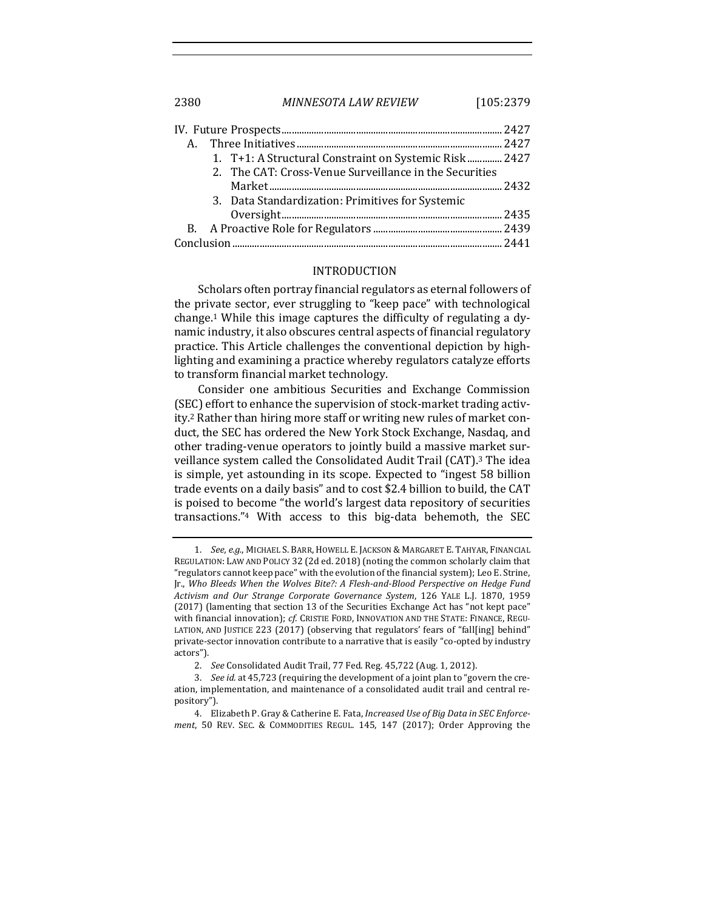IV. Future Prospects ........................................................................................ 2427
  A. Three Initiatives .................................................................................. 2427
    1. T+1: A Structural Constraint on Systemic Risk .............. 2427
    2. The CAT: Cross-Venue Surveillance in the Securities Market ................................................................................ 2432
    3. Data Standardization: Primitives for Systemic Oversight ........................................................................... 2435
  B. A Proactive Role for Regulators .................................................... 2439
Conclusion ............................................................................................................ 2441

## INTRODUCTION

Scholars often portray financial regulators as eternal followers of the private sector, ever struggling to "keep pace" with technological change.[1] While this image captures the difficulty of regulating a dynamic industry, it also obscures central aspects of financial regulatory practice. This Article challenges the conventional depiction by highlighting and examining a practice whereby regulators catalyze efforts to transform financial market technology.

Consider one ambitious Securities and Exchange Commission (SEC) effort to enhance the supervision of stock-market trading activity.[2] Rather than hiring more staff or writing new rules of market conduct, the SEC has ordered the New York Stock Exchange, Nasdaq, and other trading-venue operators to jointly build a massive market surveillance system called the Consolidated Audit Trail (CAT).[3] The idea is simple, yet astounding in its scope. Expected to "ingest 58 billion trade events on a daily basis" and to cost $2.4 billion to build, the CAT is poised to become "the world's largest data repository of securities transactions."[4] With access to this big-data behemoth, the SEC

---

1. *See, e.g.*, MICHAEL S. BARR, HOWELL E. JACKSON & MARGARET E. TAHYAR, FINANCIAL REGULATION: LAW AND POLICY 32 (2d ed. 2018) (noting the common scholarly claim that "regulators cannot keep pace" with the evolution of the financial system); Leo E. Strine, Jr., *Who Bleeds When the Wolves Bite?: A Flesh-and-Blood Perspective on Hedge Fund Activism and Our Strange Corporate Governance System*, 126 YALE L.J. 1870, 1959 (2017) (lamenting that section 13 of the Securities Exchange Act has "not kept pace" with financial innovation); *cf.* CRISTIE FORD, INNOVATION AND THE STATE: FINANCE, REGULATION, AND JUSTICE 223 (2017) (observing that regulators' fears of "fall[ing] behind" private-sector innovation contribute to a narrative that is easily "co-opted by industry actors").

2. *See* Consolidated Audit Trail, 77 Fed. Reg. 45,722 (Aug. 1, 2012).

3. *See id.* at 45,723 (requiring the development of a joint plan to "govern the creation, implementation, and maintenance of a consolidated audit trail and central repository").

4. Elizabeth P. Gray & Catherine E. Fata, *Increased Use of Big Data in SEC Enforcement*, 50 REV. SEC. & COMMODITIES REGUL. 145, 147 (2017); Order Approving the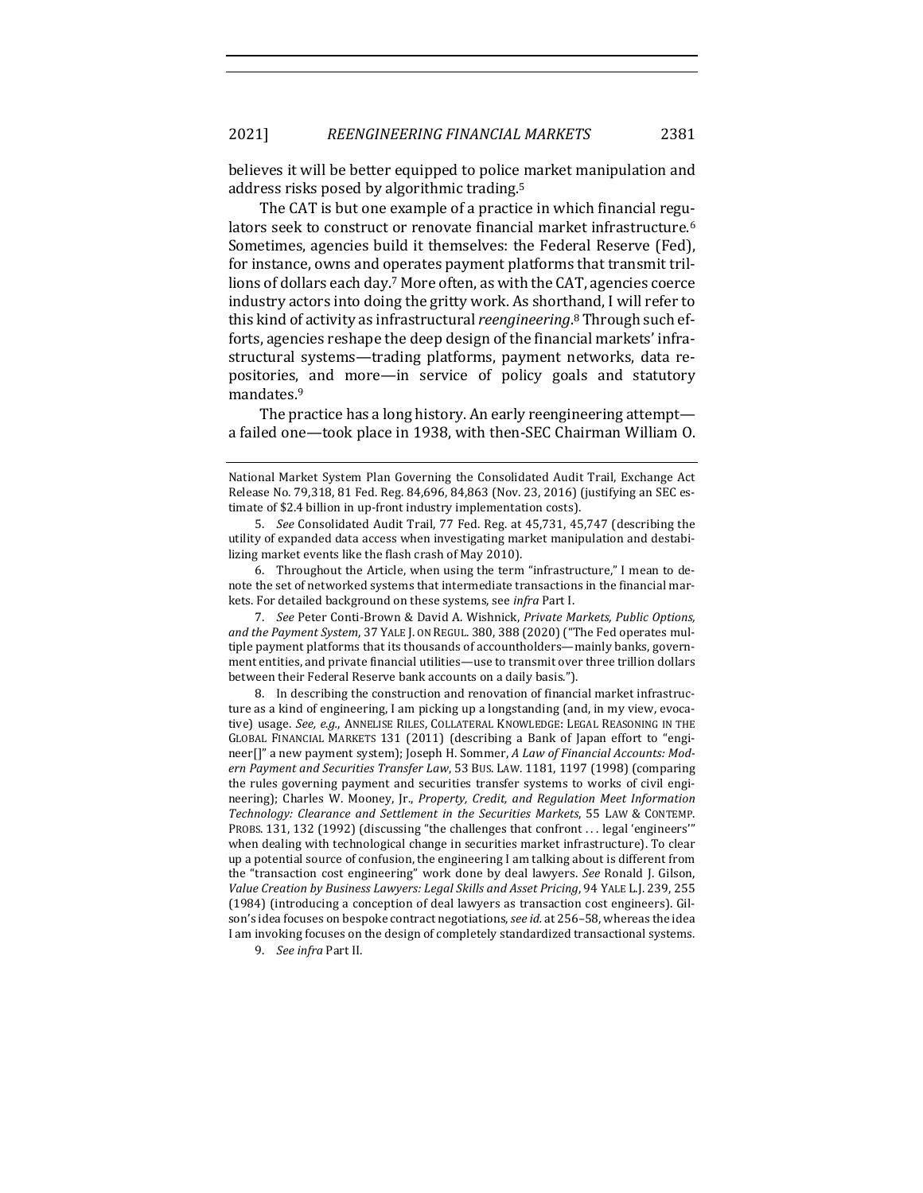believes it will be better equipped to police market manipulation and address risks posed by algorithmic trading.[5]

The CAT is but one example of a practice in which financial regulators seek to construct or renovate financial market infrastructure.[6] Sometimes, agencies build it themselves: the Federal Reserve (Fed), for instance, owns and operates payment platforms that transmit trillions of dollars each day.[7] More often, as with the CAT, agencies coerce industry actors into doing the gritty work. As shorthand, I will refer to this kind of activity as infrastructural *reengineering*.[8] Through such efforts, agencies reshape the deep design of the financial markets' infrastructural systems—trading platforms, payment networks, data repositories, and more—in service of policy goals and statutory mandates.[9]

The practice has a long history. An early reengineering attempt—a failed one—took place in 1938, with then-SEC Chairman William O.

---

National Market System Plan Governing the Consolidated Audit Trail, Exchange Act Release No. 79,318, 81 Fed. Reg. 84,696, 84,863 (Nov. 23, 2016) (justifying an SEC estimate of $2.4 billion in up-front industry implementation costs).

5. *See* Consolidated Audit Trail, 77 Fed. Reg. at 45,731, 45,747 (describing the utility of expanded data access when investigating market manipulation and destabilizing market events like the flash crash of May 2010).

6. Throughout the Article, when using the term "infrastructure," I mean to denote the set of networked systems that intermediate transactions in the financial markets. For detailed background on these systems, see *infra* Part I.

7. *See* Peter Conti-Brown & David A. Wishnick, *Private Markets, Public Options, and the Payment System*, 37 YALE J. ON REGUL. 380, 388 (2020) ("The Fed operates multiple payment platforms that its thousands of accountholders—mainly banks, government entities, and private financial utilities—use to transmit over three trillion dollars between their Federal Reserve bank accounts on a daily basis.").

8. In describing the construction and renovation of financial market infrastructure as a kind of engineering, I am picking up a longstanding (and, in my view, evocative) usage. *See, e.g.*, ANNELISE RILES, COLLATERAL KNOWLEDGE: LEGAL REASONING IN THE GLOBAL FINANCIAL MARKETS 131 (2011) (describing a Bank of Japan effort to "engineer[]" a new payment system); Joseph H. Sommer, *A Law of Financial Accounts: Modern Payment and Securities Transfer Law*, 53 BUS. LAW. 1181, 1197 (1998) (comparing the rules governing payment and securities transfer systems to works of civil engineering); Charles W. Mooney, Jr., *Property, Credit, and Regulation Meet Information Technology: Clearance and Settlement in the Securities Markets*, 55 LAW & CONTEMP. PROBS. 131, 132 (1992) (discussing "the challenges that confront . . . legal 'engineers'" when dealing with technological change in securities market infrastructure). To clear up a potential source of confusion, the engineering I am talking about is different from the "transaction cost engineering" work done by deal lawyers. *See* Ronald J. Gilson, *Value Creation by Business Lawyers: Legal Skills and Asset Pricing*, 94 YALE L.J. 239, 255 (1984) (introducing a conception of deal lawyers as transaction cost engineers). Gilson's idea focuses on bespoke contract negotiations, *see id.* at 256–58, whereas the idea I am invoking focuses on the design of completely standardized transactional systems.

9. *See infra* Part II.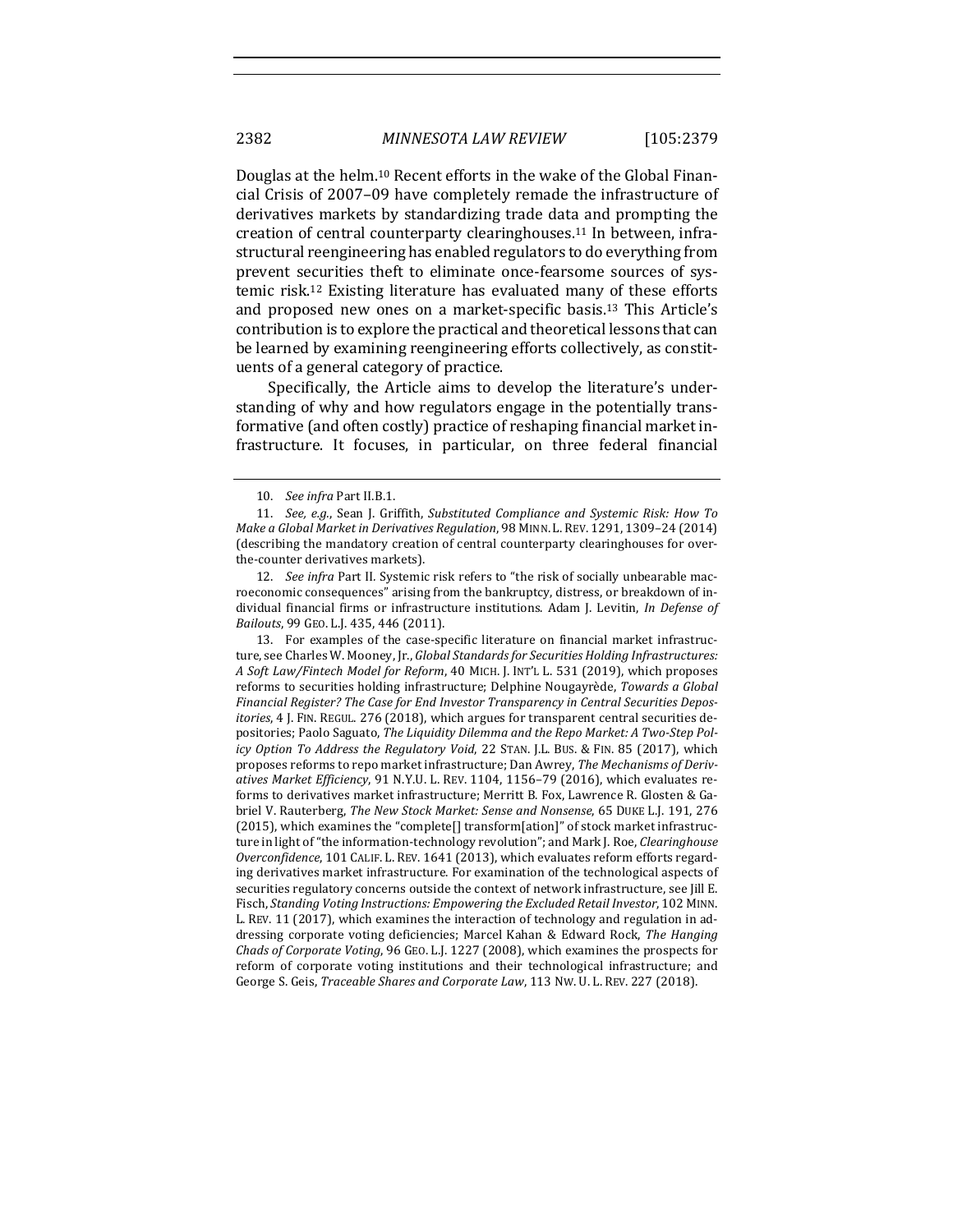Douglas at the helm.[10] Recent efforts in the wake of the Global Financial Crisis of 2007–09 have completely remade the infrastructure of derivatives markets by standardizing trade data and prompting the creation of central counterparty clearinghouses.[11] In between, infrastructural reengineering has enabled regulators to do everything from prevent securities theft to eliminate once-fearsome sources of systemic risk.[12] Existing literature has evaluated many of these efforts and proposed new ones on a market-specific basis.[13] This Article's contribution is to explore the practical and theoretical lessons that can be learned by examining reengineering efforts collectively, as constituents of a general category of practice.

Specifically, the Article aims to develop the literature's understanding of why and how regulators engage in the potentially transformative (and often costly) practice of reshaping financial market infrastructure. It focuses, in particular, on three federal financial

---

10. *See infra* Part II.B.1.

11. *See, e.g.*, Sean J. Griffith, *Substituted Compliance and Systemic Risk: How To Make a Global Market in Derivatives Regulation*, 98 MINN. L. REV. 1291, 1309–24 (2014) (describing the mandatory creation of central counterparty clearinghouses for over-the-counter derivatives markets).

12. *See infra* Part II. Systemic risk refers to "the risk of socially unbearable macroeconomic consequences" arising from the bankruptcy, distress, or breakdown of individual financial firms or infrastructure institutions. Adam J. Levitin, *In Defense of Bailouts*, 99 GEO. L.J. 435, 446 (2011).

13. For examples of the case-specific literature on financial market infrastructure, see Charles W. Mooney, Jr., *Global Standards for Securities Holding Infrastructures: A Soft Law/Fintech Model for Reform*, 40 MICH. J. INT'L L. 531 (2019), which proposes reforms to securities holding infrastructure; Delphine Nougayrède, *Towards a Global Financial Register? The Case for End Investor Transparency in Central Securities Depositories*, 4 J. FIN. REGUL. 276 (2018), which argues for transparent central securities depositories; Paolo Saguato, *The Liquidity Dilemma and the Repo Market: A Two-Step Policy Option To Address the Regulatory Void*, 22 STAN. J.L. BUS. & FIN. 85 (2017), which proposes reforms to repo market infrastructure; Dan Awrey, *The Mechanisms of Derivatives Market Efficiency*, 91 N.Y.U. L. REV. 1104, 1156–79 (2016), which evaluates reforms to derivatives market infrastructure; Merritt B. Fox, Lawrence R. Glosten & Gabriel V. Rauterberg, *The New Stock Market: Sense and Nonsense*, 65 DUKE L.J. 191, 276 (2015), which examines the "complete[] transform[ation]" of stock market infrastructure in light of "the information-technology revolution"; and Mark J. Roe, *Clearinghouse Overconfidence*, 101 CALIF. L. REV. 1641 (2013), which evaluates reform efforts regarding derivatives market infrastructure. For examination of the technological aspects of securities regulatory concerns outside the context of network infrastructure, see Jill E. Fisch, *Standing Voting Instructions: Empowering the Excluded Retail Investor*, 102 MINN. L. REV. 11 (2017), which examines the interaction of technology and regulation in addressing corporate voting deficiencies; Marcel Kahan & Edward Rock, *The Hanging Chads of Corporate Voting*, 96 GEO. L.J. 1227 (2008), which examines the prospects for reform of corporate voting institutions and their technological infrastructure; and George S. Geis, *Traceable Shares and Corporate Law*, 113 NW. U. L. REV. 227 (2018).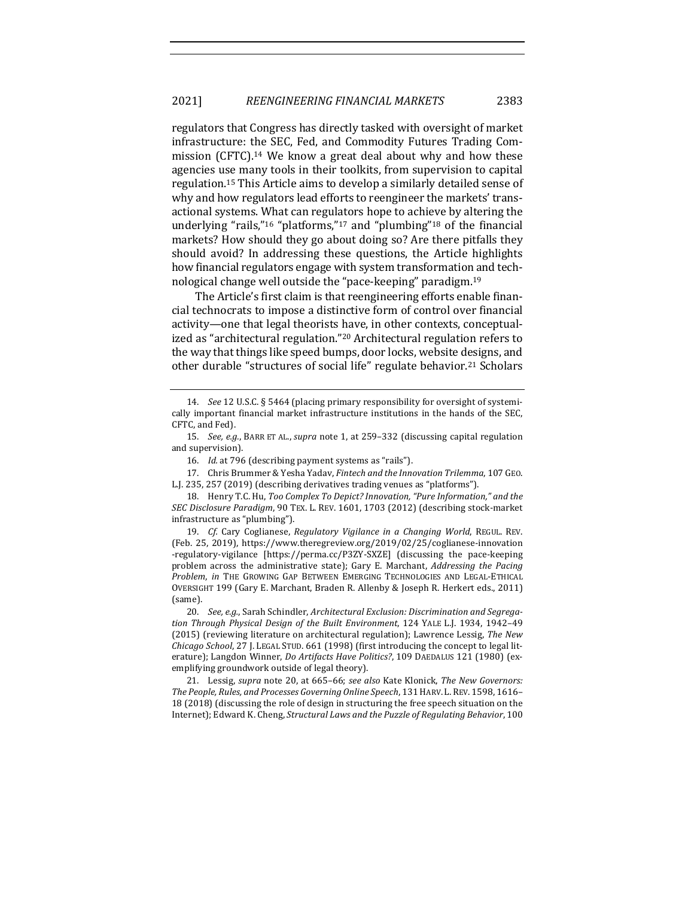regulators that Congress has directly tasked with oversight of market infrastructure: the SEC, Fed, and Commodity Futures Trading Commission (CFTC).[14] We know a great deal about why and how these agencies use many tools in their toolkits, from supervision to capital regulation.[15] This Article aims to develop a similarly detailed sense of why and how regulators lead efforts to reengineer the markets' transactional systems. What can regulators hope to achieve by altering the underlying "rails,"[16] "platforms,"[17] and "plumbing"[18] of the financial markets? How should they go about doing so? Are there pitfalls they should avoid? In addressing these questions, the Article highlights how financial regulators engage with system transformation and technological change well outside the "pace-keeping" paradigm.[19]

The Article's first claim is that reengineering efforts enable financial technocrats to impose a distinctive form of control over financial activity—one that legal theorists have, in other contexts, conceptualized as "architectural regulation."[20] Architectural regulation refers to the way that things like speed bumps, door locks, website designs, and other durable "structures of social life" regulate behavior.[21] Scholars

---

14. *See* 12 U.S.C. § 5464 (placing primary responsibility for oversight of systemically important financial market infrastructure institutions in the hands of the SEC, CFTC, and Fed).

15. *See, e.g.*, BARR ET AL., *supra* note 1, at 259–332 (discussing capital regulation and supervision).

16. *Id.* at 796 (describing payment systems as "rails").

17. Chris Brummer & Yesha Yadav, *Fintech and the Innovation Trilemma*, 107 GEO. L.J. 235, 257 (2019) (describing derivatives trading venues as "platforms").

18. Henry T.C. Hu, *Too Complex To Depict? Innovation, "Pure Information," and the SEC Disclosure Paradigm*, 90 TEX. L. REV. 1601, 1703 (2012) (describing stock-market infrastructure as "plumbing").

19. *Cf.* Cary Coglianese, *Regulatory Vigilance in a Changing World*, REGUL. REV. (Feb. 25, 2019), https://www.theregreview.org/2019/02/25/coglianese-innovation-regulatory-vigilance [https://perma.cc/P3ZY-SXZE] (discussing the pace-keeping problem across the administrative state); Gary E. Marchant, *Addressing the Pacing Problem*, *in* THE GROWING GAP BETWEEN EMERGING TECHNOLOGIES AND LEGAL-ETHICAL OVERSIGHT 199 (Gary E. Marchant, Braden R. Allenby & Joseph R. Herkert eds., 2011) (same).

20. *See, e.g.*, Sarah Schindler, *Architectural Exclusion: Discrimination and Segregation Through Physical Design of the Built Environment*, 124 YALE L.J. 1934, 1942–49 (2015) (reviewing literature on architectural regulation); Lawrence Lessig, *The New Chicago School*, 27 J. LEGAL STUD. 661 (1998) (first introducing the concept to legal literature); Langdon Winner, *Do Artifacts Have Politics?*, 109 DAEDALUS 121 (1980) (exemplifying groundwork outside of legal theory).

21. Lessig, *supra* note 20, at 665–66; *see also* Kate Klonick, *The New Governors: The People, Rules, and Processes Governing Online Speech*, 131 HARV. L. REV. 1598, 1616–18 (2018) (discussing the role of design in structuring the free speech situation on the Internet); Edward K. Cheng, *Structural Laws and the Puzzle of Regulating Behavior*, 100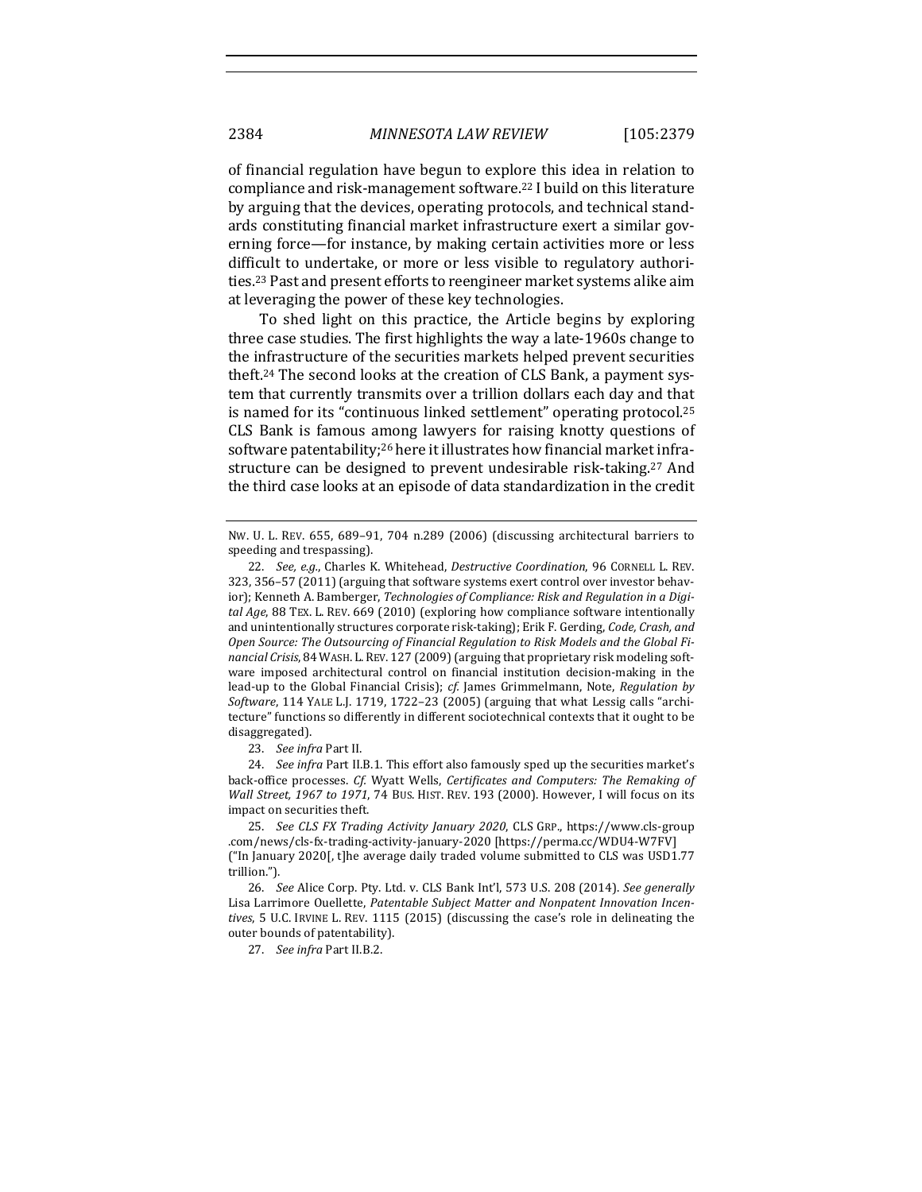of financial regulation have begun to explore this idea in relation to compliance and risk-management software.[22] I build on this literature by arguing that the devices, operating protocols, and technical standards constituting financial market infrastructure exert a similar governing force—for instance, by making certain activities more or less difficult to undertake, or more or less visible to regulatory authorities.[23] Past and present efforts to reengineer market systems alike aim at leveraging the power of these key technologies.

To shed light on this practice, the Article begins by exploring three case studies. The first highlights the way a late-1960s change to the infrastructure of the securities markets helped prevent securities theft.[24] The second looks at the creation of CLS Bank, a payment system that currently transmits over a trillion dollars each day and that is named for its "continuous linked settlement" operating protocol.[25] CLS Bank is famous among lawyers for raising knotty questions of software patentability;[26] here it illustrates how financial market infrastructure can be designed to prevent undesirable risk-taking.[27] And the third case looks at an episode of data standardization in the credit

---

NW. U. L. REV. 655, 689–91, 704 n.289 (2006) (discussing architectural barriers to speeding and trespassing).

22. *See, e.g.*, Charles K. Whitehead, *Destructive Coordination*, 96 CORNELL L. REV. 323, 356–57 (2011) (arguing that software systems exert control over investor behavior); Kenneth A. Bamberger, *Technologies of Compliance: Risk and Regulation in a Digital Age*, 88 TEX. L. REV. 669 (2010) (exploring how compliance software intentionally and unintentionally structures corporate risk-taking); Erik F. Gerding, *Code, Crash, and Open Source: The Outsourcing of Financial Regulation to Risk Models and the Global Financial Crisis*, 84 WASH. L. REV. 127 (2009) (arguing that proprietary risk modeling software imposed architectural control on financial institution decision-making in the lead-up to the Global Financial Crisis); *cf.* James Grimmelmann, Note, *Regulation by Software*, 114 YALE L.J. 1719, 1722–23 (2005) (arguing that what Lessig calls "architecture" functions so differently in different sociotechnical contexts that it ought to be disaggregated).

23. *See infra* Part II.

24. *See infra* Part II.B.1. This effort also famously sped up the securities market's back-office processes. *Cf.* Wyatt Wells, *Certificates and Computers: The Remaking of Wall Street, 1967 to 1971*, 74 BUS. HIST. REV. 193 (2000). However, I will focus on its impact on securities theft.

25. *See CLS FX Trading Activity January 2020*, CLS GRP., https://www.cls-group.com/news/cls-fx-trading-activity-january-2020 [https://perma.cc/WDU4-W7FV] ("In January 2020[, t]he average daily traded volume submitted to CLS was USD1.77 trillion.").

26. *See* Alice Corp. Pty. Ltd. v. CLS Bank Int'l, 573 U.S. 208 (2014). *See generally* Lisa Larrimore Ouellette, *Patentable Subject Matter and Nonpatent Innovation Incentives*, 5 U.C. IRVINE L. REV. 1115 (2015) (discussing the case's role in delineating the outer bounds of patentability).

27. *See infra* Part II.B.2.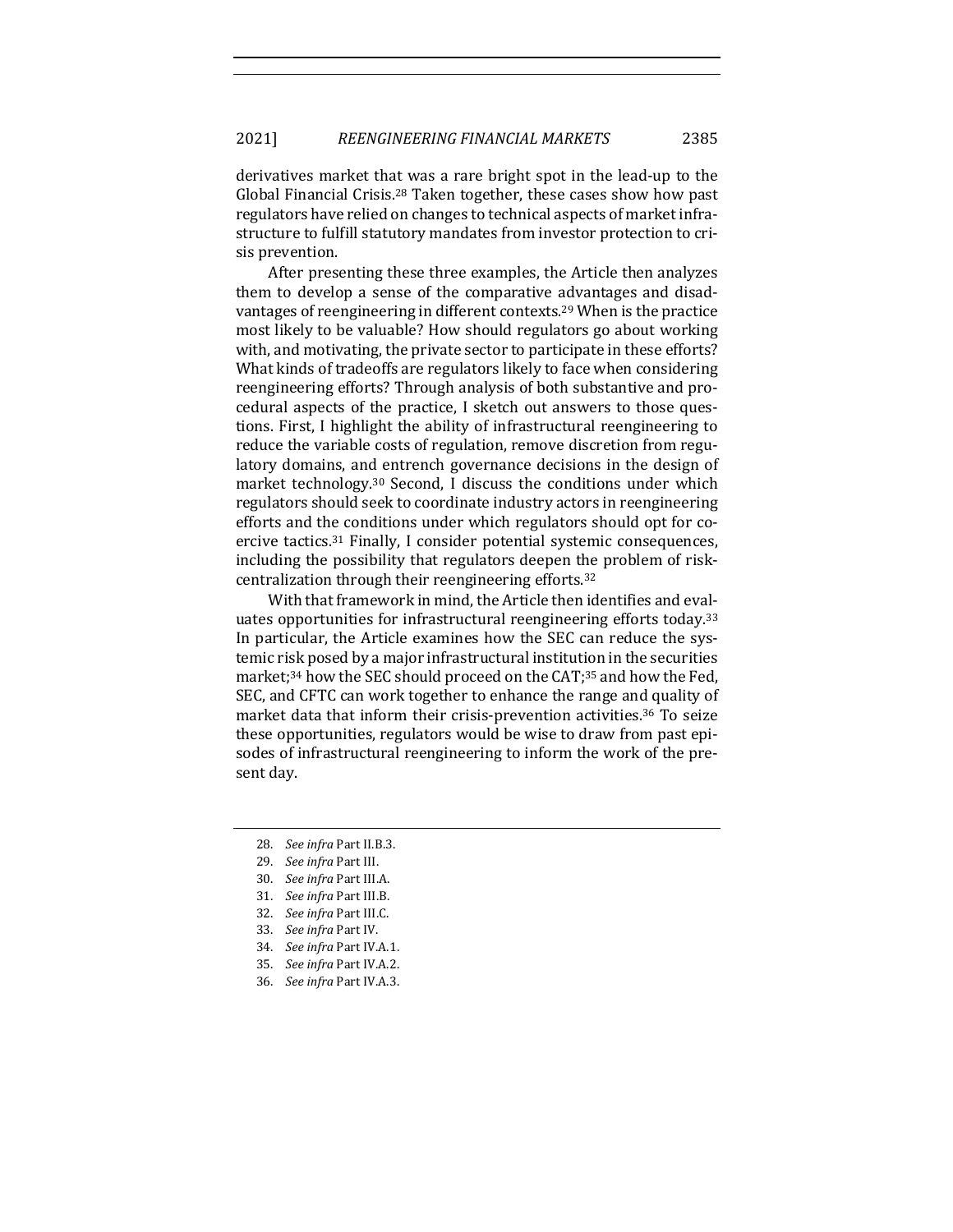derivatives market that was a rare bright spot in the lead-up to the Global Financial Crisis.[28] Taken together, these cases show how past regulators have relied on changes to technical aspects of market infrastructure to fulfill statutory mandates from investor protection to crisis prevention.

After presenting these three examples, the Article then analyzes them to develop a sense of the comparative advantages and disadvantages of reengineering in different contexts.[29] When is the practice most likely to be valuable? How should regulators go about working with, and motivating, the private sector to participate in these efforts? What kinds of tradeoffs are regulators likely to face when considering reengineering efforts? Through analysis of both substantive and procedural aspects of the practice, I sketch out answers to those questions. First, I highlight the ability of infrastructural reengineering to reduce the variable costs of regulation, remove discretion from regulatory domains, and entrench governance decisions in the design of market technology.[30] Second, I discuss the conditions under which regulators should seek to coordinate industry actors in reengineering efforts and the conditions under which regulators should opt for coercive tactics.[31] Finally, I consider potential systemic consequences, including the possibility that regulators deepen the problem of risk-centralization through their reengineering efforts.[32]

With that framework in mind, the Article then identifies and evaluates opportunities for infrastructural reengineering efforts today.[33] In particular, the Article examines how the SEC can reduce the systemic risk posed by a major infrastructural institution in the securities market;[34] how the SEC should proceed on the CAT;[35] and how the Fed, SEC, and CFTC can work together to enhance the range and quality of market data that inform their crisis-prevention activities.[36] To seize these opportunities, regulators would be wise to draw from past episodes of infrastructural reengineering to inform the work of the present day.

---

28. *See infra* Part II.B.3.
29. *See infra* Part III.
30. *See infra* Part III.A.
31. *See infra* Part III.B.
32. *See infra* Part III.C.
33. *See infra* Part IV.
34. *See infra* Part IV.A.1.
35. *See infra* Part IV.A.2.
36. *See infra* Part IV.A.3.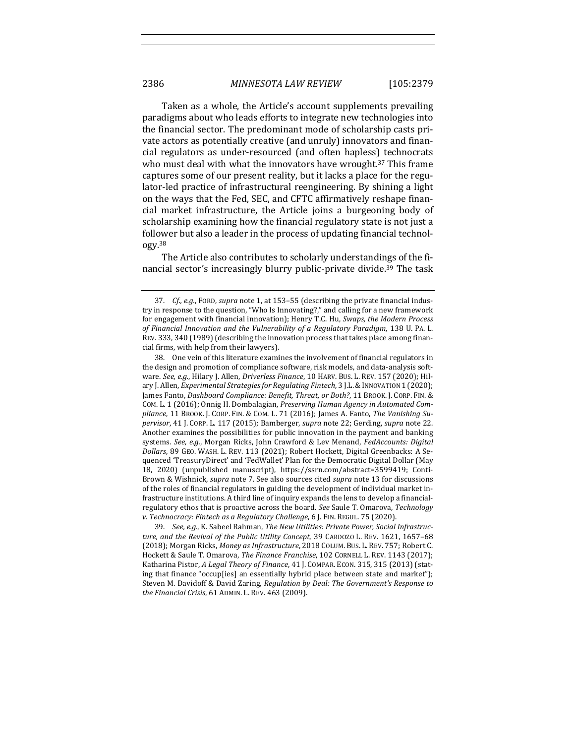Taken as a whole, the Article's account supplements prevailing paradigms about who leads efforts to integrate new technologies into the financial sector. The predominant mode of scholarship casts private actors as potentially creative (and unruly) innovators and financial regulators as under-resourced (and often hapless) technocrats who must deal with what the innovators have wrought.[37] This frame captures some of our present reality, but it lacks a place for the regulator-led practice of infrastructural reengineering. By shining a light on the ways that the Fed, SEC, and CFTC affirmatively reshape financial market infrastructure, the Article joins a burgeoning body of scholarship examining how the financial regulatory state is not just a follower but also a leader in the process of updating financial technology.[38]

The Article also contributes to scholarly understandings of the financial sector's increasingly blurry public-private divide.[39] The task

---

37. *Cf., e.g.*, FORD, *supra* note 1, at 153–55 (describing the private financial industry in response to the question, "Who Is Innovating?," and calling for a new framework for engagement with financial innovation); Henry T.C. Hu, *Swaps, the Modern Process of Financial Innovation and the Vulnerability of a Regulatory Paradigm*, 138 U. PA. L. REV. 333, 340 (1989) (describing the innovation process that takes place among financial firms, with help from their lawyers).

38. One vein of this literature examines the involvement of financial regulators in the design and promotion of compliance software, risk models, and data-analysis software. *See, e.g.*, Hilary J. Allen, *Driverless Finance*, 10 HARV. BUS. L. REV. 157 (2020); Hilary J. Allen, *Experimental Strategies for Regulating Fintech*, 3 J.L. & INNOVATION 1 (2020); James Fanto, *Dashboard Compliance: Benefit, Threat, or Both?*, 11 BROOK. J. CORP. FIN. & COM. L. 1 (2016); Onnig H. Dombalagian, *Preserving Human Agency in Automated Compliance*, 11 BROOK. J. CORP. FIN. & COM. L. 71 (2016); James A. Fanto, *The Vanishing Supervisor*, 41 J. CORP. L. 117 (2015); Bamberger, *supra* note 22; Gerding, *supra* note 22. Another examines the possibilities for public innovation in the payment and banking systems. *See, e.g.*, Morgan Ricks, John Crawford & Lev Menand, *FedAccounts: Digital Dollars*, 89 GEO. WASH. L. REV. 113 (2021); Robert Hockett, Digital Greenbacks: A Sequenced 'TreasuryDirect' and 'FedWallet' Plan for the Democratic Digital Dollar (May 18, 2020) (unpublished manuscript), https://ssrn.com/abstract=3599419; Conti-Brown & Wishnick, *supra* note 7. See also sources cited *supra* note 13 for discussions of the roles of financial regulators in guiding the development of individual market infrastructure institutions. A third line of inquiry expands the lens to develop a financial-regulatory ethos that is proactive across the board. *See* Saule T. Omarova, *Technology v. Technocracy: Fintech as a Regulatory Challenge*, 6 J. FIN. REGUL. 75 (2020).

39. *See, e.g.*, K. Sabeel Rahman, *The New Utilities: Private Power, Social Infrastructure, and the Revival of the Public Utility Concept*, 39 CARDOZO L. REV. 1621, 1657–68 (2018); Morgan Ricks, *Money as Infrastructure*, 2018 COLUM. BUS. L. REV. 757; Robert C. Hockett & Saule T. Omarova, *The Finance Franchise*, 102 CORNELL L. REV. 1143 (2017); Katharina Pistor, *A Legal Theory of Finance*, 41 J. COMPAR. ECON. 315, 315 (2013) (stating that finance "occup[ies] an essentially hybrid place between state and market"); Steven M. Davidoff & David Zaring, *Regulation by Deal: The Government's Response to the Financial Crisis*, 61 ADMIN. L. REV. 463 (2009).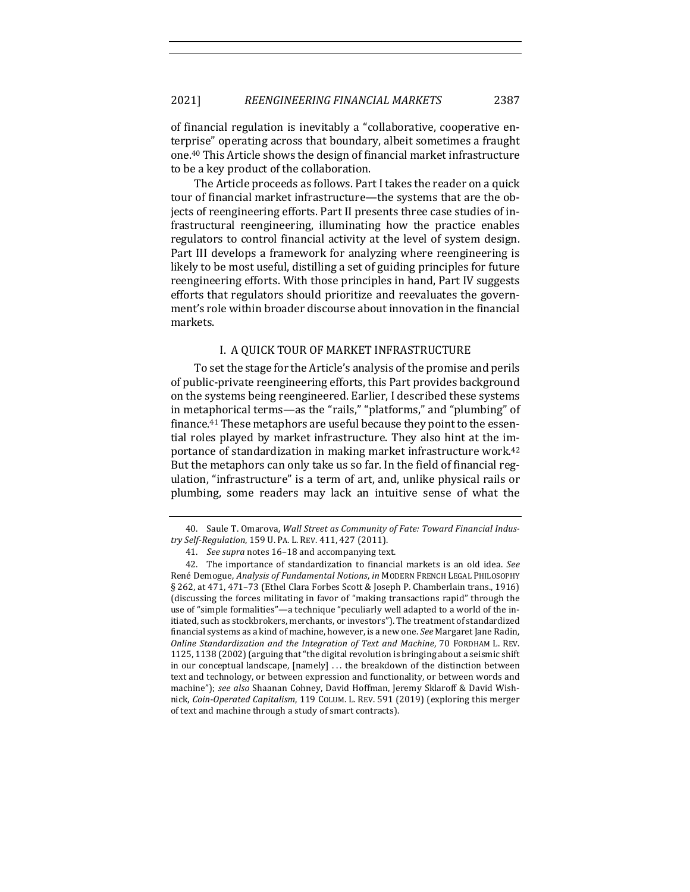of financial regulation is inevitably a "collaborative, cooperative enterprise" operating across that boundary, albeit sometimes a fraught one.[40] This Article shows the design of financial market infrastructure to be a key product of the collaboration.

The Article proceeds as follows. Part I takes the reader on a quick tour of financial market infrastructure—the systems that are the objects of reengineering efforts. Part II presents three case studies of infrastructural reengineering, illuminating how the practice enables regulators to control financial activity at the level of system design. Part III develops a framework for analyzing where reengineering is likely to be most useful, distilling a set of guiding principles for future reengineering efforts. With those principles in hand, Part IV suggests efforts that regulators should prioritize and reevaluates the government's role within broader discourse about innovation in the financial markets.

## I. A QUICK TOUR OF MARKET INFRASTRUCTURE

To set the stage for the Article's analysis of the promise and perils of public-private reengineering efforts, this Part provides background on the systems being reengineered. Earlier, I described these systems in metaphorical terms—as the "rails," "platforms," and "plumbing" of finance.[41] These metaphors are useful because they point to the essential roles played by market infrastructure. They also hint at the importance of standardization in making market infrastructure work.[42] But the metaphors can only take us so far. In the field of financial regulation, "infrastructure" is a term of art, and, unlike physical rails or plumbing, some readers may lack an intuitive sense of what the

---

40. Saule T. Omarova, *Wall Street as Community of Fate: Toward Financial Industry Self-Regulation*, 159 U. PA. L. REV. 411, 427 (2011).

41. *See supra* notes 16–18 and accompanying text.

42. The importance of standardization to financial markets is an old idea. *See* René Demogue, *Analysis of Fundamental Notions*, *in* MODERN FRENCH LEGAL PHILOSOPHY § 262, at 471, 471–73 (Ethel Clara Forbes Scott & Joseph P. Chamberlain trans., 1916) (discussing the forces militating in favor of "making transactions rapid" through the use of "simple formalities"—a technique "peculiarly well adapted to a world of the initiated, such as stockbrokers, merchants, or investors"). The treatment of standardized financial systems as a kind of machine, however, is a new one. *See* Margaret Jane Radin, *Online Standardization and the Integration of Text and Machine*, 70 FORDHAM L. REV. 1125, 1138 (2002) (arguing that "the digital revolution is bringing about a seismic shift in our conceptual landscape, [namely] . . . the breakdown of the distinction between text and technology, or between expression and functionality, or between words and machine"); *see also* Shaanan Cohney, David Hoffman, Jeremy Sklaroff & David Wishnick, *Coin-Operated Capitalism*, 119 COLUM. L. REV. 591 (2019) (exploring this merger of text and machine through a study of smart contracts).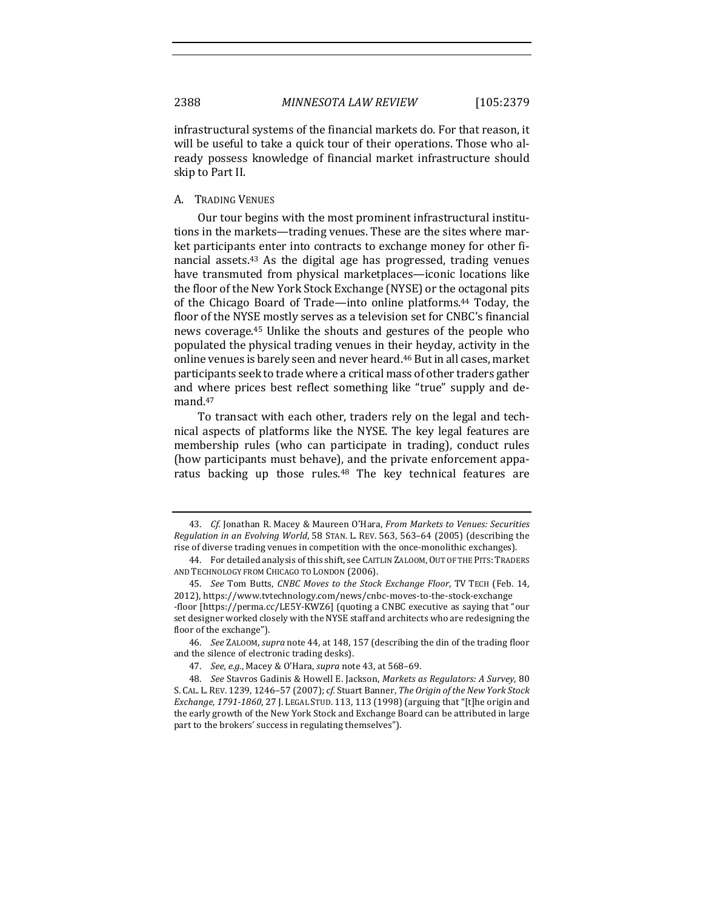infrastructural systems of the financial markets do. For that reason, it will be useful to take a quick tour of their operations. Those who already possess knowledge of financial market infrastructure should skip to Part II.

### A. Trading Venues

Our tour begins with the most prominent infrastructural institutions in the markets—trading venues. These are the sites where market participants enter into contracts to exchange money for other financial assets.[43] As the digital age has progressed, trading venues have transmuted from physical marketplaces—iconic locations like the floor of the New York Stock Exchange (NYSE) or the octagonal pits of the Chicago Board of Trade—into online platforms.[44] Today, the floor of the NYSE mostly serves as a television set for CNBC's financial news coverage.[45] Unlike the shouts and gestures of the people who populated the physical trading venues in their heyday, activity in the online venues is barely seen and never heard.[46] But in all cases, market participants seek to trade where a critical mass of other traders gather and where prices best reflect something like "true" supply and demand.[47]

To transact with each other, traders rely on the legal and technical aspects of platforms like the NYSE. The key legal features are membership rules (who can participate in trading), conduct rules (how participants must behave), and the private enforcement apparatus backing up those rules.[48] The key technical features are

---

43. *Cf.* Jonathan R. Macey & Maureen O'Hara, *From Markets to Venues: Securities Regulation in an Evolving World*, 58 Stan. L. Rev. 563, 563–64 (2005) (describing the rise of diverse trading venues in competition with the once-monolithic exchanges).

44. For detailed analysis of this shift, see Caitlin Zaloom, Out of the Pits: Traders and Technology from Chicago to London (2006).

45. *See* Tom Butts, *CNBC Moves to the Stock Exchange Floor*, TV Tech (Feb. 14, 2012), https://www.tvtechnology.com/news/cnbc-moves-to-the-stock-exchange-floor [https://perma.cc/LE5Y-KWZ6] (quoting a CNBC executive as saying that "our set designer worked closely with the NYSE staff and architects who are redesigning the floor of the exchange").

46. *See* Zaloom, *supra* note 44, at 148, 157 (describing the din of the trading floor and the silence of electronic trading desks).

47. *See, e.g.*, Macey & O'Hara, *supra* note 43, at 568–69.

48. *See* Stavros Gadinis & Howell E. Jackson, *Markets as Regulators: A Survey*, 80 S. Cal. L. Rev. 1239, 1246–57 (2007); *cf.* Stuart Banner, *The Origin of the New York Stock Exchange, 1791-1860*, 27 J. Legal Stud. 113, 113 (1998) (arguing that "[t]he origin and the early growth of the New York Stock and Exchange Board can be attributed in large part to the brokers' success in regulating themselves").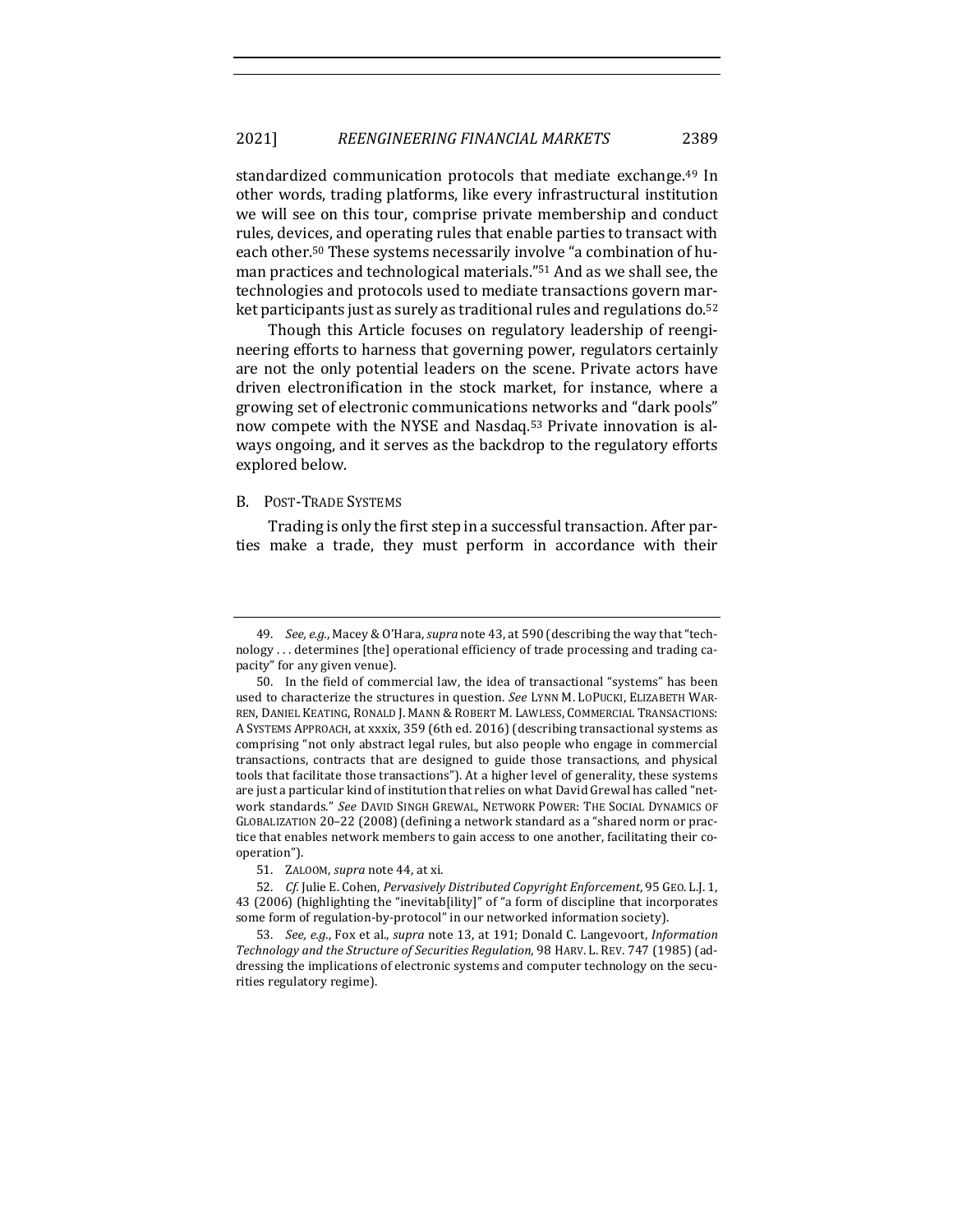standardized communication protocols that mediate exchange.[49] In other words, trading platforms, like every infrastructural institution we will see on this tour, comprise private membership and conduct rules, devices, and operating rules that enable parties to transact with each other.[50] These systems necessarily involve "a combination of human practices and technological materials."[51] And as we shall see, the technologies and protocols used to mediate transactions govern market participants just as surely as traditional rules and regulations do.[52]

Though this Article focuses on regulatory leadership of reengineering efforts to harness that governing power, regulators certainly are not the only potential leaders on the scene. Private actors have driven electronification in the stock market, for instance, where a growing set of electronic communications networks and "dark pools" now compete with the NYSE and Nasdaq.[53] Private innovation is always ongoing, and it serves as the backdrop to the regulatory efforts explored below.

### B. Post-Trade Systems

Trading is only the first step in a successful transaction. After parties make a trade, they must perform in accordance with their

---

49. *See, e.g.*, Macey & O'Hara, *supra* note 43, at 590 (describing the way that "technology . . . determines [the] operational efficiency of trade processing and trading capacity" for any given venue).

50. In the field of commercial law, the idea of transactional "systems" has been used to characterize the structures in question. *See* Lynn M. LoPucki, Elizabeth Warren, Daniel Keating, Ronald J. Mann & Robert M. Lawless, Commercial Transactions: A Systems Approach, at xxxix, 359 (6th ed. 2016) (describing transactional systems as comprising "not only abstract legal rules, but also people who engage in commercial transactions, contracts that are designed to guide those transactions, and physical tools that facilitate those transactions"). At a higher level of generality, these systems are just a particular kind of institution that relies on what David Grewal has called "network standards." *See* David Singh Grewal, Network Power: The Social Dynamics of Globalization 20–22 (2008) (defining a network standard as a "shared norm or practice that enables network members to gain access to one another, facilitating their cooperation").

51. Zaloom, *supra* note 44, at xi.

52. *Cf.* Julie E. Cohen, *Pervasively Distributed Copyright Enforcement*, 95 Geo. L.J. 1, 43 (2006) (highlighting the "inevitab[ility]" of "a form of discipline that incorporates some form of regulation-by-protocol" in our networked information society).

53. *See, e.g.*, Fox et al., *supra* note 13, at 191; Donald C. Langevoort, *Information Technology and the Structure of Securities Regulation*, 98 Harv. L. Rev. 747 (1985) (addressing the implications of electronic systems and computer technology on the securities regulatory regime).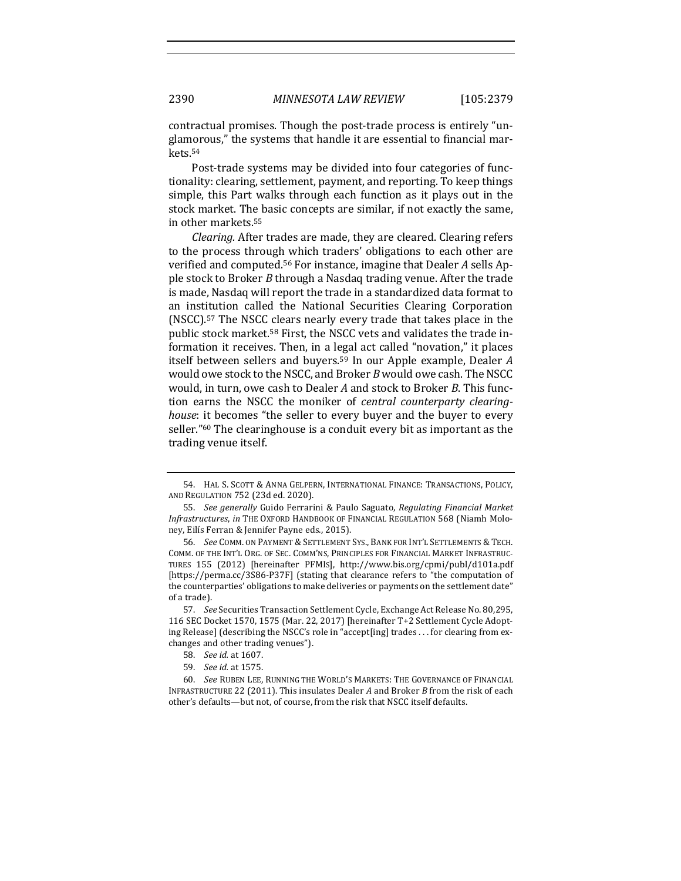contractual promises. Though the post-trade process is entirely "unglamorous," the systems that handle it are essential to financial markets.[54]

Post-trade systems may be divided into four categories of functionality: clearing, settlement, payment, and reporting. To keep things simple, this Part walks through each function as it plays out in the stock market. The basic concepts are similar, if not exactly the same, in other markets.[55]

*Clearing*. After trades are made, they are cleared. Clearing refers to the process through which traders' obligations to each other are verified and computed.[56] For instance, imagine that Dealer *A* sells Apple stock to Broker *B* through a Nasdaq trading venue. After the trade is made, Nasdaq will report the trade in a standardized data format to an institution called the National Securities Clearing Corporation (NSCC).[57] The NSCC clears nearly every trade that takes place in the public stock market.[58] First, the NSCC vets and validates the trade information it receives. Then, in a legal act called "novation," it places itself between sellers and buyers.[59] In our Apple example, Dealer *A* would owe stock to the NSCC, and Broker *B* would owe cash. The NSCC would, in turn, owe cash to Dealer *A* and stock to Broker *B*. This function earns the NSCC the moniker of *central counterparty clearinghouse*: it becomes "the seller to every buyer and the buyer to every seller."[60] The clearinghouse is a conduit every bit as important as the trading venue itself.

---

54. HAL S. SCOTT & ANNA GELPERN, INTERNATIONAL FINANCE: TRANSACTIONS, POLICY, AND REGULATION 752 (23d ed. 2020).

55. *See generally* Guido Ferrarini & Paulo Saguato, *Regulating Financial Market Infrastructures*, *in* THE OXFORD HANDBOOK OF FINANCIAL REGULATION 568 (Niamh Moloney, Eilís Ferran & Jennifer Payne eds., 2015).

56. *See* COMM. ON PAYMENT & SETTLEMENT SYS., BANK FOR INT'L SETTLEMENTS & TECH. COMM. OF THE INT'L ORG. OF SEC. COMM'NS, PRINCIPLES FOR FINANCIAL MARKET INFRASTRUCTURES 155 (2012) [hereinafter PFMIS], http://www.bis.org/cpmi/publ/d101a.pdf [https://perma.cc/3S86-P37F] (stating that clearance refers to "the computation of the counterparties' obligations to make deliveries or payments on the settlement date" of a trade).

57. *See* Securities Transaction Settlement Cycle, Exchange Act Release No. 80,295, 116 SEC Docket 1570, 1575 (Mar. 22, 2017) [hereinafter T+2 Settlement Cycle Adopting Release] (describing the NSCC's role in "accept[ing] trades . . . for clearing from exchanges and other trading venues").

58. *See id.* at 1607.

59. *See id.* at 1575.

60. *See* RUBEN LEE, RUNNING THE WORLD'S MARKETS: THE GOVERNANCE OF FINANCIAL INFRASTRUCTURE 22 (2011). This insulates Dealer *A* and Broker *B* from the risk of each other's defaults—but not, of course, from the risk that NSCC itself defaults.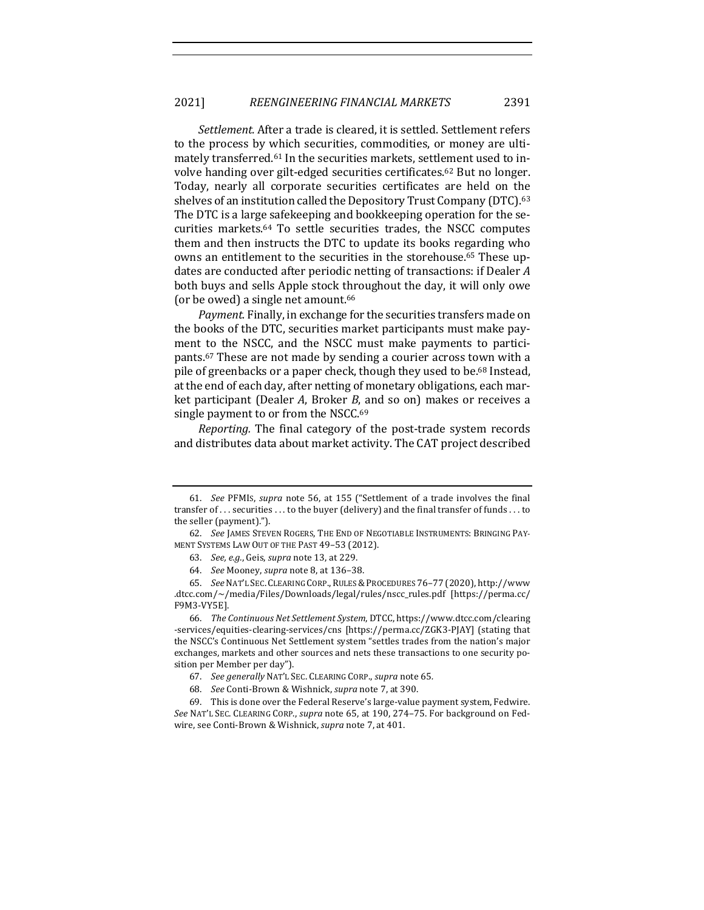*Settlement*. After a trade is cleared, it is settled. Settlement refers to the process by which securities, commodities, or money are ultimately transferred.[61] In the securities markets, settlement used to involve handing over gilt-edged securities certificates.[62] But no longer. Today, nearly all corporate securities certificates are held on the shelves of an institution called the Depository Trust Company (DTC).[63] The DTC is a large safekeeping and bookkeeping operation for the securities markets.[64] To settle securities trades, the NSCC computes them and then instructs the DTC to update its books regarding who owns an entitlement to the securities in the storehouse.[65] These updates are conducted after periodic netting of transactions: if Dealer *A* both buys and sells Apple stock throughout the day, it will only owe (or be owed) a single net amount.[66]

*Payment*. Finally, in exchange for the securities transfers made on the books of the DTC, securities market participants must make payment to the NSCC, and the NSCC must make payments to participants.[67] These are not made by sending a courier across town with a pile of greenbacks or a paper check, though they used to be.[68] Instead, at the end of each day, after netting of monetary obligations, each market participant (Dealer *A*, Broker *B*, and so on) makes or receives a single payment to or from the NSCC.[69]

*Reporting.* The final category of the post-trade system records and distributes data about market activity. The CAT project described

---

61. *See* PFMIs, *supra* note 56, at 155 ("Settlement of a trade involves the final transfer of . . . securities . . . to the buyer (delivery) and the final transfer of funds . . . to the seller (payment).").

62. *See* JAMES STEVEN ROGERS, THE END OF NEGOTIABLE INSTRUMENTS: BRINGING PAYMENT SYSTEMS LAW OUT OF THE PAST 49–53 (2012).

63. *See, e.g.*, Geis, *supra* note 13, at 229.

64. *See* Mooney, *supra* note 8, at 136–38.

65. *See* NAT'L SEC. CLEARING CORP., RULES & PROCEDURES 76–77 (2020), http://www.dtcc.com/~/media/Files/Downloads/legal/rules/nscc_rules.pdf [https://perma.cc/F9M3-VY5E].

66. *The Continuous Net Settlement System*, DTCC, https://www.dtcc.com/clearing-services/equities-clearing-services/cns [https://perma.cc/ZGK3-PJAY] (stating that the NSCC's Continuous Net Settlement system "settles trades from the nation's major exchanges, markets and other sources and nets these transactions to one security position per Member per day").

67. *See generally* NAT'L SEC. CLEARING CORP., *supra* note 65.

68. *See* Conti-Brown & Wishnick, *supra* note 7, at 390.

69. This is done over the Federal Reserve's large-value payment system, Fedwire. *See* NAT'L SEC. CLEARING CORP., *supra* note 65, at 190, 274–75. For background on Fedwire, see Conti-Brown & Wishnick, *supra* note 7, at 401.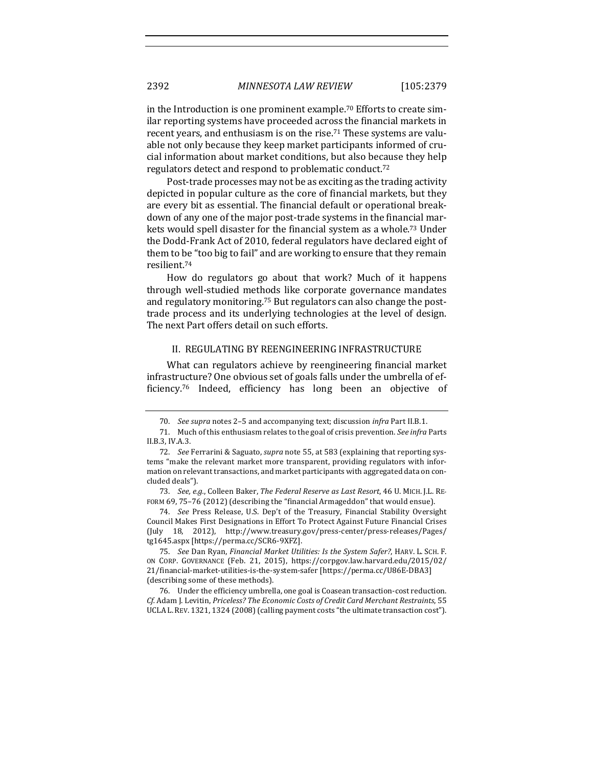in the Introduction is one prominent example.[70] Efforts to create similar reporting systems have proceeded across the financial markets in recent years, and enthusiasm is on the rise.[71] These systems are valuable not only because they keep market participants informed of crucial information about market conditions, but also because they help regulators detect and respond to problematic conduct.[72]

Post-trade processes may not be as exciting as the trading activity depicted in popular culture as the core of financial markets, but they are every bit as essential. The financial default or operational breakdown of any one of the major post-trade systems in the financial markets would spell disaster for the financial system as a whole.[73] Under the Dodd-Frank Act of 2010, federal regulators have declared eight of them to be "too big to fail" and are working to ensure that they remain resilient.[74]

How do regulators go about that work? Much of it happens through well-studied methods like corporate governance mandates and regulatory monitoring.[75] But regulators can also change the post-trade process and its underlying technologies at the level of design. The next Part offers detail on such efforts.

## II. REGULATING BY REENGINEERING INFRASTRUCTURE

What can regulators achieve by reengineering financial market infrastructure? One obvious set of goals falls under the umbrella of efficiency.[76] Indeed, efficiency has long been an objective of

---

70. *See supra* notes 2–5 and accompanying text; discussion *infra* Part II.B.1.

71. Much of this enthusiasm relates to the goal of crisis prevention. *See infra* Parts II.B.3, IV.A.3.

72. *See* Ferrarini & Saguato, *supra* note 55, at 583 (explaining that reporting systems "make the relevant market more transparent, providing regulators with information on relevant transactions, and market participants with aggregated data on concluded deals").

73. *See, e.g.*, Colleen Baker, *The Federal Reserve as Last Resort*, 46 U. MICH. J.L. REFORM 69, 75–76 (2012) (describing the "financial Armageddon" that would ensue).

74. *See* Press Release, U.S. Dep't of the Treasury, Financial Stability Oversight Council Makes First Designations in Effort To Protect Against Future Financial Crises (July 18, 2012), http://www.treasury.gov/press-center/press-releases/Pages/tg1645.aspx [https://perma.cc/SCR6-9XFZ].

75. *See* Dan Ryan, *Financial Market Utilities: Is the System Safer?*, HARV. L. SCH. F. ON CORP. GOVERNANCE (Feb. 21, 2015), https://corpgov.law.harvard.edu/2015/02/21/financial-market-utilities-is-the-system-safer [https://perma.cc/U86E-DBA3] (describing some of these methods).

76. Under the efficiency umbrella, one goal is Coasean transaction-cost reduction. *Cf.* Adam J. Levitin, *Priceless? The Economic Costs of Credit Card Merchant Restraints*, 55 UCLA L. REV. 1321, 1324 (2008) (calling payment costs "the ultimate transaction cost").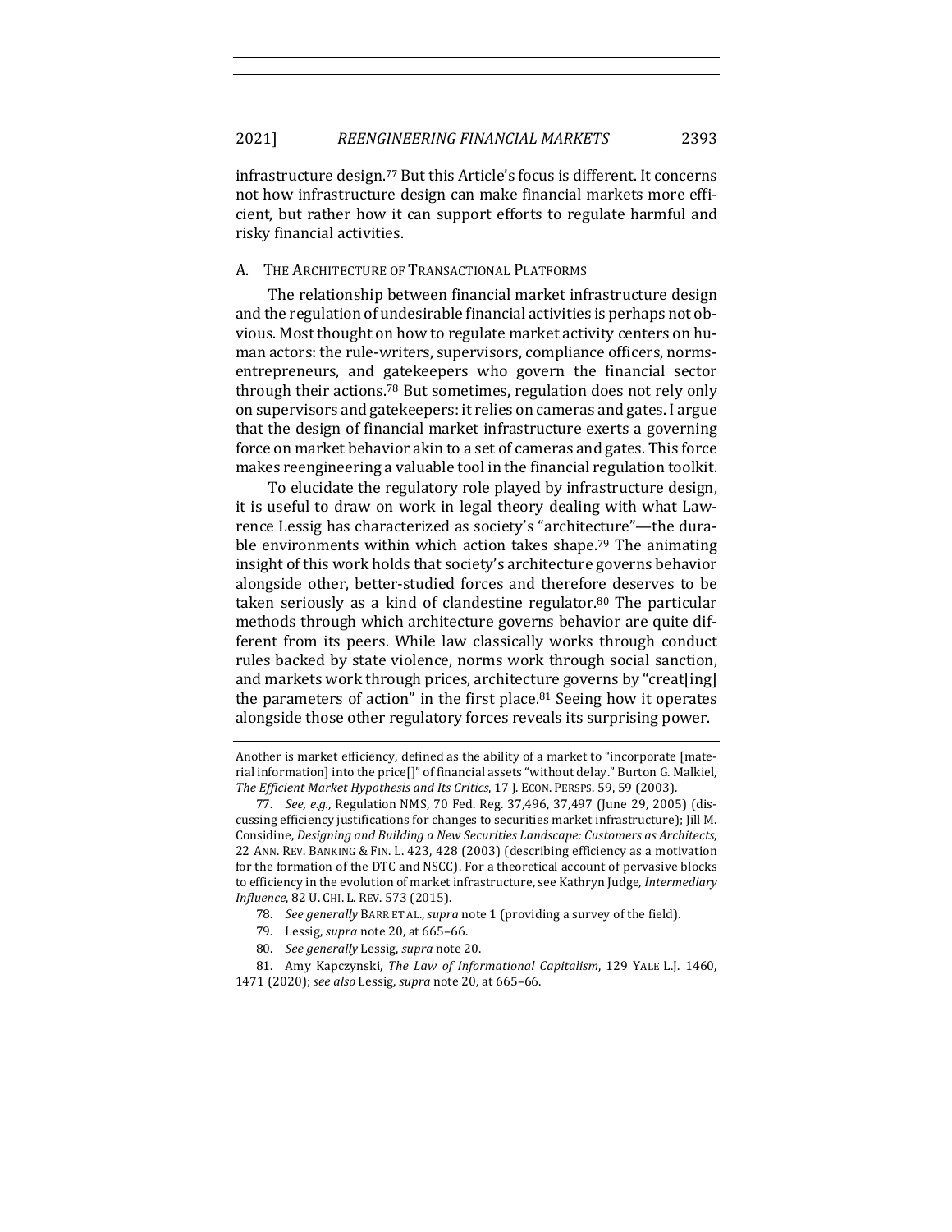infrastructure design.[77] But this Article's focus is different. It concerns not how infrastructure design can make financial markets more efficient, but rather how it can support efforts to regulate harmful and risky financial activities.

### A. The Architecture of Transactional Platforms

The relationship between financial market infrastructure design and the regulation of undesirable financial activities is perhaps not obvious. Most thought on how to regulate market activity centers on human actors: the rule-writers, supervisors, compliance officers, norms-entrepreneurs, and gatekeepers who govern the financial sector through their actions.[78] But sometimes, regulation does not rely only on supervisors and gatekeepers: it relies on cameras and gates. I argue that the design of financial market infrastructure exerts a governing force on market behavior akin to a set of cameras and gates. This force makes reengineering a valuable tool in the financial regulation toolkit.

To elucidate the regulatory role played by infrastructure design, it is useful to draw on work in legal theory dealing with what Lawrence Lessig has characterized as society's "architecture"—the durable environments within which action takes shape.[79] The animating insight of this work holds that society's architecture governs behavior alongside other, better-studied forces and therefore deserves to be taken seriously as a kind of clandestine regulator.[80] The particular methods through which architecture governs behavior are quite different from its peers. While law classically works through conduct rules backed by state violence, norms work through social sanction, and markets work through prices, architecture governs by "creat[ing] the parameters of action" in the first place.[81] Seeing how it operates alongside those other regulatory forces reveals its surprising power.

---

Another is market efficiency, defined as the ability of a market to "incorporate [material information] into the price[]" of financial assets "without delay." Burton G. Malkiel, *The Efficient Market Hypothesis and Its Critics*, 17 J. ECON. PERSPS. 59, 59 (2003).

77. *See, e.g.*, Regulation NMS, 70 Fed. Reg. 37,496, 37,497 (June 29, 2005) (discussing efficiency justifications for changes to securities market infrastructure); Jill M. Considine, *Designing and Building a New Securities Landscape: Customers as Architects*, 22 ANN. REV. BANKING & FIN. L. 423, 428 (2003) (describing efficiency as a motivation for the formation of the DTC and NSCC). For a theoretical account of pervasive blocks to efficiency in the evolution of market infrastructure, see Kathryn Judge, *Intermediary Influence*, 82 U. CHI. L. REV. 573 (2015).

78. *See generally* BARR ET AL., *supra* note 1 (providing a survey of the field).

79. Lessig, *supra* note 20, at 665–66.

80. *See generally* Lessig, *supra* note 20.

81. Amy Kapczynski, *The Law of Informational Capitalism*, 129 YALE L.J. 1460, 1471 (2020); *see also* Lessig, *supra* note 20, at 665–66.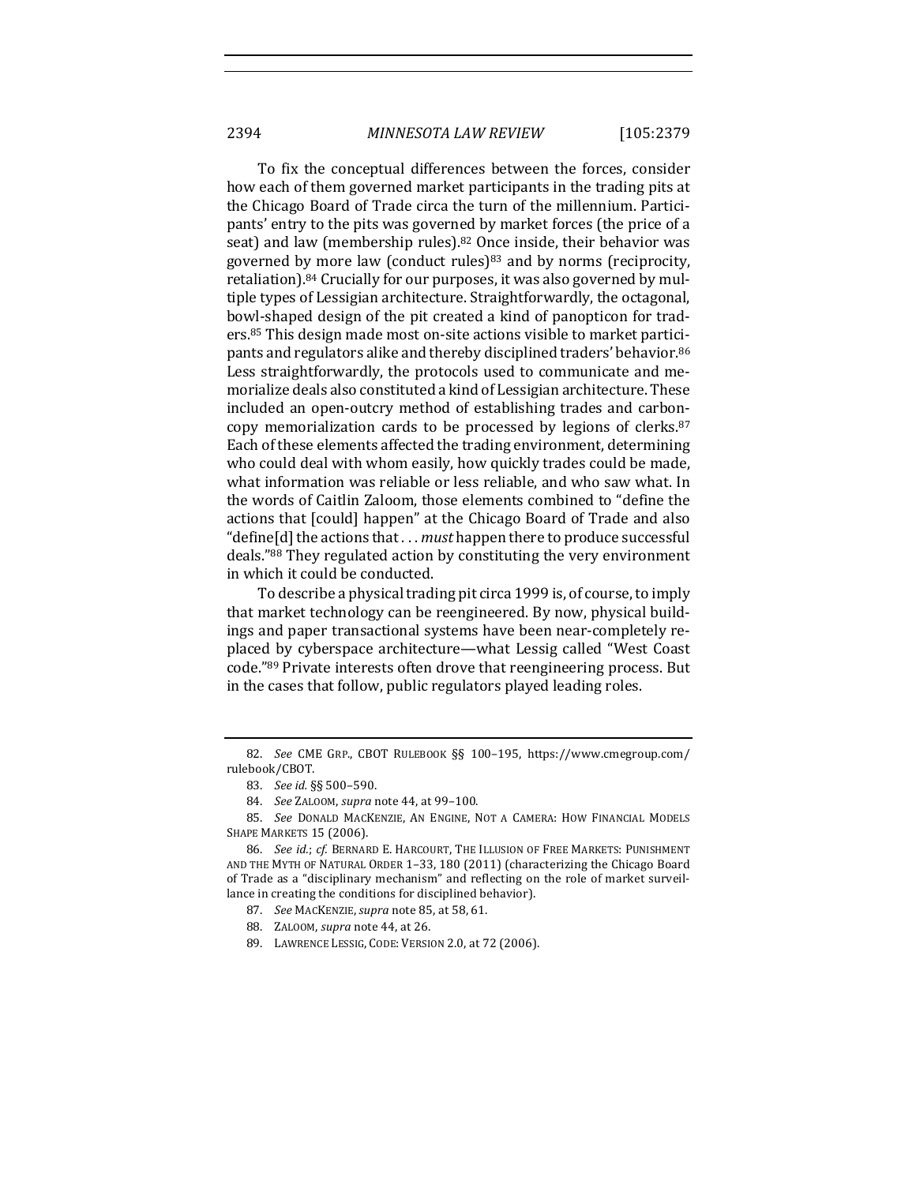To fix the conceptual differences between the forces, consider how each of them governed market participants in the trading pits at the Chicago Board of Trade circa the turn of the millennium. Participants' entry to the pits was governed by market forces (the price of a seat) and law (membership rules).[82] Once inside, their behavior was governed by more law (conduct rules)[83] and by norms (reciprocity, retaliation).[84] Crucially for our purposes, it was also governed by multiple types of Lessigian architecture. Straightforwardly, the octagonal, bowl-shaped design of the pit created a kind of panopticon for traders.[85] This design made most on-site actions visible to market participants and regulators alike and thereby disciplined traders' behavior.[86] Less straightforwardly, the protocols used to communicate and memorialize deals also constituted a kind of Lessigian architecture. These included an open-outcry method of establishing trades and carbon-copy memorialization cards to be processed by legions of clerks.[87] Each of these elements affected the trading environment, determining who could deal with whom easily, how quickly trades could be made, what information was reliable or less reliable, and who saw what. In the words of Caitlin Zaloom, those elements combined to "define the actions that [could] happen" at the Chicago Board of Trade and also "define[d] the actions that . . . *must* happen there to produce successful deals."[88] They regulated action by constituting the very environment in which it could be conducted.

To describe a physical trading pit circa 1999 is, of course, to imply that market technology can be reengineered. By now, physical buildings and paper transactional systems have been near-completely replaced by cyberspace architecture—what Lessig called "West Coast code."[89] Private interests often drove that reengineering process. But in the cases that follow, public regulators played leading roles.

---

82. *See* CME GRP., CBOT RULEBOOK §§ 100–195, https://www.cmegroup.com/rulebook/CBOT.

83. *See id.* §§ 500–590.

84. *See* ZALOOM, *supra* note 44, at 99–100.

85. *See* DONALD MACKENZIE, AN ENGINE, NOT A CAMERA: HOW FINANCIAL MODELS SHAPE MARKETS 15 (2006).

86. *See id.*; *cf.* BERNARD E. HARCOURT, THE ILLUSION OF FREE MARKETS: PUNISHMENT AND THE MYTH OF NATURAL ORDER 1–33, 180 (2011) (characterizing the Chicago Board of Trade as a "disciplinary mechanism" and reflecting on the role of market surveillance in creating the conditions for disciplined behavior).

87. *See* MACKENZIE, *supra* note 85, at 58, 61.

88. ZALOOM, *supra* note 44, at 26.

89. LAWRENCE LESSIG, CODE: VERSION 2.0, at 72 (2006).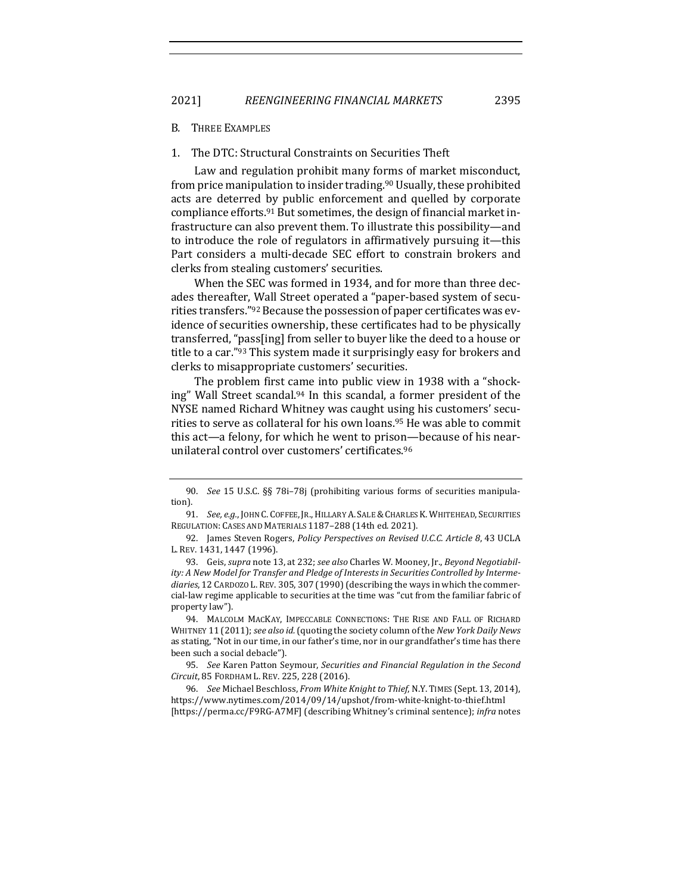## B. THREE EXAMPLES

### 1. The DTC: Structural Constraints on Securities Theft

Law and regulation prohibit many forms of market misconduct, from price manipulation to insider trading.[90] Usually, these prohibited acts are deterred by public enforcement and quelled by corporate compliance efforts.[91] But sometimes, the design of financial market infrastructure can also prevent them. To illustrate this possibility—and to introduce the role of regulators in affirmatively pursuing it—this Part considers a multi-decade SEC effort to constrain brokers and clerks from stealing customers' securities.

When the SEC was formed in 1934, and for more than three decades thereafter, Wall Street operated a "paper-based system of securities transfers."[92] Because the possession of paper certificates was evidence of securities ownership, these certificates had to be physically transferred, "pass[ing] from seller to buyer like the deed to a house or title to a car."[93] This system made it surprisingly easy for brokers and clerks to misappropriate customers' securities.

The problem first came into public view in 1938 with a "shocking" Wall Street scandal.[94] In this scandal, a former president of the NYSE named Richard Whitney was caught using his customers' securities to serve as collateral for his own loans.[95] He was able to commit this act—a felony, for which he went to prison—because of his near-unilateral control over customers' certificates.[96]

---

90. *See* 15 U.S.C. §§ 78i–78j (prohibiting various forms of securities manipulation).

91. *See, e.g.*, JOHN C. COFFEE, JR., HILLARY A. SALE & CHARLES K. WHITEHEAD, SECURITIES REGULATION: CASES AND MATERIALS 1187–288 (14th ed. 2021).

92. James Steven Rogers, *Policy Perspectives on Revised U.C.C. Article 8*, 43 UCLA L. REV. 1431, 1447 (1996).

93. Geis, *supra* note 13, at 232; *see also* Charles W. Mooney, Jr., *Beyond Negotiability: A New Model for Transfer and Pledge of Interests in Securities Controlled by Intermediaries*, 12 CARDOZO L. REV. 305, 307 (1990) (describing the ways in which the commercial-law regime applicable to securities at the time was "cut from the familiar fabric of property law").

94. MALCOLM MACKAY, IMPECCABLE CONNECTIONS: THE RISE AND FALL OF RICHARD WHITNEY 11 (2011); *see also id.* (quoting the society column of the *New York Daily News* as stating, "Not in our time, in our father's time, nor in our grandfather's time has there been such a social debacle").

95. *See* Karen Patton Seymour, *Securities and Financial Regulation in the Second Circuit*, 85 FORDHAM L. REV. 225, 228 (2016).

96. *See* Michael Beschloss, *From White Knight to Thief*, N.Y. TIMES (Sept. 13, 2014), https://www.nytimes.com/2014/09/14/upshot/from-white-knight-to-thief.html [https://perma.cc/F9RG-A7MF] (describing Whitney's criminal sentence); *infra* notes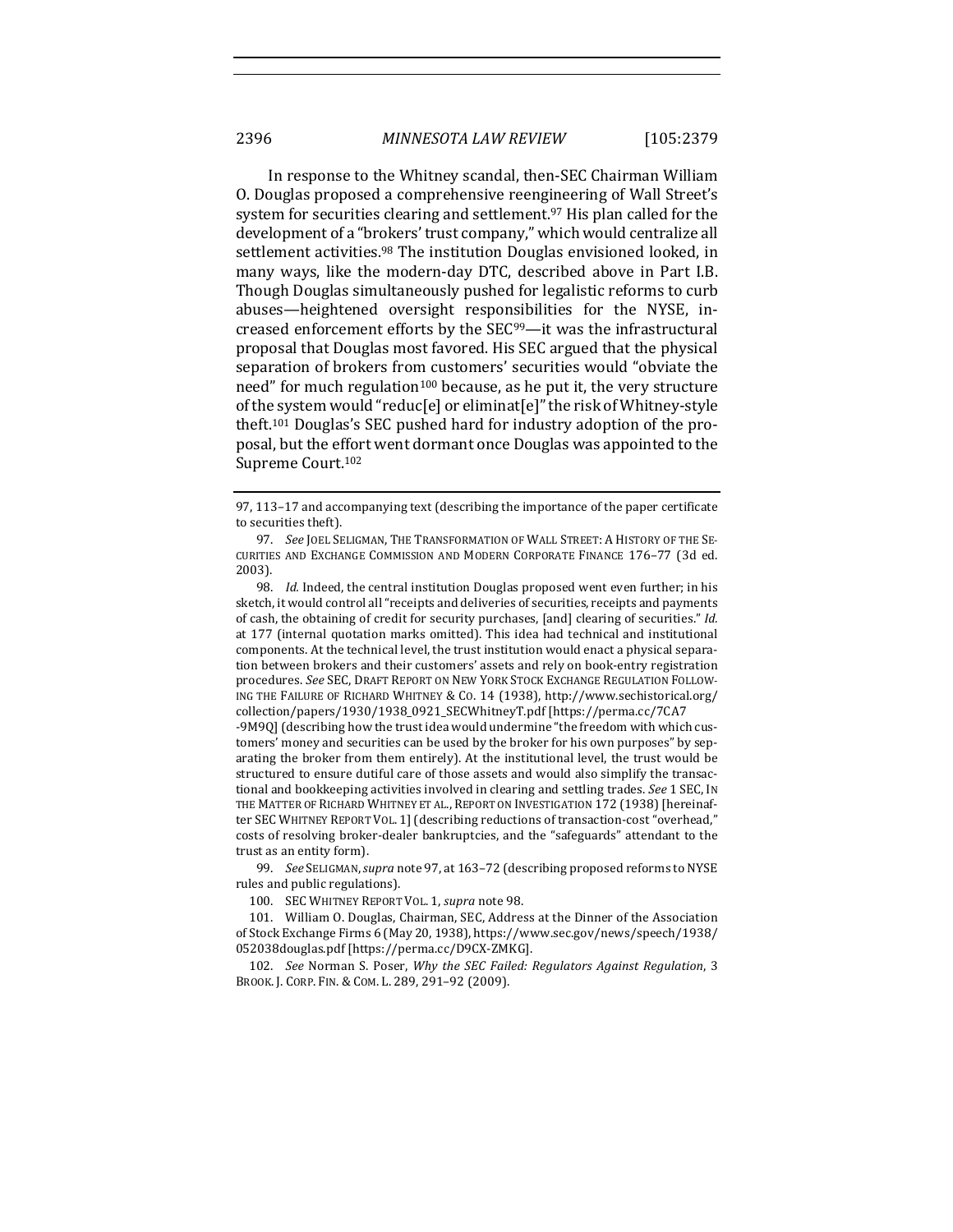In response to the Whitney scandal, then-SEC Chairman William O. Douglas proposed a comprehensive reengineering of Wall Street's system for securities clearing and settlement.[97] His plan called for the development of a "brokers' trust company," which would centralize all settlement activities.[98] The institution Douglas envisioned looked, in many ways, like the modern-day DTC, described above in Part I.B. Though Douglas simultaneously pushed for legalistic reforms to curb abuses—heightened oversight responsibilities for the NYSE, increased enforcement efforts by the SEC[99]—it was the infrastructural proposal that Douglas most favored. His SEC argued that the physical separation of brokers from customers' securities would "obviate the need" for much regulation[100] because, as he put it, the very structure of the system would "reduc[e] or eliminat[e]" the risk of Whitney-style theft.[101] Douglas's SEC pushed hard for industry adoption of the proposal, but the effort went dormant once Douglas was appointed to the Supreme Court.[102]

---

97, 113–17 and accompanying text (describing the importance of the paper certificate to securities theft).

97. *See* JOEL SELIGMAN, THE TRANSFORMATION OF WALL STREET: A HISTORY OF THE SECURITIES AND EXCHANGE COMMISSION AND MODERN CORPORATE FINANCE 176–77 (3d ed. 2003).

98. *Id.* Indeed, the central institution Douglas proposed went even further; in his sketch, it would control all "receipts and deliveries of securities, receipts and payments of cash, the obtaining of credit for security purchases, [and] clearing of securities." *Id.* at 177 (internal quotation marks omitted). This idea had technical and institutional components. At the technical level, the trust institution would enact a physical separation between brokers and their customers' assets and rely on book-entry registration procedures. *See* SEC, DRAFT REPORT ON NEW YORK STOCK EXCHANGE REGULATION FOLLOWING THE FAILURE OF RICHARD WHITNEY & CO. 14 (1938), http://www.sechistorical.org/collection/papers/1930/1938_0921_SECWhitneyT.pdf [https://perma.cc/7CA7-9M9Q] (describing how the trust idea would undermine "the freedom with which customers' money and securities can be used by the broker for his own purposes" by separating the broker from them entirely). At the institutional level, the trust would be structured to ensure dutiful care of those assets and would also simplify the transactional and bookkeeping activities involved in clearing and settling trades. *See* 1 SEC, IN THE MATTER OF RICHARD WHITNEY ET AL., REPORT ON INVESTIGATION 172 (1938) [hereinafter SEC WHITNEY REPORT VOL. 1] (describing reductions of transaction-cost "overhead," costs of resolving broker-dealer bankruptcies, and the "safeguards" attendant to the trust as an entity form).

99. *See* SELIGMAN, *supra* note 97, at 163–72 (describing proposed reforms to NYSE rules and public regulations).

100. SEC WHITNEY REPORT VOL. 1, *supra* note 98.

101. William O. Douglas, Chairman, SEC, Address at the Dinner of the Association of Stock Exchange Firms 6 (May 20, 1938), https://www.sec.gov/news/speech/1938/052038douglas.pdf [https://perma.cc/D9CX-ZMKG].

102. *See* Norman S. Poser, *Why the SEC Failed: Regulators Against Regulation*, 3 BROOK. J. CORP. FIN. & COM. L. 289, 291–92 (2009).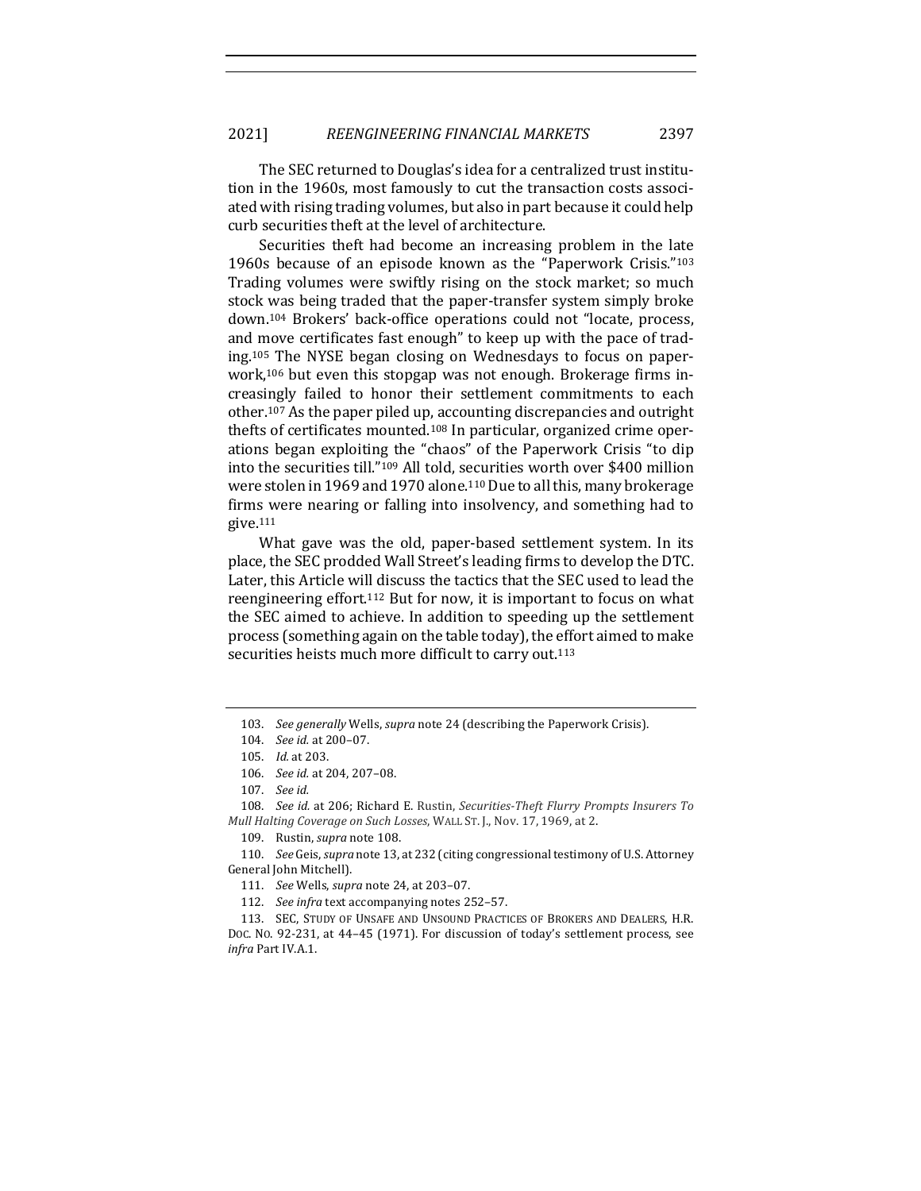The SEC returned to Douglas's idea for a centralized trust institution in the 1960s, most famously to cut the transaction costs associated with rising trading volumes, but also in part because it could help curb securities theft at the level of architecture.

Securities theft had become an increasing problem in the late 1960s because of an episode known as the "Paperwork Crisis."[103] Trading volumes were swiftly rising on the stock market; so much stock was being traded that the paper-transfer system simply broke down.[104] Brokers' back-office operations could not "locate, process, and move certificates fast enough" to keep up with the pace of trading.[105] The NYSE began closing on Wednesdays to focus on paperwork,[106] but even this stopgap was not enough. Brokerage firms increasingly failed to honor their settlement commitments to each other.[107] As the paper piled up, accounting discrepancies and outright thefts of certificates mounted.[108] In particular, organized crime operations began exploiting the "chaos" of the Paperwork Crisis "to dip into the securities till."[109] All told, securities worth over $400 million were stolen in 1969 and 1970 alone.[110] Due to all this, many brokerage firms were nearing or falling into insolvency, and something had to give.[111]

What gave was the old, paper-based settlement system. In its place, the SEC prodded Wall Street's leading firms to develop the DTC. Later, this Article will discuss the tactics that the SEC used to lead the reengineering effort.[112] But for now, it is important to focus on what the SEC aimed to achieve. In addition to speeding up the settlement process (something again on the table today), the effort aimed to make securities heists much more difficult to carry out.[113]

---

103. *See generally* Wells, *supra* note 24 (describing the Paperwork Crisis).

104. *See id.* at 200–07.

105. *Id.* at 203.

106. *See id.* at 204, 207–08.

107. *See id.*

108. *See id.* at 206; Richard E. Rustin, *Securities-Theft Flurry Prompts Insurers To Mull Halting Coverage on Such Losses*, WALL ST. J., Nov. 17, 1969, at 2.

109. Rustin, *supra* note 108.

110. *See* Geis, *supra* note 13, at 232 (citing congressional testimony of U.S. Attorney General John Mitchell).

111. *See* Wells, *supra* note 24, at 203–07.

112. *See infra* text accompanying notes 252–57.

113. SEC, STUDY OF UNSAFE AND UNSOUND PRACTICES OF BROKERS AND DEALERS, H.R. DOC. NO. 92-231, at 44–45 (1971). For discussion of today's settlement process, see *infra* Part IV.A.1.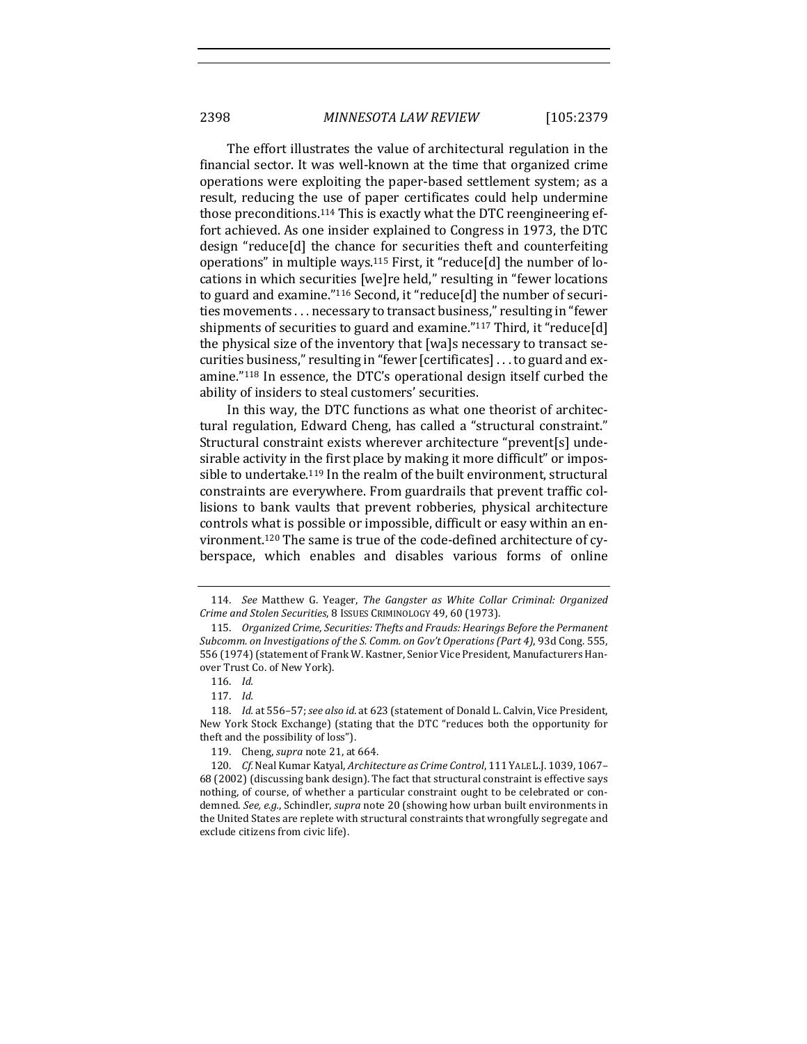The effort illustrates the value of architectural regulation in the financial sector. It was well-known at the time that organized crime operations were exploiting the paper-based settlement system; as a result, reducing the use of paper certificates could help undermine those preconditions.[114] This is exactly what the DTC reengineering effort achieved. As one insider explained to Congress in 1973, the DTC design "reduce[d] the chance for securities theft and counterfeiting operations" in multiple ways.[115] First, it "reduce[d] the number of locations in which securities [we]re held," resulting in "fewer locations to guard and examine."[116] Second, it "reduce[d] the number of securities movements . . . necessary to transact business," resulting in "fewer shipments of securities to guard and examine."[117] Third, it "reduce[d] the physical size of the inventory that [wa]s necessary to transact securities business," resulting in "fewer [certificates] . . . to guard and examine."[118] In essence, the DTC's operational design itself curbed the ability of insiders to steal customers' securities.

In this way, the DTC functions as what one theorist of architectural regulation, Edward Cheng, has called a "structural constraint." Structural constraint exists wherever architecture "prevent[s] undesirable activity in the first place by making it more difficult" or impossible to undertake.[119] In the realm of the built environment, structural constraints are everywhere. From guardrails that prevent traffic collisions to bank vaults that prevent robberies, physical architecture controls what is possible or impossible, difficult or easy within an environment.[120] The same is true of the code-defined architecture of cyberspace, which enables and disables various forms of online

---

114. *See* Matthew G. Yeager, *The Gangster as White Collar Criminal: Organized Crime and Stolen Securities*, 8 ISSUES CRIMINOLOGY 49, 60 (1973).

115. *Organized Crime, Securities: Thefts and Frauds: Hearings Before the Permanent Subcomm. on Investigations of the S. Comm. on Gov't Operations (Part 4)*, 93d Cong. 555, 556 (1974) (statement of Frank W. Kastner, Senior Vice President, Manufacturers Hanover Trust Co. of New York).

116. *Id.*

117. *Id.*

118. *Id.* at 556–57; *see also id.* at 623 (statement of Donald L. Calvin, Vice President, New York Stock Exchange) (stating that the DTC "reduces both the opportunity for theft and the possibility of loss").

119. Cheng, *supra* note 21, at 664.

120. *Cf.* Neal Kumar Katyal, *Architecture as Crime Control*, 111 YALE L.J. 1039, 1067–68 (2002) (discussing bank design). The fact that structural constraint is effective says nothing, of course, of whether a particular constraint ought to be celebrated or condemned. *See, e.g.*, Schindler, *supra* note 20 (showing how urban built environments in the United States are replete with structural constraints that wrongfully segregate and exclude citizens from civic life).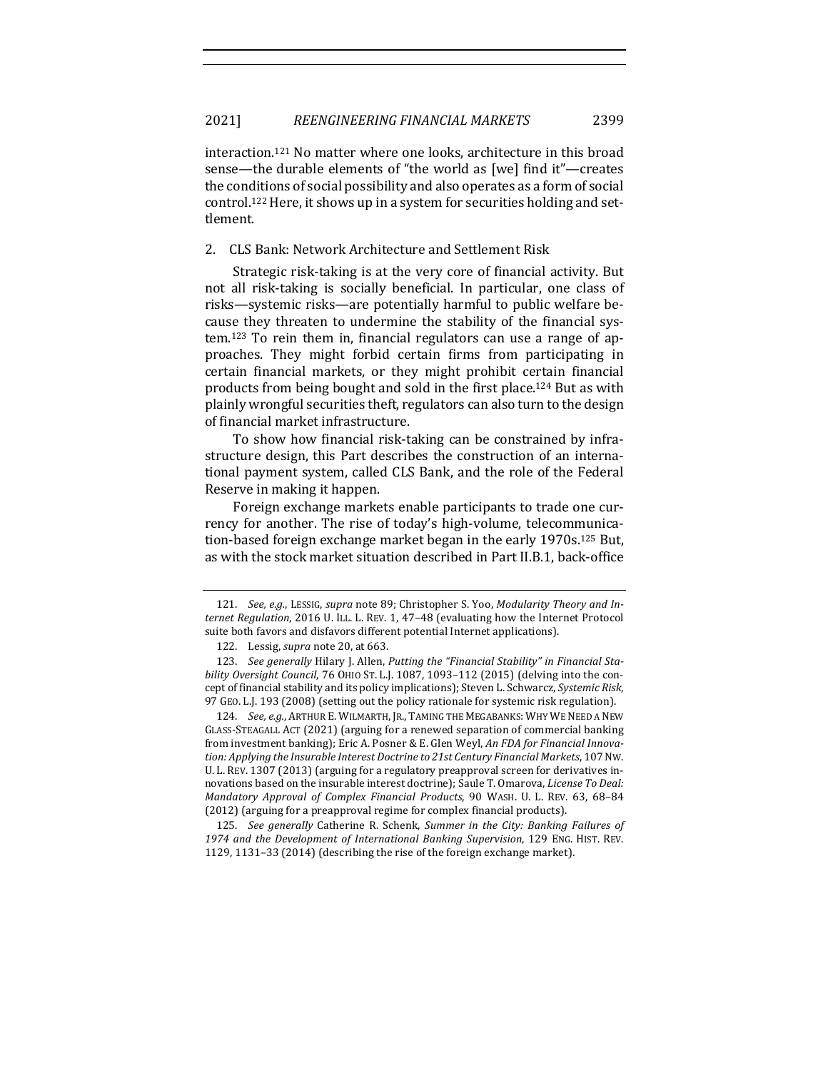interaction.[121] No matter where one looks, architecture in this broad sense—the durable elements of "the world as [we] find it"—creates the conditions of social possibility and also operates as a form of social control.[122] Here, it shows up in a system for securities holding and settlement.

### 2. CLS Bank: Network Architecture and Settlement Risk

Strategic risk-taking is at the very core of financial activity. But not all risk-taking is socially beneficial. In particular, one class of risks—systemic risks—are potentially harmful to public welfare because they threaten to undermine the stability of the financial system.[123] To rein them in, financial regulators can use a range of approaches. They might forbid certain firms from participating in certain financial markets, or they might prohibit certain financial products from being bought and sold in the first place.[124] But as with plainly wrongful securities theft, regulators can also turn to the design of financial market infrastructure.

To show how financial risk-taking can be constrained by infrastructure design, this Part describes the construction of an international payment system, called CLS Bank, and the role of the Federal Reserve in making it happen.

Foreign exchange markets enable participants to trade one currency for another. The rise of today's high-volume, telecommunication-based foreign exchange market began in the early 1970s.[125] But, as with the stock market situation described in Part II.B.1, back-office

---

121. *See, e.g.*, LESSIG, *supra* note 89; Christopher S. Yoo, *Modularity Theory and Internet Regulation*, 2016 U. ILL. L. REV. 1, 47–48 (evaluating how the Internet Protocol suite both favors and disfavors different potential Internet applications).

122. Lessig, *supra* note 20, at 663.

123. *See generally* Hilary J. Allen, *Putting the "Financial Stability" in Financial Stability Oversight Council*, 76 OHIO ST. L.J. 1087, 1093–112 (2015) (delving into the concept of financial stability and its policy implications); Steven L. Schwarcz, *Systemic Risk*, 97 GEO. L.J. 193 (2008) (setting out the policy rationale for systemic risk regulation).

124. *See, e.g.*, ARTHUR E. WILMARTH, JR., TAMING THE MEGABANKS: WHY WE NEED A NEW GLASS-STEAGALL ACT (2021) (arguing for a renewed separation of commercial banking from investment banking); Eric A. Posner & E. Glen Weyl, *An FDA for Financial Innovation: Applying the Insurable Interest Doctrine to 21st Century Financial Markets*, 107 NW. U. L. REV. 1307 (2013) (arguing for a regulatory preapproval screen for derivatives innovations based on the insurable interest doctrine); Saule T. Omarova, *License To Deal: Mandatory Approval of Complex Financial Products*, 90 WASH. U. L. REV. 63, 68–84 (2012) (arguing for a preapproval regime for complex financial products).

125. *See generally* Catherine R. Schenk, *Summer in the City: Banking Failures of 1974 and the Development of International Banking Supervision*, 129 ENG. HIST. REV. 1129, 1131–33 (2014) (describing the rise of the foreign exchange market).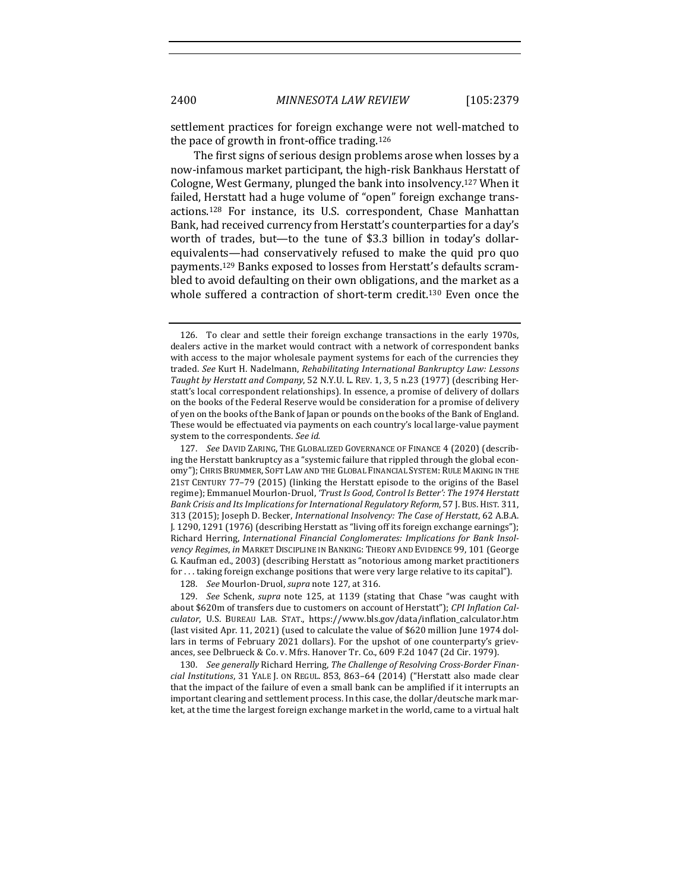settlement practices for foreign exchange were not well-matched to the pace of growth in front-office trading.[126]

The first signs of serious design problems arose when losses by a now-infamous market participant, the high-risk Bankhaus Herstatt of Cologne, West Germany, plunged the bank into insolvency.[127] When it failed, Herstatt had a huge volume of "open" foreign exchange transactions.[128] For instance, its U.S. correspondent, Chase Manhattan Bank, had received currency from Herstatt's counterparties for a day's worth of trades, but—to the tune of $3.3 billion in today's dollar-equivalents—had conservatively refused to make the quid pro quo payments.[129] Banks exposed to losses from Herstatt's defaults scrambled to avoid defaulting on their own obligations, and the market as a whole suffered a contraction of short-term credit.[130] Even once the

---

126. To clear and settle their foreign exchange transactions in the early 1970s, dealers active in the market would contract with a network of correspondent banks with access to the major wholesale payment systems for each of the currencies they traded. *See* Kurt H. Nadelmann, *Rehabilitating International Bankruptcy Law: Lessons Taught by Herstatt and Company*, 52 N.Y.U. L. REV. 1, 3, 5 n.23 (1977) (describing Herstatt's local correspondent relationships). In essence, a promise of delivery of dollars on the books of the Federal Reserve would be consideration for a promise of delivery of yen on the books of the Bank of Japan or pounds on the books of the Bank of England. These would be effectuated via payments on each country's local large-value payment system to the correspondents. *See id.*

127. *See* DAVID ZARING, THE GLOBALIZED GOVERNANCE OF FINANCE 4 (2020) (describing the Herstatt bankruptcy as a "systemic failure that rippled through the global economy"); CHRIS BRUMMER, SOFT LAW AND THE GLOBAL FINANCIAL SYSTEM: RULE MAKING IN THE 21ST CENTURY 77–79 (2015) (linking the Herstatt episode to the origins of the Basel regime); Emmanuel Mourlon-Druol, *'Trust Is Good, Control Is Better': The 1974 Herstatt Bank Crisis and Its Implications for International Regulatory Reform*, 57 J. BUS. HIST. 311, 313 (2015); Joseph D. Becker, *International Insolvency: The Case of Herstatt*, 62 A.B.A. J. 1290, 1291 (1976) (describing Herstatt as "living off its foreign exchange earnings"); Richard Herring, *International Financial Conglomerates: Implications for Bank Insolvency Regimes*, *in* MARKET DISCIPLINE IN BANKING: THEORY AND EVIDENCE 99, 101 (George G. Kaufman ed., 2003) (describing Herstatt as "notorious among market practitioners for . . . taking foreign exchange positions that were very large relative to its capital").

128. *See* Mourlon-Druol, *supra* note 127, at 316.

129. *See* Schenk, *supra* note 125, at 1139 (stating that Chase "was caught with about $620m of transfers due to customers on account of Herstatt"); *CPI Inflation Calculator*, U.S. BUREAU LAB. STAT., https://www.bls.gov/data/inflation_calculator.htm (last visited Apr. 11, 2021) (used to calculate the value of $620 million June 1974 dollars in terms of February 2021 dollars). For the upshot of one counterparty's grievances, see Delbrueck & Co. v. Mfrs. Hanover Tr. Co., 609 F.2d 1047 (2d Cir. 1979).

130. *See generally* Richard Herring, *The Challenge of Resolving Cross-Border Financial Institutions*, 31 YALE J. ON REGUL. 853, 863–64 (2014) ("Herstatt also made clear that the impact of the failure of even a small bank can be amplified if it interrupts an important clearing and settlement process. In this case, the dollar/deutsche mark market, at the time the largest foreign exchange market in the world, came to a virtual halt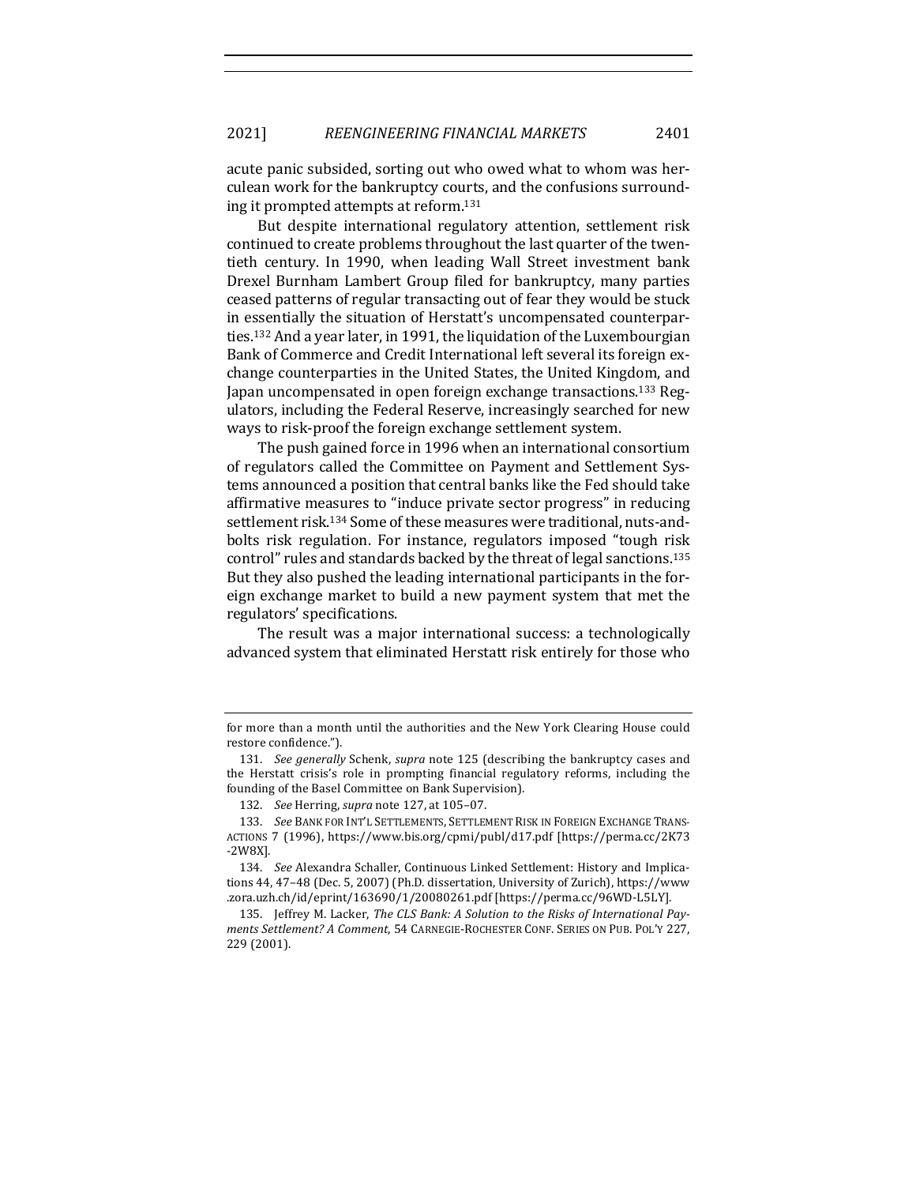acute panic subsided, sorting out who owed what to whom was herculean work for the bankruptcy courts, and the confusions surrounding it prompted attempts at reform.[131]

But despite international regulatory attention, settlement risk continued to create problems throughout the last quarter of the twentieth century. In 1990, when leading Wall Street investment bank Drexel Burnham Lambert Group filed for bankruptcy, many parties ceased patterns of regular transacting out of fear they would be stuck in essentially the situation of Herstatt's uncompensated counterparties.[132] And a year later, in 1991, the liquidation of the Luxembourgian Bank of Commerce and Credit International left several its foreign exchange counterparties in the United States, the United Kingdom, and Japan uncompensated in open foreign exchange transactions.[133] Regulators, including the Federal Reserve, increasingly searched for new ways to risk-proof the foreign exchange settlement system.

The push gained force in 1996 when an international consortium of regulators called the Committee on Payment and Settlement Systems announced a position that central banks like the Fed should take affirmative measures to "induce private sector progress" in reducing settlement risk.[134] Some of these measures were traditional, nuts-and-bolts risk regulation. For instance, regulators imposed "tough risk control" rules and standards backed by the threat of legal sanctions.[135] But they also pushed the leading international participants in the foreign exchange market to build a new payment system that met the regulators' specifications.

The result was a major international success: a technologically advanced system that eliminated Herstatt risk entirely for those who

---

for more than a month until the authorities and the New York Clearing House could restore confidence.").

131. *See generally* Schenk, *supra* note 125 (describing the bankruptcy cases and the Herstatt crisis's role in prompting financial regulatory reforms, including the founding of the Basel Committee on Bank Supervision).

132. *See* Herring, *supra* note 127, at 105–07.

133. *See* BANK FOR INT'L SETTLEMENTS, SETTLEMENT RISK IN FOREIGN EXCHANGE TRANSACTIONS 7 (1996), https://www.bis.org/cpmi/publ/d17.pdf [https://perma.cc/2K73-2W8X].

134. *See* Alexandra Schaller, Continuous Linked Settlement: History and Implications 44, 47–48 (Dec. 5, 2007) (Ph.D. dissertation, University of Zurich), https://www.zora.uzh.ch/id/eprint/163690/1/20080261.pdf [https://perma.cc/96WD-L5LY].

135. Jeffrey M. Lacker, *The CLS Bank: A Solution to the Risks of International Payments Settlement? A Comment*, 54 CARNEGIE-ROCHESTER CONF. SERIES ON PUB. POL'Y 227, 229 (2001).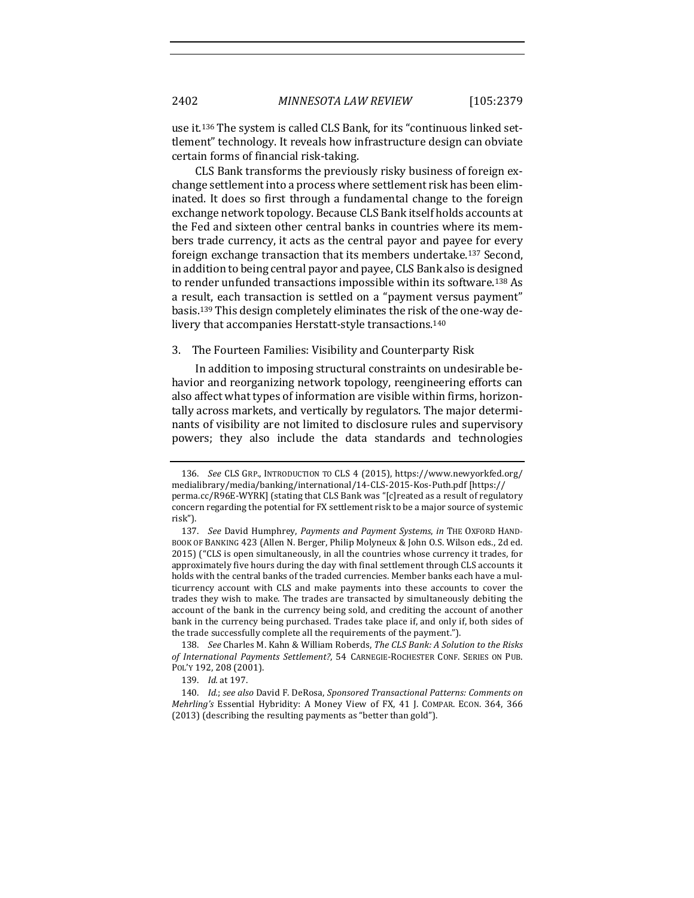use it.[136] The system is called CLS Bank, for its "continuous linked settlement" technology. It reveals how infrastructure design can obviate certain forms of financial risk-taking.

CLS Bank transforms the previously risky business of foreign exchange settlement into a process where settlement risk has been eliminated. It does so first through a fundamental change to the foreign exchange network topology. Because CLS Bank itself holds accounts at the Fed and sixteen other central banks in countries where its members trade currency, it acts as the central payor and payee for every foreign exchange transaction that its members undertake.[137] Second, in addition to being central payor and payee, CLS Bank also is designed to render unfunded transactions impossible within its software.[138] As a result, each transaction is settled on a "payment versus payment" basis.[139] This design completely eliminates the risk of the one-way delivery that accompanies Herstatt-style transactions.[140]

### 3. The Fourteen Families: Visibility and Counterparty Risk

In addition to imposing structural constraints on undesirable behavior and reorganizing network topology, reengineering efforts can also affect what types of information are visible within firms, horizontally across markets, and vertically by regulators. The major determinants of visibility are not limited to disclosure rules and supervisory powers; they also include the data standards and technologies

---

136. *See* CLS GRP., INTRODUCTION TO CLS 4 (2015), https://www.newyorkfed.org/medialibrary/media/banking/international/14-CLS-2015-Kos-Puth.pdf [https://perma.cc/R96E-WYRK] (stating that CLS Bank was "[c]reated as a result of regulatory concern regarding the potential for FX settlement risk to be a major source of systemic risk").

137. *See* David Humphrey, *Payments and Payment Systems*, *in* THE OXFORD HANDBOOK OF BANKING 423 (Allen N. Berger, Philip Molyneux & John O.S. Wilson eds., 2d ed. 2015) ("CLS is open simultaneously, in all the countries whose currency it trades, for approximately five hours during the day with final settlement through CLS accounts it holds with the central banks of the traded currencies. Member banks each have a multicurrency account with CLS and make payments into these accounts to cover the trades they wish to make. The trades are transacted by simultaneously debiting the account of the bank in the currency being sold, and crediting the account of another bank in the currency being purchased. Trades take place if, and only if, both sides of the trade successfully complete all the requirements of the payment.").

138. *See* Charles M. Kahn & William Roberds, *The CLS Bank: A Solution to the Risks of International Payments Settlement?*, 54 CARNEGIE-ROCHESTER CONF. SERIES ON PUB. POL'Y 192, 208 (2001).

139. *Id.* at 197.

140. *Id.*; *see also* David F. DeRosa, *Sponsored Transactional Patterns: Comments on Mehrling's* Essential Hybridity: A Money View of FX, 41 J. COMPAR. ECON. 364, 366 (2013) (describing the resulting payments as "better than gold").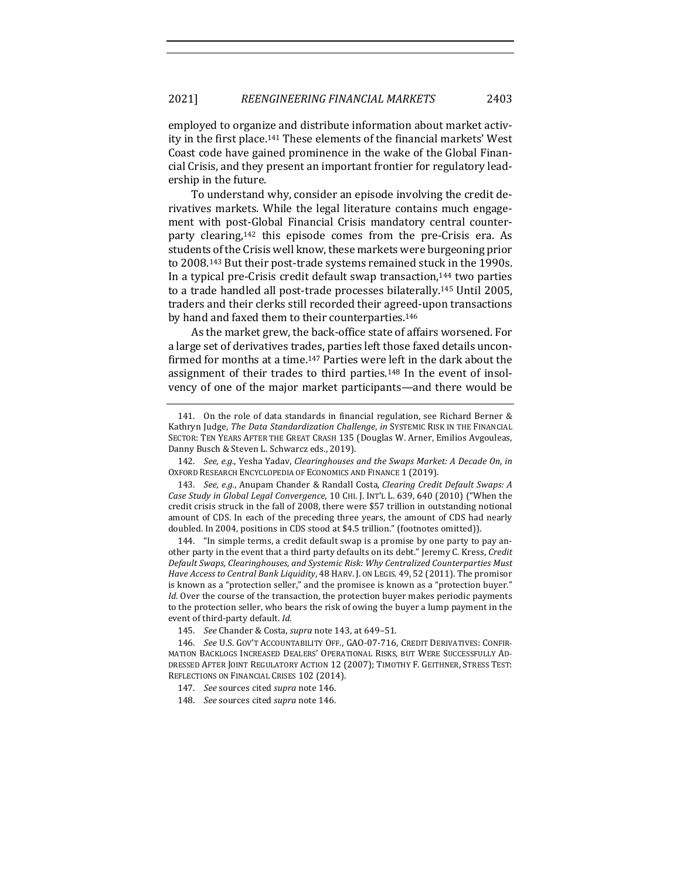employed to organize and distribute information about market activity in the first place.[141] These elements of the financial markets' West Coast code have gained prominence in the wake of the Global Financial Crisis, and they present an important frontier for regulatory leadership in the future.

To understand why, consider an episode involving the credit derivatives markets. While the legal literature contains much engagement with post-Global Financial Crisis mandatory central counterparty clearing,[142] this episode comes from the pre-Crisis era. As students of the Crisis well know, these markets were burgeoning prior to 2008.[143] But their post-trade systems remained stuck in the 1990s. In a typical pre-Crisis credit default swap transaction,[144] two parties to a trade handled all post-trade processes bilaterally.[145] Until 2005, traders and their clerks still recorded their agreed-upon transactions by hand and faxed them to their counterparties.[146]

As the market grew, the back-office state of affairs worsened. For a large set of derivatives trades, parties left those faxed details unconfirmed for months at a time.[147] Parties were left in the dark about the assignment of their trades to third parties.[148] In the event of insolvency of one of the major market participants—and there would be

---

141. On the role of data standards in financial regulation, see Richard Berner & Kathryn Judge, *The Data Standardization Challenge*, *in* SYSTEMIC RISK IN THE FINANCIAL SECTOR: TEN YEARS AFTER THE GREAT CRASH 135 (Douglas W. Arner, Emilios Avgouleas, Danny Busch & Steven L. Schwarcz eds., 2019).

142. *See, e.g.*, Yesha Yadav, *Clearinghouses and the Swaps Market: A Decade On*, *in* OXFORD RESEARCH ENCYCLOPEDIA OF ECONOMICS AND FINANCE 1 (2019).

143. *See, e.g.*, Anupam Chander & Randall Costa, *Clearing Credit Default Swaps: A Case Study in Global Legal Convergence*, 10 CHI. J. INT'L L. 639, 640 (2010) ("When the credit crisis struck in the fall of 2008, there were $57 trillion in outstanding notional amount of CDS. In each of the preceding three years, the amount of CDS had nearly doubled. In 2004, positions in CDS stood at $4.5 trillion." (footnotes omitted)).

144. "In simple terms, a credit default swap is a promise by one party to pay another party in the event that a third party defaults on its debt." Jeremy C. Kress, *Credit Default Swaps, Clearinghouses, and Systemic Risk: Why Centralized Counterparties Must Have Access to Central Bank Liquidity*, 48 HARV. J. ON LEGIS. 49, 52 (2011). The promisor is known as a "protection seller," and the promisee is known as a "protection buyer." *Id.* Over the course of the transaction, the protection buyer makes periodic payments to the protection seller, who bears the risk of owing the buyer a lump payment in the event of third-party default. *Id.*

145. *See* Chander & Costa, *supra* note 143, at 649–51.

146. *See* U.S. GOV'T ACCOUNTABILITY OFF., GAO-07-716, CREDIT DERIVATIVES: CONFIRMATION BACKLOGS INCREASED DEALERS' OPERATIONAL RISKS, BUT WERE SUCCESSFULLY ADDRESSED AFTER JOINT REGULATORY ACTION 12 (2007); TIMOTHY F. GEITHNER, STRESS TEST: REFLECTIONS ON FINANCIAL CRISES 102 (2014).

147. *See* sources cited *supra* note 146.

148. *See* sources cited *supra* note 146.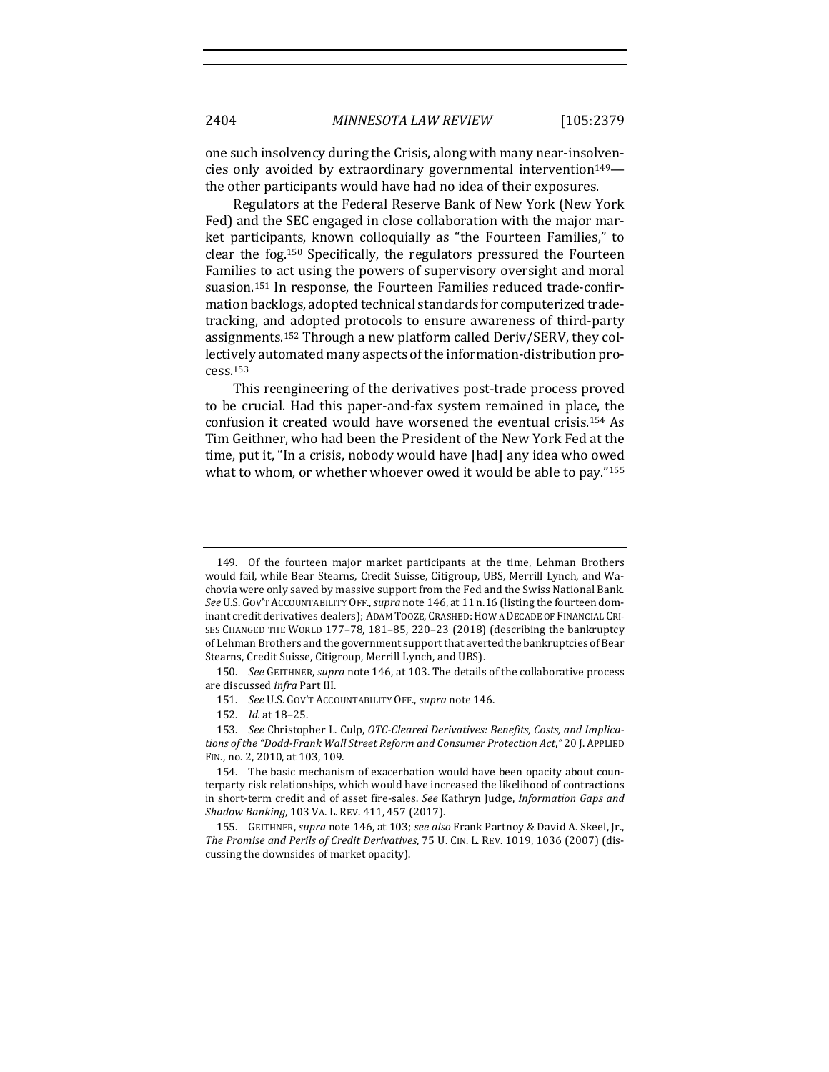one such insolvency during the Crisis, along with many near-insolvencies only avoided by extraordinary governmental intervention[149]—the other participants would have had no idea of their exposures.

Regulators at the Federal Reserve Bank of New York (New York Fed) and the SEC engaged in close collaboration with the major market participants, known colloquially as "the Fourteen Families," to clear the fog.[150] Specifically, the regulators pressured the Fourteen Families to act using the powers of supervisory oversight and moral suasion.[151] In response, the Fourteen Families reduced trade-confirmation backlogs, adopted technical standards for computerized trade-tracking, and adopted protocols to ensure awareness of third-party assignments.[152] Through a new platform called Deriv/SERV, they collectively automated many aspects of the information-distribution process.[153]

This reengineering of the derivatives post-trade process proved to be crucial. Had this paper-and-fax system remained in place, the confusion it created would have worsened the eventual crisis.[154] As Tim Geithner, who had been the President of the New York Fed at the time, put it, "In a crisis, nobody would have [had] any idea who owed what to whom, or whether whoever owed it would be able to pay."[155]

---

149. Of the fourteen major market participants at the time, Lehman Brothers would fail, while Bear Stearns, Credit Suisse, Citigroup, UBS, Merrill Lynch, and Wachovia were only saved by massive support from the Fed and the Swiss National Bank. *See* U.S. GOV'T ACCOUNTABILITY OFF., *supra* note 146, at 11 n.16 (listing the fourteen dominant credit derivatives dealers); ADAM TOOZE, CRASHED: HOW A DECADE OF FINANCIAL CRISES CHANGED THE WORLD 177–78, 181–85, 220–23 (2018) (describing the bankruptcy of Lehman Brothers and the government support that averted the bankruptcies of Bear Stearns, Credit Suisse, Citigroup, Merrill Lynch, and UBS).

150. *See* GEITHNER, *supra* note 146, at 103. The details of the collaborative process are discussed *infra* Part III.

151. *See* U.S. GOV'T ACCOUNTABILITY OFF., *supra* note 146.

152. *Id.* at 18–25.

153. *See* Christopher L. Culp, *OTC-Cleared Derivatives: Benefits, Costs, and Implications of the "Dodd-Frank Wall Street Reform and Consumer Protection Act*,*"* 20 J. APPLIED FIN., no. 2, 2010, at 103, 109.

154. The basic mechanism of exacerbation would have been opacity about counterparty risk relationships, which would have increased the likelihood of contractions in short-term credit and of asset fire-sales. *See* Kathryn Judge, *Information Gaps and Shadow Banking*, 103 VA. L. REV. 411, 457 (2017).

155. GEITHNER, *supra* note 146, at 103; *see also* Frank Partnoy & David A. Skeel, Jr., *The Promise and Perils of Credit Derivatives*, 75 U. CIN. L. REV. 1019, 1036 (2007) (discussing the downsides of market opacity).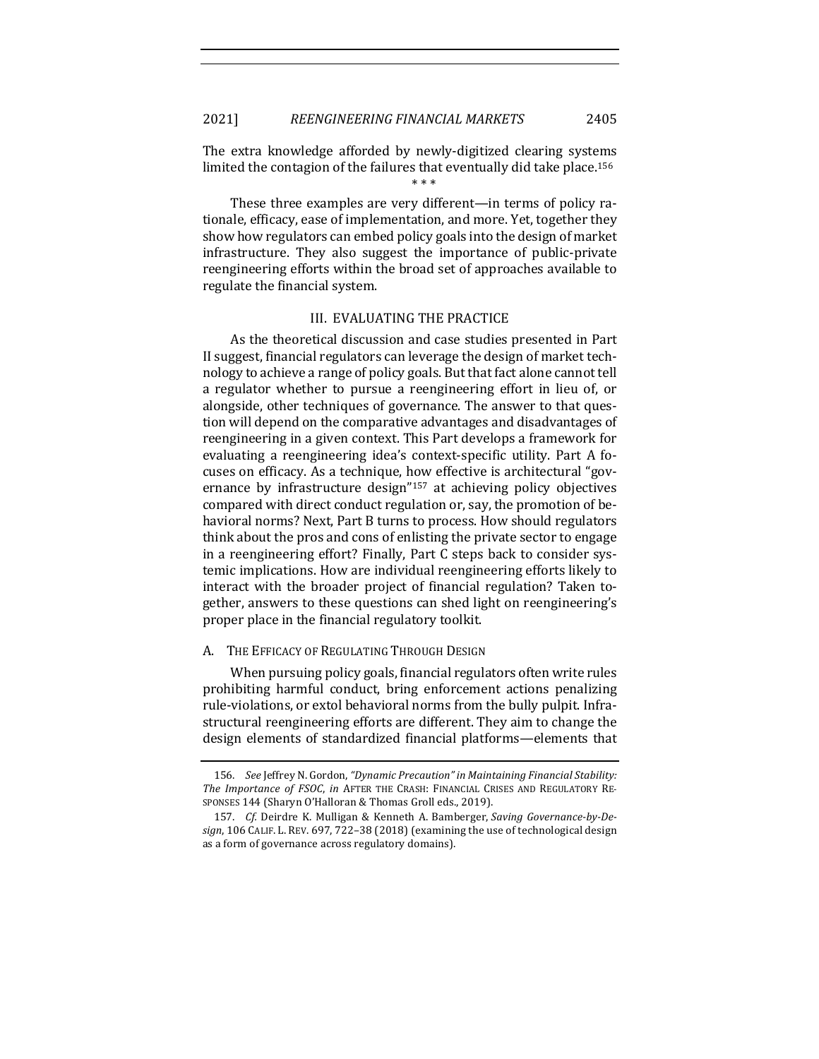The extra knowledge afforded by newly-digitized clearing systems limited the contagion of the failures that eventually did take place.[156]

\* \* \*

These three examples are very different—in terms of policy rationale, efficacy, ease of implementation, and more. Yet, together they show how regulators can embed policy goals into the design of market infrastructure. They also suggest the importance of public-private reengineering efforts within the broad set of approaches available to regulate the financial system.

## III. EVALUATING THE PRACTICE

As the theoretical discussion and case studies presented in Part II suggest, financial regulators can leverage the design of market technology to achieve a range of policy goals. But that fact alone cannot tell a regulator whether to pursue a reengineering effort in lieu of, or alongside, other techniques of governance. The answer to that question will depend on the comparative advantages and disadvantages of reengineering in a given context. This Part develops a framework for evaluating a reengineering idea's context-specific utility. Part A focuses on efficacy. As a technique, how effective is architectural "governance by infrastructure design"[157] at achieving policy objectives compared with direct conduct regulation or, say, the promotion of behavioral norms? Next, Part B turns to process. How should regulators think about the pros and cons of enlisting the private sector to engage in a reengineering effort? Finally, Part C steps back to consider systemic implications. How are individual reengineering efforts likely to interact with the broader project of financial regulation? Taken together, answers to these questions can shed light on reengineering's proper place in the financial regulatory toolkit.

### A. THE EFFICACY OF REGULATING THROUGH DESIGN

When pursuing policy goals, financial regulators often write rules prohibiting harmful conduct, bring enforcement actions penalizing rule-violations, or extol behavioral norms from the bully pulpit. Infrastructural reengineering efforts are different. They aim to change the design elements of standardized financial platforms—elements that

---

156. *See* Jeffrey N. Gordon, *"Dynamic Precaution" in Maintaining Financial Stability: The Importance of FSOC*, *in* AFTER THE CRASH: FINANCIAL CRISES AND REGULATORY RESPONSES 144 (Sharyn O'Halloran & Thomas Groll eds., 2019).

157. *Cf.* Deirdre K. Mulligan & Kenneth A. Bamberger, *Saving Governance-by-Design*, 106 CALIF. L. REV. 697, 722–38 (2018) (examining the use of technological design as a form of governance across regulatory domains).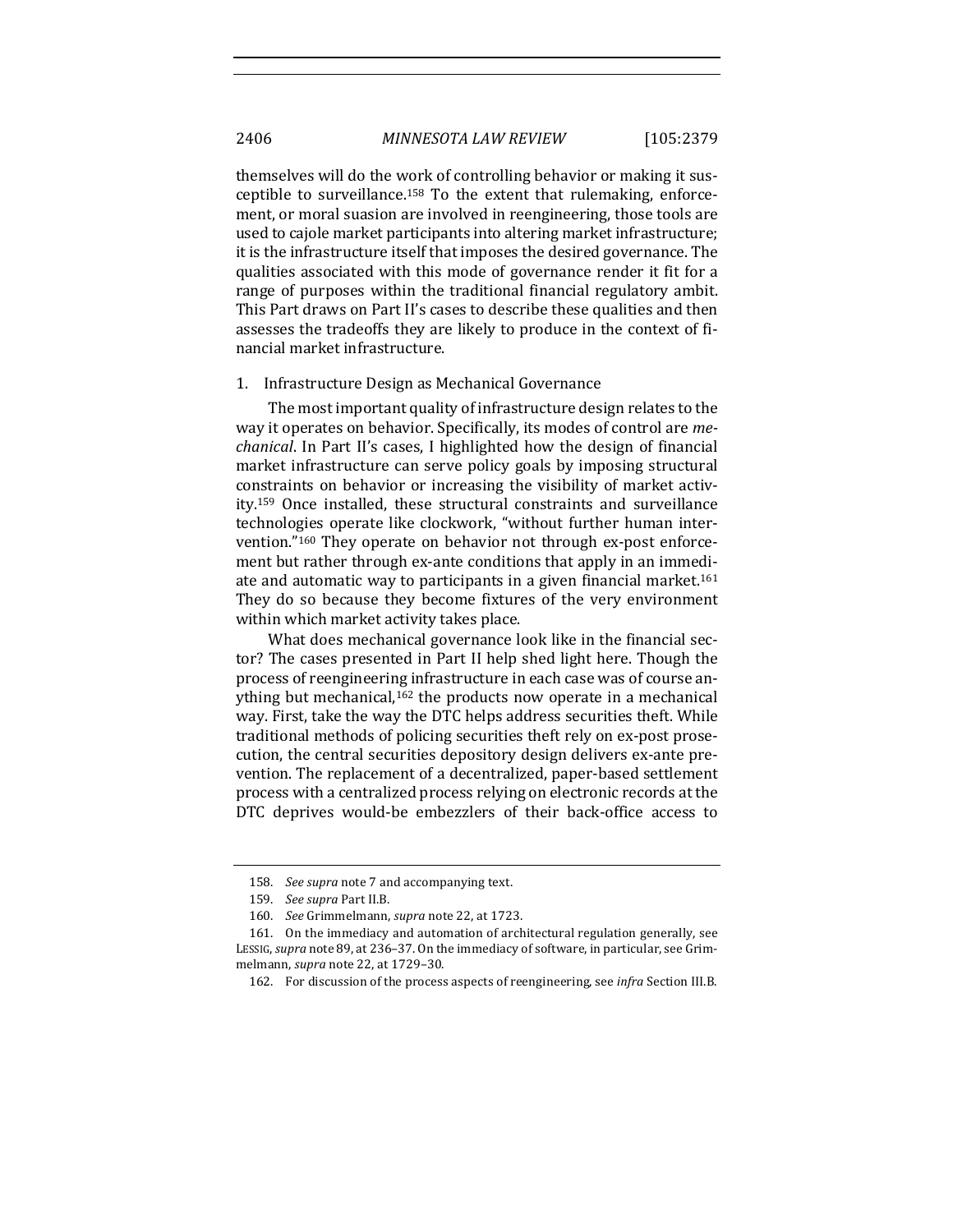themselves will do the work of controlling behavior or making it susceptible to surveillance.[158] To the extent that rulemaking, enforcement, or moral suasion are involved in reengineering, those tools are used to cajole market participants into altering market infrastructure; it is the infrastructure itself that imposes the desired governance. The qualities associated with this mode of governance render it fit for a range of purposes within the traditional financial regulatory ambit. This Part draws on Part II's cases to describe these qualities and then assesses the tradeoffs they are likely to produce in the context of financial market infrastructure.

### 1. Infrastructure Design as Mechanical Governance

The most important quality of infrastructure design relates to the way it operates on behavior. Specifically, its modes of control are *mechanical*. In Part II's cases, I highlighted how the design of financial market infrastructure can serve policy goals by imposing structural constraints on behavior or increasing the visibility of market activity.[159] Once installed, these structural constraints and surveillance technologies operate like clockwork, "without further human intervention."[160] They operate on behavior not through ex-post enforcement but rather through ex-ante conditions that apply in an immediate and automatic way to participants in a given financial market.[161] They do so because they become fixtures of the very environment within which market activity takes place.

What does mechanical governance look like in the financial sector? The cases presented in Part II help shed light here. Though the process of reengineering infrastructure in each case was of course anything but mechanical,[162] the products now operate in a mechanical way. First, take the way the DTC helps address securities theft. While traditional methods of policing securities theft rely on ex-post prosecution, the central securities depository design delivers ex-ante prevention. The replacement of a decentralized, paper-based settlement process with a centralized process relying on electronic records at the DTC deprives would-be embezzlers of their back-office access to

---

158. *See supra* note 7 and accompanying text.

159. *See supra* Part II.B.

160. *See* Grimmelmann, *supra* note 22, at 1723.

161. On the immediacy and automation of architectural regulation generally, see LESSIG, *supra* note 89, at 236–37. On the immediacy of software, in particular, see Grimmelmann, *supra* note 22, at 1729–30.

162. For discussion of the process aspects of reengineering, see *infra* Section III.B.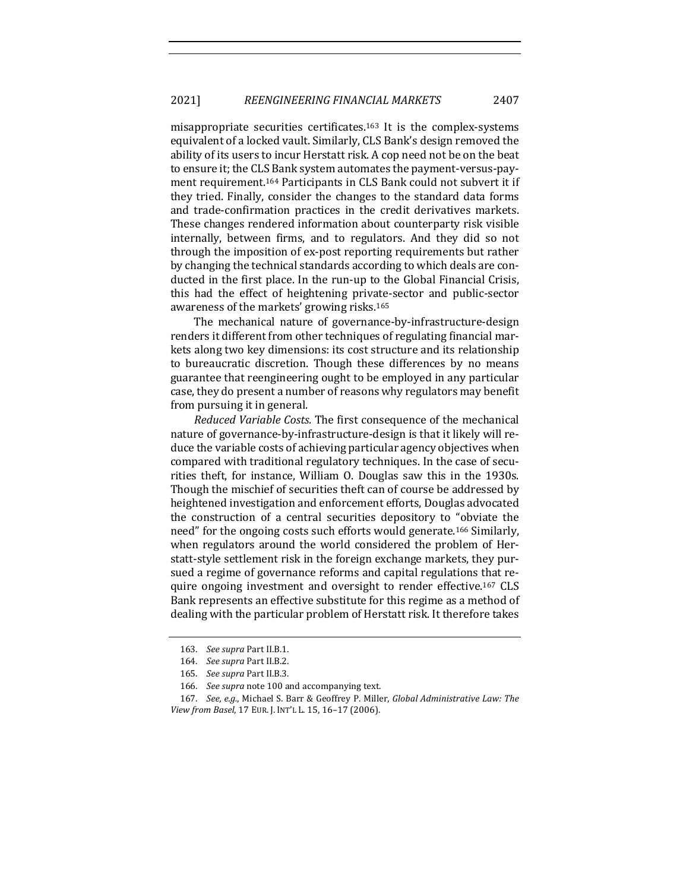misappropriate securities certificates.[163] It is the complex-systems equivalent of a locked vault. Similarly, CLS Bank's design removed the ability of its users to incur Herstatt risk. A cop need not be on the beat to ensure it; the CLS Bank system automates the payment-versus-payment requirement.[164] Participants in CLS Bank could not subvert it if they tried. Finally, consider the changes to the standard data forms and trade-confirmation practices in the credit derivatives markets. These changes rendered information about counterparty risk visible internally, between firms, and to regulators. And they did so not through the imposition of ex-post reporting requirements but rather by changing the technical standards according to which deals are conducted in the first place. In the run-up to the Global Financial Crisis, this had the effect of heightening private-sector and public-sector awareness of the markets' growing risks.[165]

The mechanical nature of governance-by-infrastructure-design renders it different from other techniques of regulating financial markets along two key dimensions: its cost structure and its relationship to bureaucratic discretion. Though these differences by no means guarantee that reengineering ought to be employed in any particular case, they do present a number of reasons why regulators may benefit from pursuing it in general.

*Reduced Variable Costs.* The first consequence of the mechanical nature of governance-by-infrastructure-design is that it likely will reduce the variable costs of achieving particular agency objectives when compared with traditional regulatory techniques. In the case of securities theft, for instance, William O. Douglas saw this in the 1930s. Though the mischief of securities theft can of course be addressed by heightened investigation and enforcement efforts, Douglas advocated the construction of a central securities depository to "obviate the need" for the ongoing costs such efforts would generate.[166] Similarly, when regulators around the world considered the problem of Herstatt-style settlement risk in the foreign exchange markets, they pursued a regime of governance reforms and capital regulations that require ongoing investment and oversight to render effective.[167] CLS Bank represents an effective substitute for this regime as a method of dealing with the particular problem of Herstatt risk. It therefore takes

163. *See supra* Part II.B.1.

164. *See supra* Part II.B.2.

165. *See supra* Part II.B.3.

166. *See supra* note 100 and accompanying text.

167. *See, e.g.*, Michael S. Barr & Geoffrey P. Miller, *Global Administrative Law: The View from Basel*, 17 EUR. J. INT'L L. 15, 16–17 (2006).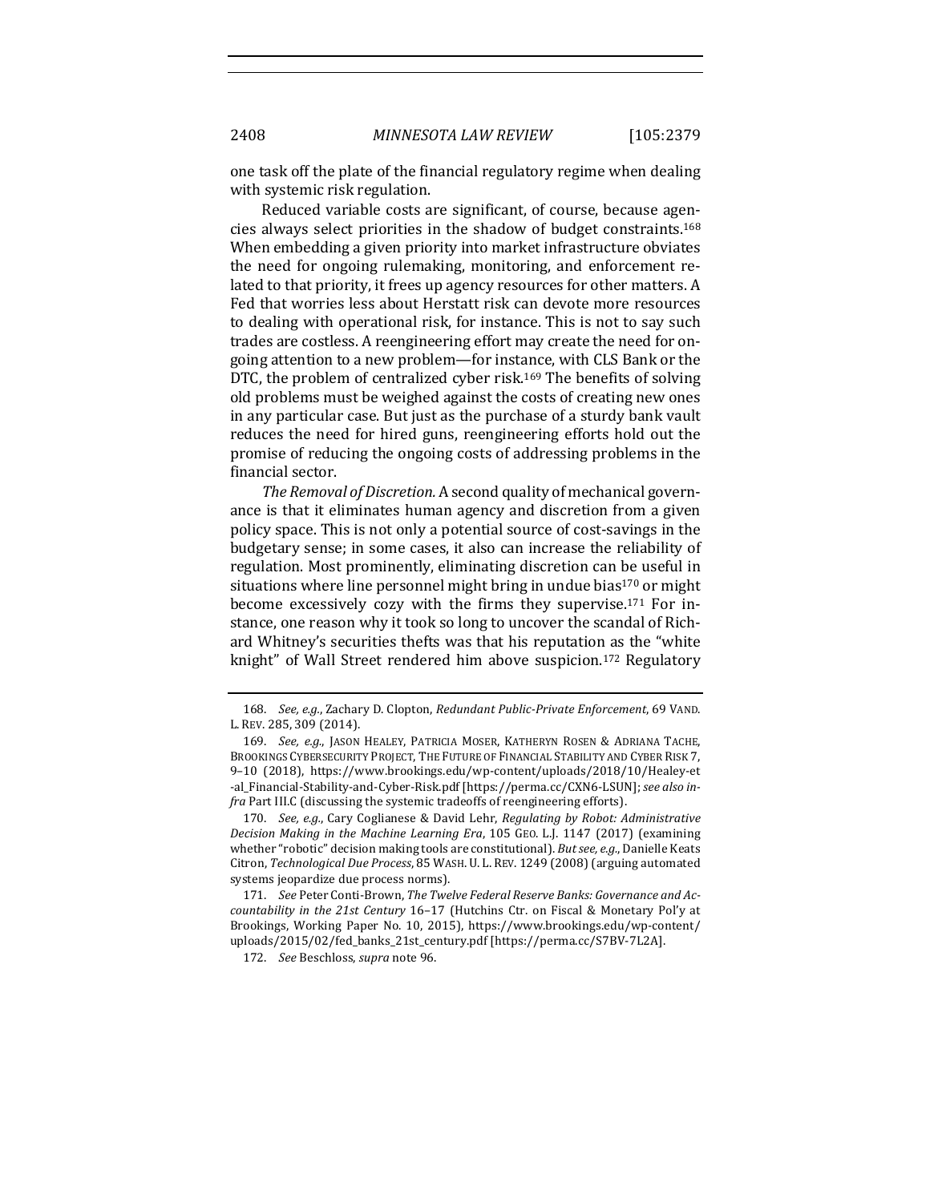one task off the plate of the financial regulatory regime when dealing with systemic risk regulation.

Reduced variable costs are significant, of course, because agencies always select priorities in the shadow of budget constraints.[168] When embedding a given priority into market infrastructure obviates the need for ongoing rulemaking, monitoring, and enforcement related to that priority, it frees up agency resources for other matters. A Fed that worries less about Herstatt risk can devote more resources to dealing with operational risk, for instance. This is not to say such trades are costless. A reengineering effort may create the need for ongoing attention to a new problem—for instance, with CLS Bank or the DTC, the problem of centralized cyber risk.[169] The benefits of solving old problems must be weighed against the costs of creating new ones in any particular case. But just as the purchase of a sturdy bank vault reduces the need for hired guns, reengineering efforts hold out the promise of reducing the ongoing costs of addressing problems in the financial sector.

*The Removal of Discretion.* A second quality of mechanical governance is that it eliminates human agency and discretion from a given policy space. This is not only a potential source of cost-savings in the budgetary sense; in some cases, it also can increase the reliability of regulation. Most prominently, eliminating discretion can be useful in situations where line personnel might bring in undue bias[170] or might become excessively cozy with the firms they supervise.[171] For instance, one reason why it took so long to uncover the scandal of Richard Whitney's securities thefts was that his reputation as the "white knight" of Wall Street rendered him above suspicion.[172] Regulatory

---

168. *See, e.g.*, Zachary D. Clopton, *Redundant Public-Private Enforcement*, 69 VAND. L. REV. 285, 309 (2014).

169. *See, e.g.*, JASON HEALEY, PATRICIA MOSER, KATHERYN ROSEN & ADRIANA TACHE, BROOKINGS CYBERSECURITY PROJECT, THE FUTURE OF FINANCIAL STABILITY AND CYBER RISK 7, 9–10 (2018), https://www.brookings.edu/wp-content/uploads/2018/10/Healey-et-al_Financial-Stability-and-Cyber-Risk.pdf [https://perma.cc/CXN6-LSUN]; *see also infra* Part III.C (discussing the systemic tradeoffs of reengineering efforts).

170. *See, e.g.*, Cary Coglianese & David Lehr, *Regulating by Robot: Administrative Decision Making in the Machine Learning Era*, 105 GEO. L.J. 1147 (2017) (examining whether "robotic" decision making tools are constitutional). *But see, e.g.*, Danielle Keats Citron, *Technological Due Process*, 85 WASH. U. L. REV. 1249 (2008) (arguing automated systems jeopardize due process norms).

171. *See* Peter Conti-Brown, *The Twelve Federal Reserve Banks: Governance and Accountability in the 21st Century* 16–17 (Hutchins Ctr. on Fiscal & Monetary Pol'y at Brookings, Working Paper No. 10, 2015), https://www.brookings.edu/wp-content/uploads/2015/02/fed_banks_21st_century.pdf [https://perma.cc/S7BV-7L2A].

172. *See* Beschloss, *supra* note 96.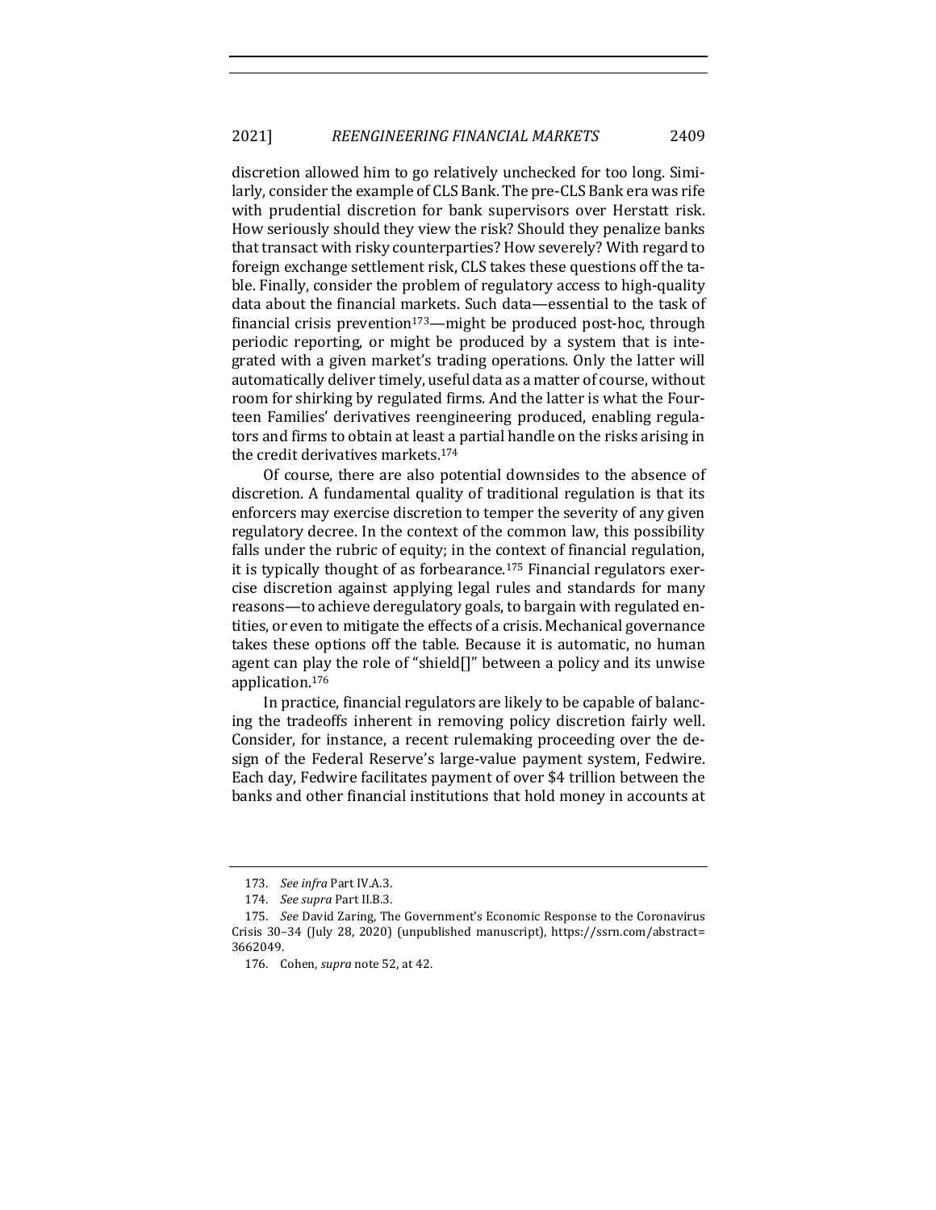discretion allowed him to go relatively unchecked for too long. Similarly, consider the example of CLS Bank. The pre-CLS Bank era was rife with prudential discretion for bank supervisors over Herstatt risk. How seriously should they view the risk? Should they penalize banks that transact with risky counterparties? How severely? With regard to foreign exchange settlement risk, CLS takes these questions off the table. Finally, consider the problem of regulatory access to high-quality data about the financial markets. Such data—essential to the task of financial crisis prevention[173]—might be produced post-hoc, through periodic reporting, or might be produced by a system that is integrated with a given market's trading operations. Only the latter will automatically deliver timely, useful data as a matter of course, without room for shirking by regulated firms. And the latter is what the Fourteen Families' derivatives reengineering produced, enabling regulators and firms to obtain at least a partial handle on the risks arising in the credit derivatives markets.[174]

Of course, there are also potential downsides to the absence of discretion. A fundamental quality of traditional regulation is that its enforcers may exercise discretion to temper the severity of any given regulatory decree. In the context of the common law, this possibility falls under the rubric of equity; in the context of financial regulation, it is typically thought of as forbearance.[175] Financial regulators exercise discretion against applying legal rules and standards for many reasons—to achieve deregulatory goals, to bargain with regulated entities, or even to mitigate the effects of a crisis. Mechanical governance takes these options off the table. Because it is automatic, no human agent can play the role of "shield[]" between a policy and its unwise application.[176]

In practice, financial regulators are likely to be capable of balancing the tradeoffs inherent in removing policy discretion fairly well. Consider, for instance, a recent rulemaking proceeding over the design of the Federal Reserve's large-value payment system, Fedwire. Each day, Fedwire facilitates payment of over $4 trillion between the banks and other financial institutions that hold money in accounts at

---

173. *See infra* Part IV.A.3.

174. *See supra* Part II.B.3.

175. *See* David Zaring, The Government's Economic Response to the Coronavirus Crisis 30–34 (July 28, 2020) (unpublished manuscript), https://ssrn.com/abstract=3662049.

176. Cohen, *supra* note 52, at 42.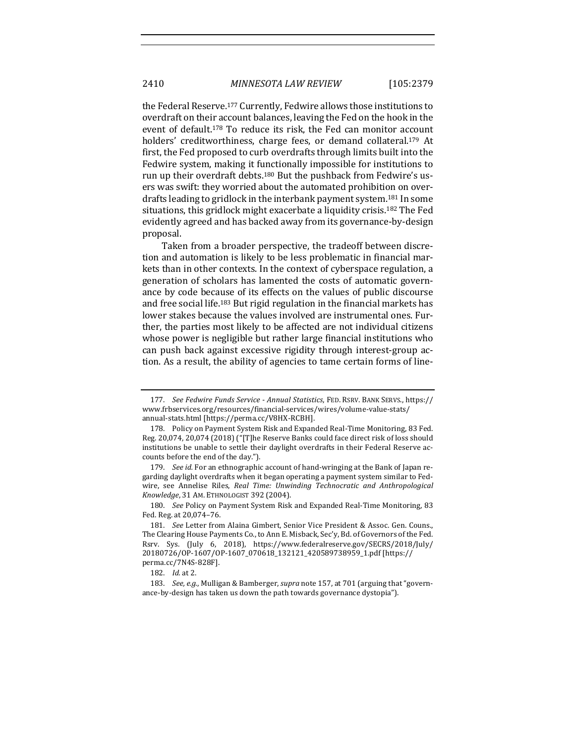the Federal Reserve.[177] Currently, Fedwire allows those institutions to overdraft on their account balances, leaving the Fed on the hook in the event of default.[178] To reduce its risk, the Fed can monitor account holders' creditworthiness, charge fees, or demand collateral.[179] At first, the Fed proposed to curb overdrafts through limits built into the Fedwire system, making it functionally impossible for institutions to run up their overdraft debts.[180] But the pushback from Fedwire's users was swift: they worried about the automated prohibition on overdrafts leading to gridlock in the interbank payment system.[181] In some situations, this gridlock might exacerbate a liquidity crisis.[182] The Fed evidently agreed and has backed away from its governance-by-design proposal.

Taken from a broader perspective, the tradeoff between discretion and automation is likely to be less problematic in financial markets than in other contexts. In the context of cyberspace regulation, a generation of scholars has lamented the costs of automatic governance by code because of its effects on the values of public discourse and free social life.[183] But rigid regulation in the financial markets has lower stakes because the values involved are instrumental ones. Further, the parties most likely to be affected are not individual citizens whose power is negligible but rather large financial institutions who can push back against excessive rigidity through interest-group action. As a result, the ability of agencies to tame certain forms of line-

---

177. *See Fedwire Funds Service - Annual Statistics*, FED. RSRV. BANK SERVS., https://www.frbservices.org/resources/financial-services/wires/volume-value-stats/annual-stats.html [https://perma.cc/V8HX-RCBH].

178. Policy on Payment System Risk and Expanded Real-Time Monitoring, 83 Fed. Reg. 20,074, 20,074 (2018) ("[T]he Reserve Banks could face direct risk of loss should institutions be unable to settle their daylight overdrafts in their Federal Reserve accounts before the end of the day.").

179. *See id.* For an ethnographic account of hand-wringing at the Bank of Japan regarding daylight overdrafts when it began operating a payment system similar to Fedwire, see Annelise Riles, *Real Time: Unwinding Technocratic and Anthropological Knowledge*, 31 AM. ETHNOLOGIST 392 (2004).

180. *See* Policy on Payment System Risk and Expanded Real-Time Monitoring, 83 Fed. Reg. at 20,074–76.

181. *See* Letter from Alaina Gimbert, Senior Vice President & Assoc. Gen. Couns., The Clearing House Payments Co., to Ann E. Misback, Sec'y, Bd. of Governors of the Fed. Rsrv. Sys. (July 6, 2018), https://www.federalreserve.gov/SECRS/2018/July/20180726/OP-1607/OP-1607_070618_132121_420589738959_1.pdf [https://perma.cc/7N4S-828F].

182. *Id.* at 2.

183. *See, e.g.*, Mulligan & Bamberger, *supra* note 157, at 701 (arguing that "governance-by-design has taken us down the path towards governance dystopia").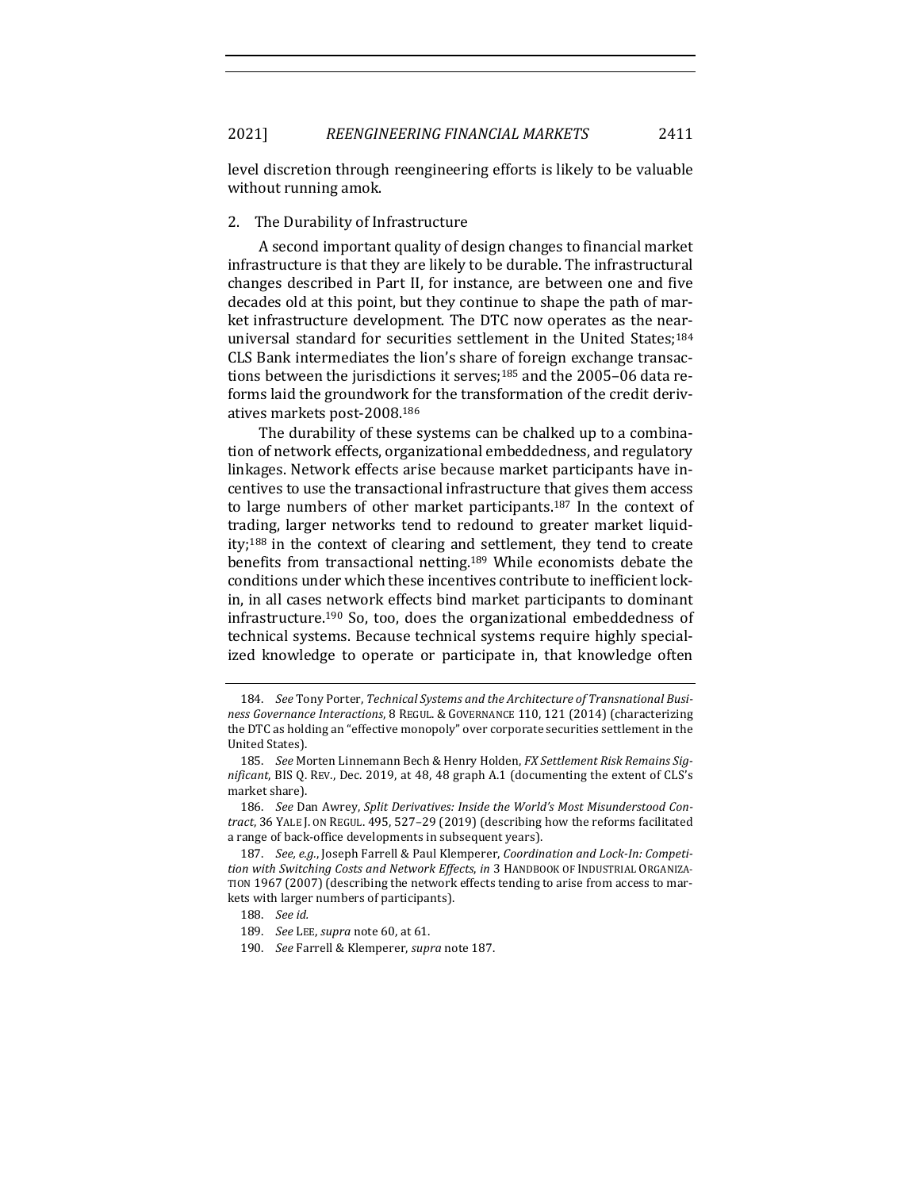level discretion through reengineering efforts is likely to be valuable without running amok.

### 2. The Durability of Infrastructure

A second important quality of design changes to financial market infrastructure is that they are likely to be durable. The infrastructural changes described in Part II, for instance, are between one and five decades old at this point, but they continue to shape the path of market infrastructure development. The DTC now operates as the near-universal standard for securities settlement in the United States;[184] CLS Bank intermediates the lion's share of foreign exchange transactions between the jurisdictions it serves;[185] and the 2005–06 data reforms laid the groundwork for the transformation of the credit derivatives markets post-2008.[186]

The durability of these systems can be chalked up to a combination of network effects, organizational embeddedness, and regulatory linkages. Network effects arise because market participants have incentives to use the transactional infrastructure that gives them access to large numbers of other market participants.[187] In the context of trading, larger networks tend to redound to greater market liquidity;[188] in the context of clearing and settlement, they tend to create benefits from transactional netting.[189] While economists debate the conditions under which these incentives contribute to inefficient lock-in, in all cases network effects bind market participants to dominant infrastructure.[190] So, too, does the organizational embeddedness of technical systems. Because technical systems require highly specialized knowledge to operate or participate in, that knowledge often

---

184. *See* Tony Porter, *Technical Systems and the Architecture of Transnational Business Governance Interactions*, 8 REGUL. & GOVERNANCE 110, 121 (2014) (characterizing the DTC as holding an "effective monopoly" over corporate securities settlement in the United States).

185. *See* Morten Linnemann Bech & Henry Holden, *FX Settlement Risk Remains Significant*, BIS Q. REV., Dec. 2019, at 48, 48 graph A.1 (documenting the extent of CLS's market share).

186. *See* Dan Awrey, *Split Derivatives: Inside the World's Most Misunderstood Contract*, 36 YALE J. ON REGUL. 495, 527–29 (2019) (describing how the reforms facilitated a range of back-office developments in subsequent years).

187. *See, e.g.*, Joseph Farrell & Paul Klemperer, *Coordination and Lock-In: Competition with Switching Costs and Network Effects*, *in* 3 HANDBOOK OF INDUSTRIAL ORGANIZATION 1967 (2007) (describing the network effects tending to arise from access to markets with larger numbers of participants).

188. *See id.*

189. *See* LEE, *supra* note 60, at 61.

190. *See* Farrell & Klemperer, *supra* note 187.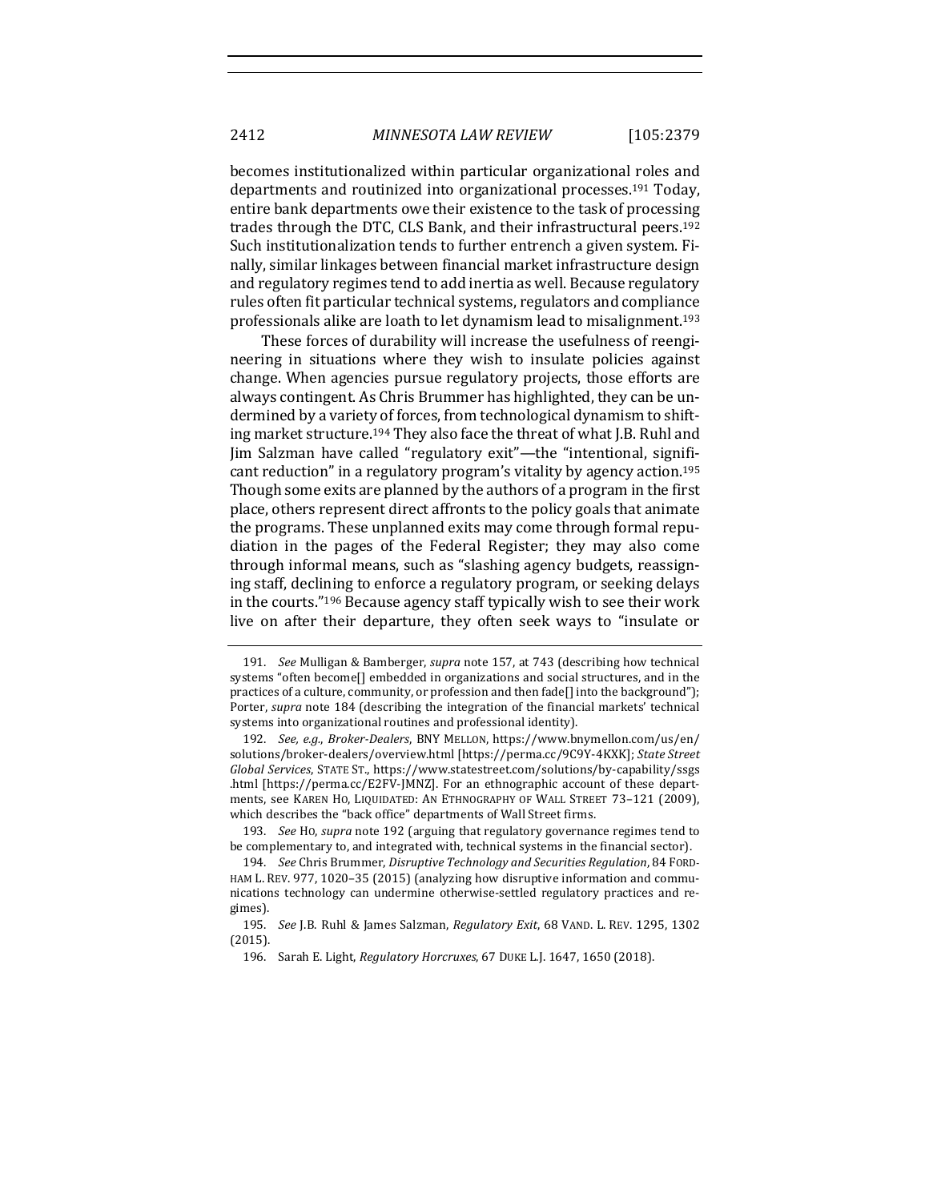becomes institutionalized within particular organizational roles and departments and routinized into organizational processes.[191] Today, entire bank departments owe their existence to the task of processing trades through the DTC, CLS Bank, and their infrastructural peers.[192] Such institutionalization tends to further entrench a given system. Finally, similar linkages between financial market infrastructure design and regulatory regimes tend to add inertia as well. Because regulatory rules often fit particular technical systems, regulators and compliance professionals alike are loath to let dynamism lead to misalignment.[193]

These forces of durability will increase the usefulness of reengineering in situations where they wish to insulate policies against change. When agencies pursue regulatory projects, those efforts are always contingent. As Chris Brummer has highlighted, they can be undermined by a variety of forces, from technological dynamism to shifting market structure.[194] They also face the threat of what J.B. Ruhl and Jim Salzman have called "regulatory exit"—the "intentional, significant reduction" in a regulatory program's vitality by agency action.[195] Though some exits are planned by the authors of a program in the first place, others represent direct affronts to the policy goals that animate the programs. These unplanned exits may come through formal repudiation in the pages of the Federal Register; they may also come through informal means, such as "slashing agency budgets, reassigning staff, declining to enforce a regulatory program, or seeking delays in the courts."[196] Because agency staff typically wish to see their work live on after their departure, they often seek ways to "insulate or

---

191. *See* Mulligan & Bamberger, *supra* note 157, at 743 (describing how technical systems "often become[] embedded in organizations and social structures, and in the practices of a culture, community, or profession and then fade[] into the background"); Porter, *supra* note 184 (describing the integration of the financial markets' technical systems into organizational routines and professional identity).

192. *See, e.g.*, *Broker-Dealers*, BNY MELLON, https://www.bnymellon.com/us/en/solutions/broker-dealers/overview.html [https://perma.cc/9C9Y-4KXK]; *State Street Global Services*, STATE ST., https://www.statestreet.com/solutions/by-capability/ssgs.html [https://perma.cc/E2FV-JMNZ]. For an ethnographic account of these departments, see KAREN HO, LIQUIDATED: AN ETHNOGRAPHY OF WALL STREET 73–121 (2009), which describes the "back office" departments of Wall Street firms.

193. *See* HO, *supra* note 192 (arguing that regulatory governance regimes tend to be complementary to, and integrated with, technical systems in the financial sector).

194. *See* Chris Brummer, *Disruptive Technology and Securities Regulation*, 84 FORDHAM L. REV. 977, 1020–35 (2015) (analyzing how disruptive information and communications technology can undermine otherwise-settled regulatory practices and regimes).

195. *See* J.B. Ruhl & James Salzman, *Regulatory Exit*, 68 VAND. L. REV. 1295, 1302 (2015).

196. Sarah E. Light, *Regulatory Horcruxes*, 67 DUKE L.J. 1647, 1650 (2018).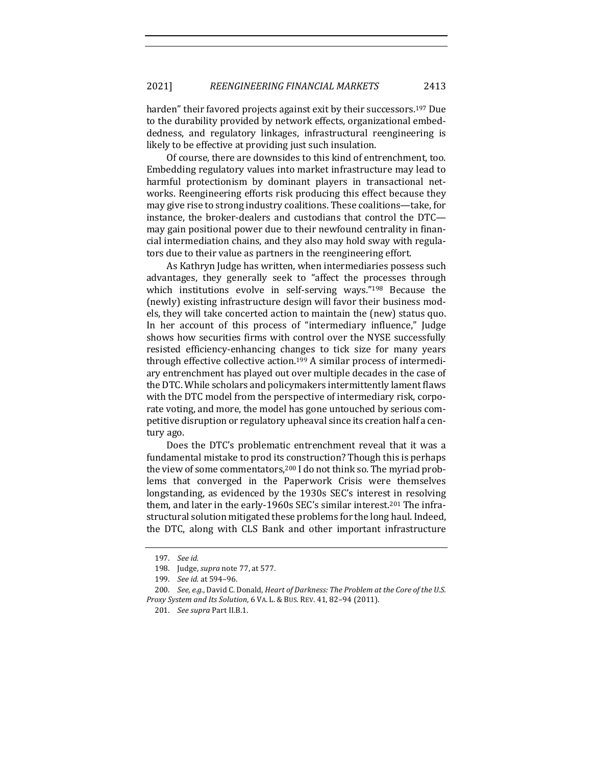harden" their favored projects against exit by their successors.[197] Due to the durability provided by network effects, organizational embeddedness, and regulatory linkages, infrastructural reengineering is likely to be effective at providing just such insulation.

Of course, there are downsides to this kind of entrenchment, too. Embedding regulatory values into market infrastructure may lead to harmful protectionism by dominant players in transactional networks. Reengineering efforts risk producing this effect because they may give rise to strong industry coalitions. These coalitions—take, for instance, the broker-dealers and custodians that control the DTC—may gain positional power due to their newfound centrality in financial intermediation chains, and they also may hold sway with regulators due to their value as partners in the reengineering effort.

As Kathryn Judge has written, when intermediaries possess such advantages, they generally seek to "affect the processes through which institutions evolve in self-serving ways."[198] Because the (newly) existing infrastructure design will favor their business models, they will take concerted action to maintain the (new) status quo. In her account of this process of "intermediary influence," Judge shows how securities firms with control over the NYSE successfully resisted efficiency-enhancing changes to tick size for many years through effective collective action.[199] A similar process of intermediary entrenchment has played out over multiple decades in the case of the DTC. While scholars and policymakers intermittently lament flaws with the DTC model from the perspective of intermediary risk, corporate voting, and more, the model has gone untouched by serious competitive disruption or regulatory upheaval since its creation half a century ago.

Does the DTC's problematic entrenchment reveal that it was a fundamental mistake to prod its construction? Though this is perhaps the view of some commentators,[200] I do not think so. The myriad problems that converged in the Paperwork Crisis were themselves longstanding, as evidenced by the 1930s SEC's interest in resolving them, and later in the early-1960s SEC's similar interest.[201] The infrastructural solution mitigated these problems for the long haul. Indeed, the DTC, along with CLS Bank and other important infrastructure

197. *See id.*

198. Judge, *supra* note 77, at 577.

199. *See id.* at 594–96.

200. *See, e.g.*, David C. Donald, *Heart of Darkness: The Problem at the Core of the U.S. Proxy System and Its Solution*, 6 VA. L. & BUS. REV. 41, 82–94 (2011).

201. *See supra* Part II.B.1.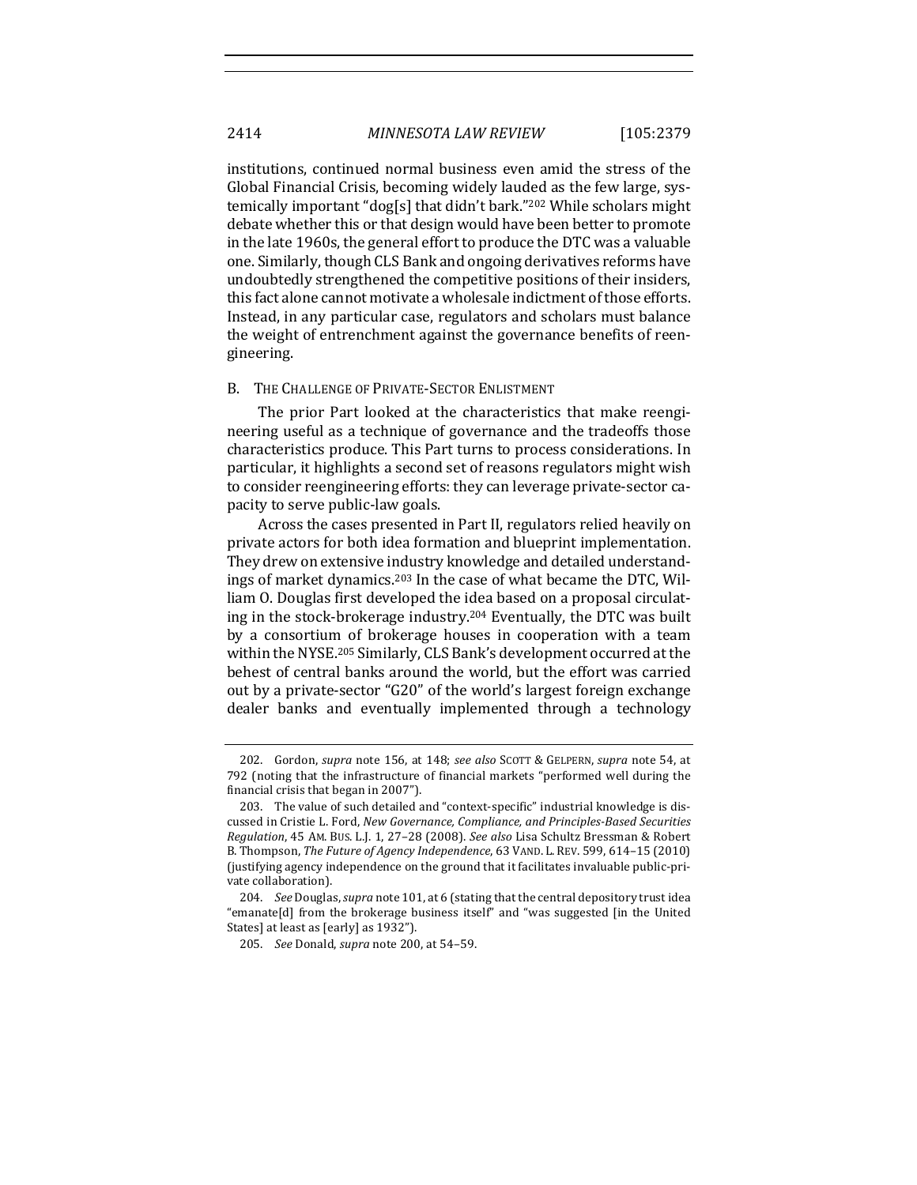institutions, continued normal business even amid the stress of the Global Financial Crisis, becoming widely lauded as the few large, systemically important "dog[s] that didn't bark."[202] While scholars might debate whether this or that design would have been better to promote in the late 1960s, the general effort to produce the DTC was a valuable one. Similarly, though CLS Bank and ongoing derivatives reforms have undoubtedly strengthened the competitive positions of their insiders, this fact alone cannot motivate a wholesale indictment of those efforts. Instead, in any particular case, regulators and scholars must balance the weight of entrenchment against the governance benefits of reengineering.

### B. The Challenge of Private-Sector Enlistment

The prior Part looked at the characteristics that make reengineering useful as a technique of governance and the tradeoffs those characteristics produce. This Part turns to process considerations. In particular, it highlights a second set of reasons regulators might wish to consider reengineering efforts: they can leverage private-sector capacity to serve public-law goals.

Across the cases presented in Part II, regulators relied heavily on private actors for both idea formation and blueprint implementation. They drew on extensive industry knowledge and detailed understandings of market dynamics.[203] In the case of what became the DTC, William O. Douglas first developed the idea based on a proposal circulating in the stock-brokerage industry.[204] Eventually, the DTC was built by a consortium of brokerage houses in cooperation with a team within the NYSE.[205] Similarly, CLS Bank's development occurred at the behest of central banks around the world, but the effort was carried out by a private-sector "G20" of the world's largest foreign exchange dealer banks and eventually implemented through a technology

---

202. Gordon, *supra* note 156, at 148; *see also* Scott & Gelpern, *supra* note 54, at 792 (noting that the infrastructure of financial markets "performed well during the financial crisis that began in 2007").

203. The value of such detailed and "context-specific" industrial knowledge is discussed in Cristie L. Ford, *New Governance, Compliance, and Principles-Based Securities Regulation*, 45 Am. Bus. L.J. 1, 27–28 (2008). *See also* Lisa Schultz Bressman & Robert B. Thompson, *The Future of Agency Independence*, 63 Vand. L. Rev. 599, 614–15 (2010) (justifying agency independence on the ground that it facilitates invaluable public-private collaboration).

204. *See* Douglas, *supra* note 101, at 6 (stating that the central depository trust idea "emanate[d] from the brokerage business itself" and "was suggested [in the United States] at least as [early] as 1932").

205. *See* Donald, *supra* note 200, at 54–59.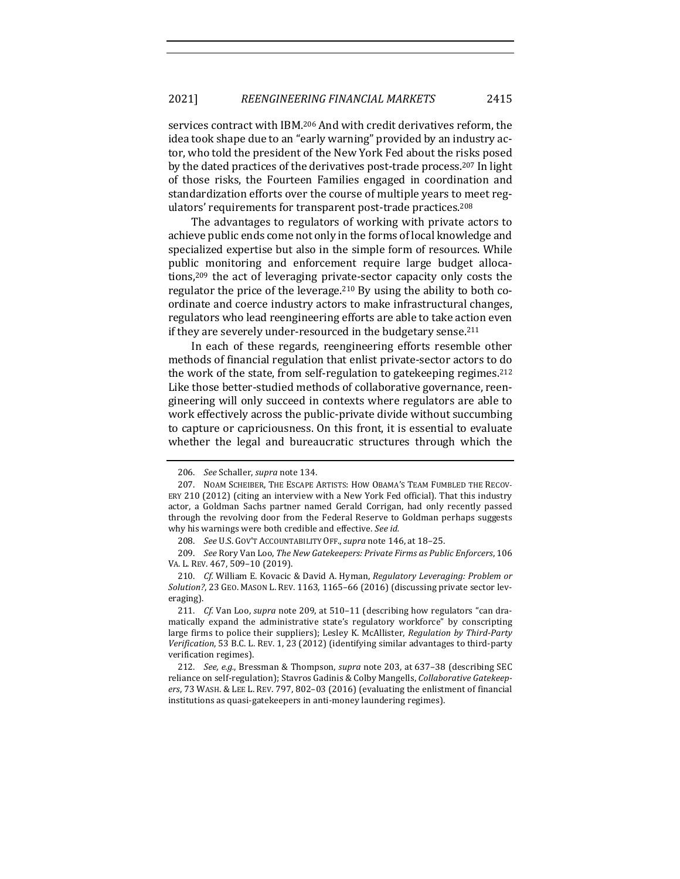services contract with IBM.[206] And with credit derivatives reform, the idea took shape due to an "early warning" provided by an industry actor, who told the president of the New York Fed about the risks posed by the dated practices of the derivatives post-trade process.[207] In light of those risks, the Fourteen Families engaged in coordination and standardization efforts over the course of multiple years to meet regulators' requirements for transparent post-trade practices.[208]

The advantages to regulators of working with private actors to achieve public ends come not only in the forms of local knowledge and specialized expertise but also in the simple form of resources. While public monitoring and enforcement require large budget allocations,[209] the act of leveraging private-sector capacity only costs the regulator the price of the leverage.[210] By using the ability to both coordinate and coerce industry actors to make infrastructural changes, regulators who lead reengineering efforts are able to take action even if they are severely under-resourced in the budgetary sense.[211]

In each of these regards, reengineering efforts resemble other methods of financial regulation that enlist private-sector actors to do the work of the state, from self-regulation to gatekeeping regimes.[212] Like those better-studied methods of collaborative governance, reengineering will only succeed in contexts where regulators are able to work effectively across the public-private divide without succumbing to capture or capriciousness. On this front, it is essential to evaluate whether the legal and bureaucratic structures through which the

---

206. *See* Schaller, *supra* note 134.

207. NOAM SCHEIBER, THE ESCAPE ARTISTS: HOW OBAMA'S TEAM FUMBLED THE RECOVERY 210 (2012) (citing an interview with a New York Fed official). That this industry actor, a Goldman Sachs partner named Gerald Corrigan, had only recently passed through the revolving door from the Federal Reserve to Goldman perhaps suggests why his warnings were both credible and effective. *See id.*

208. *See* U.S. GOV'T ACCOUNTABILITY OFF., *supra* note 146, at 18–25.

209. *See* Rory Van Loo, *The New Gatekeepers: Private Firms as Public Enforcers*, 106 VA. L. REV. 467, 509–10 (2019).

210. *Cf.* William E. Kovacic & David A. Hyman, *Regulatory Leveraging: Problem or Solution?*, 23 GEO. MASON L. REV. 1163, 1165–66 (2016) (discussing private sector leveraging).

211. *Cf.* Van Loo, *supra* note 209, at 510–11 (describing how regulators "can dramatically expand the administrative state's regulatory workforce" by conscripting large firms to police their suppliers); Lesley K. McAllister, *Regulation by Third-Party Verification*, 53 B.C. L. REV. 1, 23 (2012) (identifying similar advantages to third-party verification regimes).

212. *See, e.g.*, Bressman & Thompson, *supra* note 203, at 637–38 (describing SEC reliance on self-regulation); Stavros Gadinis & Colby Mangells, *Collaborative Gatekeepers*, 73 WASH. & LEE L. REV. 797, 802–03 (2016) (evaluating the enlistment of financial institutions as quasi-gatekeepers in anti-money laundering regimes).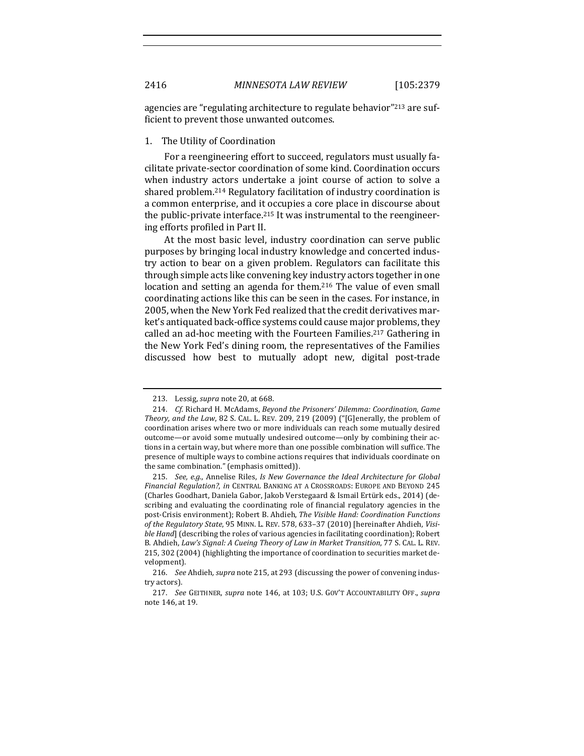agencies are "regulating architecture to regulate behavior"[213] are sufficient to prevent those unwanted outcomes.

1. The Utility of Coordination

For a reengineering effort to succeed, regulators must usually facilitate private-sector coordination of some kind. Coordination occurs when industry actors undertake a joint course of action to solve a shared problem.[214] Regulatory facilitation of industry coordination is a common enterprise, and it occupies a core place in discourse about the public-private interface.[215] It was instrumental to the reengineering efforts profiled in Part II.

At the most basic level, industry coordination can serve public purposes by bringing local industry knowledge and concerted industry action to bear on a given problem. Regulators can facilitate this through simple acts like convening key industry actors together in one location and setting an agenda for them.[216] The value of even small coordinating actions like this can be seen in the cases. For instance, in 2005, when the New York Fed realized that the credit derivatives market's antiquated back-office systems could cause major problems, they called an ad-hoc meeting with the Fourteen Families.[217] Gathering in the New York Fed's dining room, the representatives of the Families discussed how best to mutually adopt new, digital post-trade

---

213. Lessig, *supra* note 20, at 668.

214. *Cf.* Richard H. McAdams, *Beyond the Prisoners' Dilemma: Coordination, Game Theory, and the Law*, 82 S. CAL. L. REV. 209, 219 (2009) ("[G]enerally, the problem of coordination arises where two or more individuals can reach some mutually desired outcome—or avoid some mutually undesired outcome—only by combining their actions in a certain way, but where more than one possible combination will suffice. The presence of multiple ways to combine actions requires that individuals coordinate on the same combination." (emphasis omitted)).

215. *See, e.g.*, Annelise Riles, *Is New Governance the Ideal Architecture for Global Financial Regulation?*, *in* CENTRAL BANKING AT A CROSSROADS: EUROPE AND BEYOND 245 (Charles Goodhart, Daniela Gabor, Jakob Verstegaard & Ismail Ertürk eds., 2014) (describing and evaluating the coordinating role of financial regulatory agencies in the post-Crisis environment); Robert B. Ahdieh, *The Visible Hand: Coordination Functions of the Regulatory State*, 95 MINN. L. REV. 578, 633–37 (2010) [hereinafter Ahdieh, *Visible Hand*] (describing the roles of various agencies in facilitating coordination); Robert B. Ahdieh, *Law's Signal: A Cueing Theory of Law in Market Transition*, 77 S. CAL. L. REV. 215, 302 (2004) (highlighting the importance of coordination to securities market development).

216. *See* Ahdieh, *supra* note 215, at 293 (discussing the power of convening industry actors).

217. *See* GEITHNER, *supra* note 146, at 103; U.S. GOV'T ACCOUNTABILITY OFF., *supra* note 146, at 19.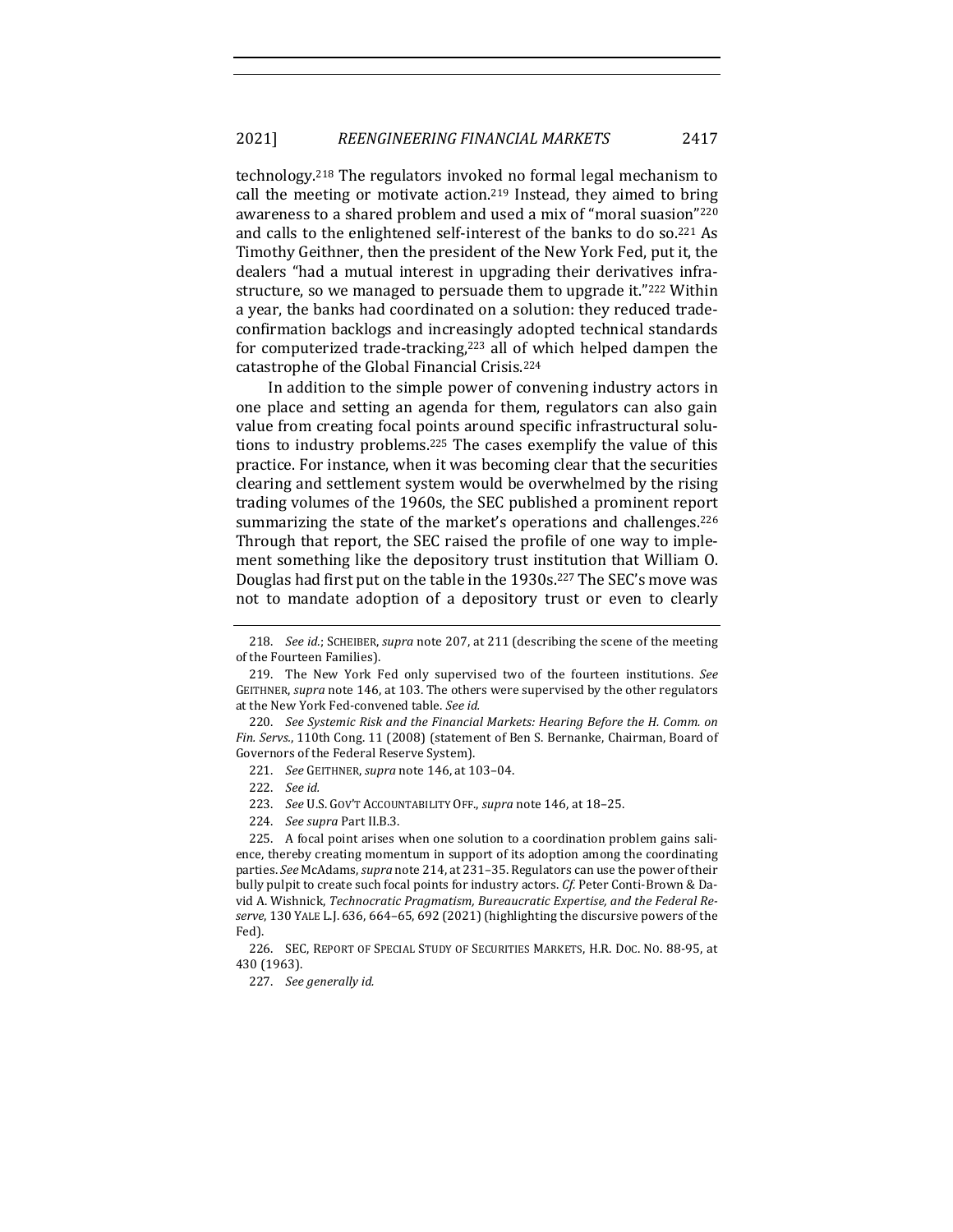technology.[218] The regulators invoked no formal legal mechanism to call the meeting or motivate action.[219] Instead, they aimed to bring awareness to a shared problem and used a mix of "moral suasion"[220] and calls to the enlightened self-interest of the banks to do so.[221] As Timothy Geithner, then the president of the New York Fed, put it, the dealers "had a mutual interest in upgrading their derivatives infrastructure, so we managed to persuade them to upgrade it."[222] Within a year, the banks had coordinated on a solution: they reduced trade-confirmation backlogs and increasingly adopted technical standards for computerized trade-tracking,[223] all of which helped dampen the catastrophe of the Global Financial Crisis.[224]

In addition to the simple power of convening industry actors in one place and setting an agenda for them, regulators can also gain value from creating focal points around specific infrastructural solutions to industry problems.[225] The cases exemplify the value of this practice. For instance, when it was becoming clear that the securities clearing and settlement system would be overwhelmed by the rising trading volumes of the 1960s, the SEC published a prominent report summarizing the state of the market's operations and challenges.[226] Through that report, the SEC raised the profile of one way to implement something like the depository trust institution that William O. Douglas had first put on the table in the 1930s.[227] The SEC's move was not to mandate adoption of a depository trust or even to clearly

---

218. *See id.*; SCHEIBER, *supra* note 207, at 211 (describing the scene of the meeting of the Fourteen Families).

219. The New York Fed only supervised two of the fourteen institutions. *See* GEITHNER, *supra* note 146, at 103. The others were supervised by the other regulators at the New York Fed-convened table. *See id.*

220. *See Systemic Risk and the Financial Markets: Hearing Before the H. Comm. on Fin. Servs.*, 110th Cong. 11 (2008) (statement of Ben S. Bernanke, Chairman, Board of Governors of the Federal Reserve System).

221. *See* GEITHNER, *supra* note 146, at 103–04.

222. *See id.*

223. *See* U.S. GOV'T ACCOUNTABILITY OFF., *supra* note 146, at 18–25.

224. *See supra* Part II.B.3.

225. A focal point arises when one solution to a coordination problem gains salience, thereby creating momentum in support of its adoption among the coordinating parties. *See* McAdams, *supra* note 214, at 231–35. Regulators can use the power of their bully pulpit to create such focal points for industry actors. *Cf.* Peter Conti-Brown & David A. Wishnick, *Technocratic Pragmatism, Bureaucratic Expertise, and the Federal Reserve*, 130 YALE L.J. 636, 664–65, 692 (2021) (highlighting the discursive powers of the Fed).

226. SEC, REPORT OF SPECIAL STUDY OF SECURITIES MARKETS, H.R. DOC. NO. 88-95, at 430 (1963).

227. *See generally id.*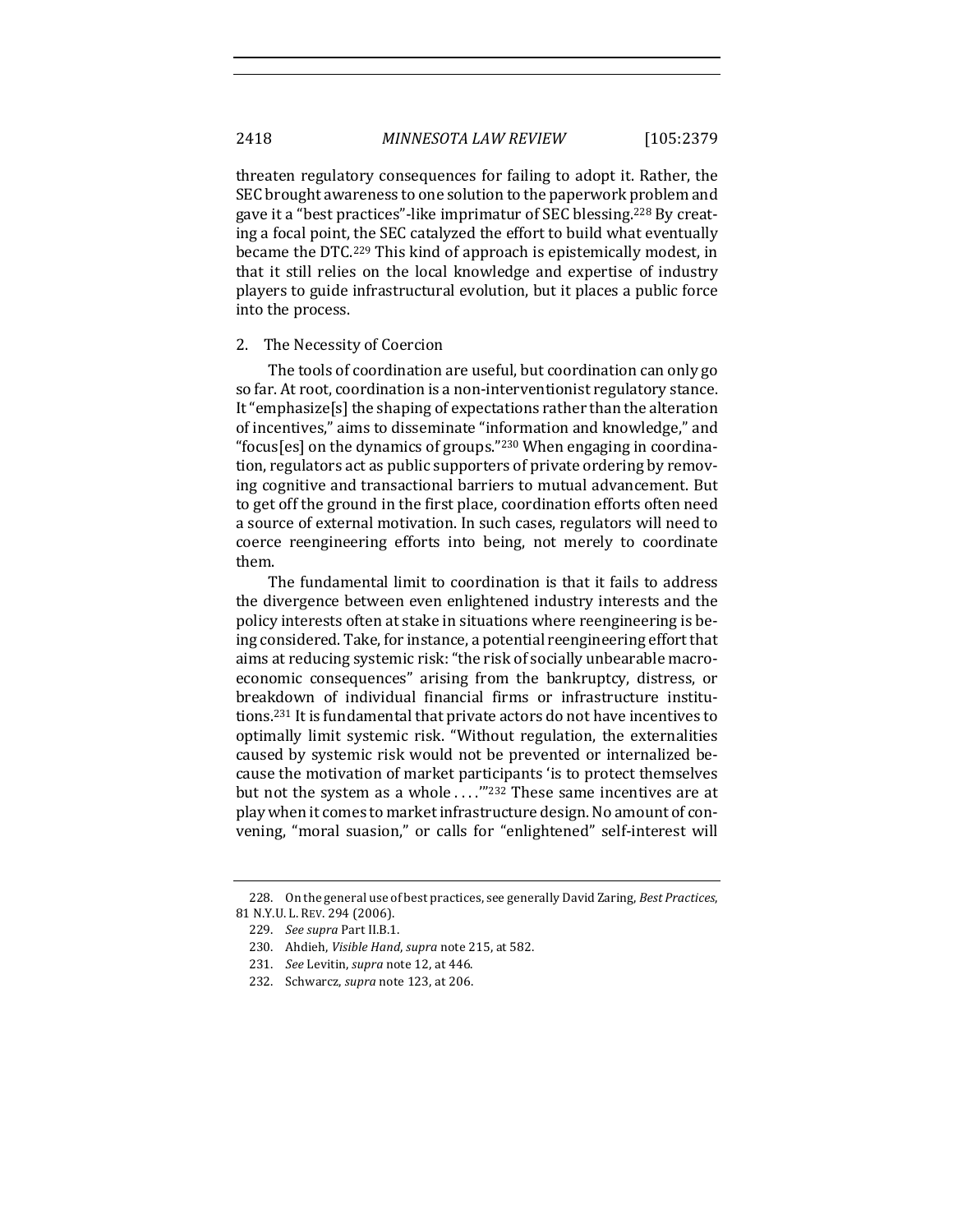threaten regulatory consequences for failing to adopt it. Rather, the SEC brought awareness to one solution to the paperwork problem and gave it a "best practices"-like imprimatur of SEC blessing.[228] By creating a focal point, the SEC catalyzed the effort to build what eventually became the DTC.[229] This kind of approach is epistemically modest, in that it still relies on the local knowledge and expertise of industry players to guide infrastructural evolution, but it places a public force into the process.

### 2. The Necessity of Coercion

The tools of coordination are useful, but coordination can only go so far. At root, coordination is a non-interventionist regulatory stance. It "emphasize[s] the shaping of expectations rather than the alteration of incentives," aims to disseminate "information and knowledge," and "focus[es] on the dynamics of groups."[230] When engaging in coordination, regulators act as public supporters of private ordering by removing cognitive and transactional barriers to mutual advancement. But to get off the ground in the first place, coordination efforts often need a source of external motivation. In such cases, regulators will need to coerce reengineering efforts into being, not merely to coordinate them.

The fundamental limit to coordination is that it fails to address the divergence between even enlightened industry interests and the policy interests often at stake in situations where reengineering is being considered. Take, for instance, a potential reengineering effort that aims at reducing systemic risk: "the risk of socially unbearable macroeconomic consequences" arising from the bankruptcy, distress, or breakdown of individual financial firms or infrastructure institutions.[231] It is fundamental that private actors do not have incentives to optimally limit systemic risk. "Without regulation, the externalities caused by systemic risk would not be prevented or internalized because the motivation of market participants 'is to protect themselves but not the system as a whole . . . .'"[232] These same incentives are at play when it comes to market infrastructure design. No amount of convening, "moral suasion," or calls for "enlightened" self-interest will

---

228. On the general use of best practices, see generally David Zaring, *Best Practices*, 81 N.Y.U. L. REV. 294 (2006).

229. *See supra* Part II.B.1.

230. Ahdieh, *Visible Hand*, *supra* note 215, at 582.

231. *See* Levitin, *supra* note 12, at 446.

232. Schwarcz, *supra* note 123, at 206.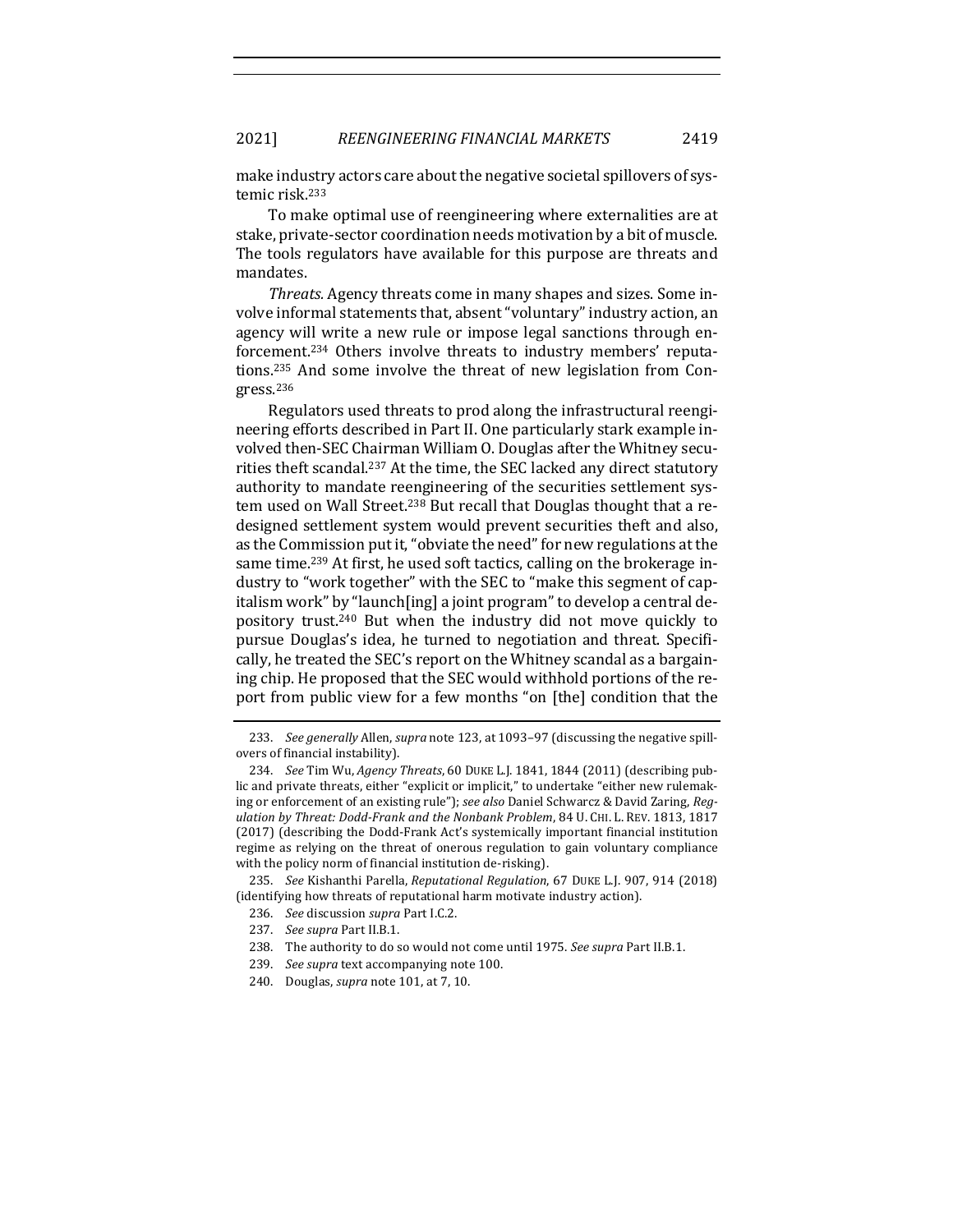make industry actors care about the negative societal spillovers of systemic risk.[233]

To make optimal use of reengineering where externalities are at stake, private-sector coordination needs motivation by a bit of muscle. The tools regulators have available for this purpose are threats and mandates.

*Threats.* Agency threats come in many shapes and sizes. Some involve informal statements that, absent "voluntary" industry action, an agency will write a new rule or impose legal sanctions through enforcement.[234] Others involve threats to industry members' reputations.[235] And some involve the threat of new legislation from Congress.[236]

Regulators used threats to prod along the infrastructural reengineering efforts described in Part II. One particularly stark example involved then-SEC Chairman William O. Douglas after the Whitney securities theft scandal.[237] At the time, the SEC lacked any direct statutory authority to mandate reengineering of the securities settlement system used on Wall Street.[238] But recall that Douglas thought that a redesigned settlement system would prevent securities theft and also, as the Commission put it, "obviate the need" for new regulations at the same time.[239] At first, he used soft tactics, calling on the brokerage industry to "work together" with the SEC to "make this segment of capitalism work" by "launch[ing] a joint program" to develop a central depository trust.[240] But when the industry did not move quickly to pursue Douglas's idea, he turned to negotiation and threat. Specifically, he treated the SEC's report on the Whitney scandal as a bargaining chip. He proposed that the SEC would withhold portions of the report from public view for a few months "on [the] condition that the

---

233. *See generally* Allen, *supra* note 123, at 1093–97 (discussing the negative spillovers of financial instability).

234. *See* Tim Wu, *Agency Threats*, 60 DUKE L.J. 1841, 1844 (2011) (describing public and private threats, either "explicit or implicit," to undertake "either new rulemaking or enforcement of an existing rule"); *see also* Daniel Schwarcz & David Zaring, *Regulation by Threat: Dodd-Frank and the Nonbank Problem*, 84 U. CHI. L. REV. 1813, 1817 (2017) (describing the Dodd-Frank Act's systemically important financial institution regime as relying on the threat of onerous regulation to gain voluntary compliance with the policy norm of financial institution de-risking).

235. *See* Kishanthi Parella, *Reputational Regulation*, 67 DUKE L.J. 907, 914 (2018) (identifying how threats of reputational harm motivate industry action).

236. *See* discussion *supra* Part I.C.2.

237. *See supra* Part II.B.1.

238. The authority to do so would not come until 1975. *See supra* Part II.B.1.

239. *See supra* text accompanying note 100.

240. Douglas, *supra* note 101, at 7, 10.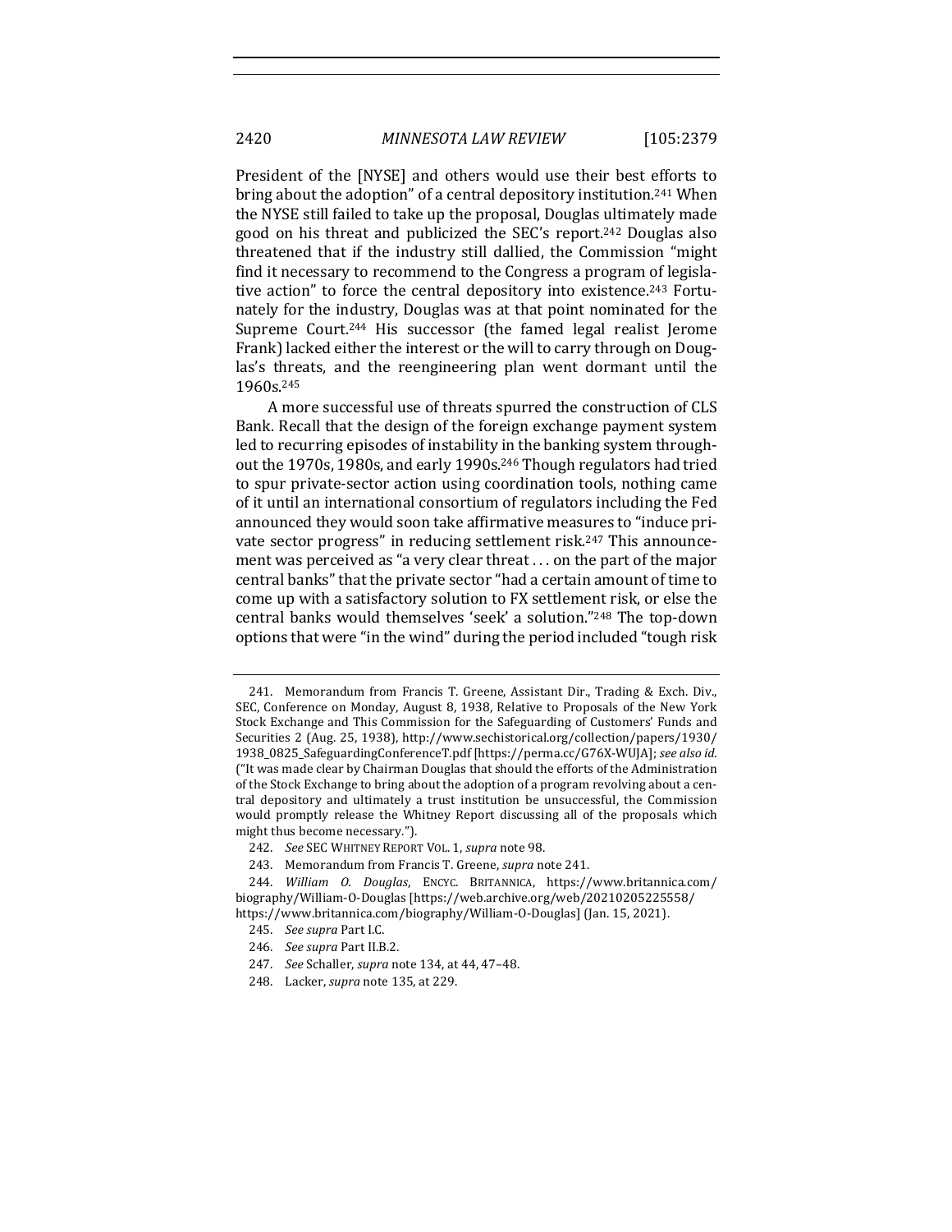President of the [NYSE] and others would use their best efforts to bring about the adoption" of a central depository institution.[241] When the NYSE still failed to take up the proposal, Douglas ultimately made good on his threat and publicized the SEC's report.[242] Douglas also threatened that if the industry still dallied, the Commission "might find it necessary to recommend to the Congress a program of legislative action" to force the central depository into existence.[243] Fortunately for the industry, Douglas was at that point nominated for the Supreme Court.[244] His successor (the famed legal realist Jerome Frank) lacked either the interest or the will to carry through on Douglas's threats, and the reengineering plan went dormant until the 1960s.[245]

A more successful use of threats spurred the construction of CLS Bank. Recall that the design of the foreign exchange payment system led to recurring episodes of instability in the banking system throughout the 1970s, 1980s, and early 1990s.[246] Though regulators had tried to spur private-sector action using coordination tools, nothing came of it until an international consortium of regulators including the Fed announced they would soon take affirmative measures to "induce private sector progress" in reducing settlement risk.[247] This announcement was perceived as "a very clear threat . . . on the part of the major central banks" that the private sector "had a certain amount of time to come up with a satisfactory solution to FX settlement risk, or else the central banks would themselves 'seek' a solution."[248] The top-down options that were "in the wind" during the period included "tough risk

241. Memorandum from Francis T. Greene, Assistant Dir., Trading & Exch. Div., SEC, Conference on Monday, August 8, 1938, Relative to Proposals of the New York Stock Exchange and This Commission for the Safeguarding of Customers' Funds and Securities 2 (Aug. 25, 1938), http://www.sechistorical.org/collection/papers/1930/1938_0825_SafeguardingConferenceT.pdf [https://perma.cc/G76X-WUJA]; *see also id.* ("It was made clear by Chairman Douglas that should the efforts of the Administration of the Stock Exchange to bring about the adoption of a program revolving about a central depository and ultimately a trust institution be unsuccessful, the Commission would promptly release the Whitney Report discussing all of the proposals which might thus become necessary.").

242. *See* SEC WHITNEY REPORT VOL. 1, *supra* note 98.

243. Memorandum from Francis T. Greene, *supra* note 241.

244. *William O. Douglas*, ENCYC. BRITANNICA, https://www.britannica.com/biography/William-O-Douglas [https://web.archive.org/web/20210205225558/https://www.britannica.com/biography/William-O-Douglas] (Jan. 15, 2021).

245. *See supra* Part I.C.

246. *See supra* Part II.B.2.

247. *See* Schaller, *supra* note 134, at 44, 47–48.

248. Lacker, *supra* note 135, at 229.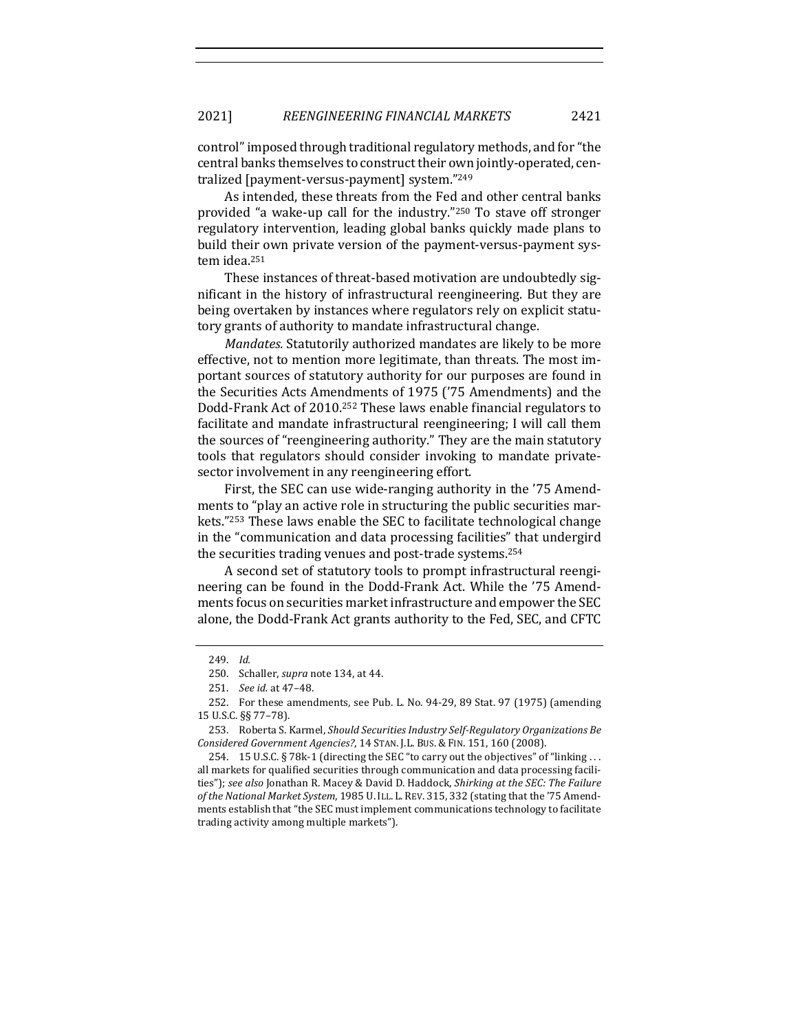control" imposed through traditional regulatory methods, and for "the central banks themselves to construct their own jointly-operated, centralized [payment-versus-payment] system."[249]

As intended, these threats from the Fed and other central banks provided "a wake-up call for the industry."[250] To stave off stronger regulatory intervention, leading global banks quickly made plans to build their own private version of the payment-versus-payment system idea.[251]

These instances of threat-based motivation are undoubtedly significant in the history of infrastructural reengineering. But they are being overtaken by instances where regulators rely on explicit statutory grants of authority to mandate infrastructural change.

*Mandates.* Statutorily authorized mandates are likely to be more effective, not to mention more legitimate, than threats. The most important sources of statutory authority for our purposes are found in the Securities Acts Amendments of 1975 ('75 Amendments) and the Dodd-Frank Act of 2010.[252] These laws enable financial regulators to facilitate and mandate infrastructural reengineering; I will call them the sources of "reengineering authority." They are the main statutory tools that regulators should consider invoking to mandate private-sector involvement in any reengineering effort.

First, the SEC can use wide-ranging authority in the '75 Amendments to "play an active role in structuring the public securities markets."[253] These laws enable the SEC to facilitate technological change in the "communication and data processing facilities" that undergird the securities trading venues and post-trade systems.[254]

A second set of statutory tools to prompt infrastructural reengineering can be found in the Dodd-Frank Act. While the '75 Amendments focus on securities market infrastructure and empower the SEC alone, the Dodd-Frank Act grants authority to the Fed, SEC, and CFTC

---

249. *Id.*

250. Schaller, *supra* note 134, at 44.

251. *See id.* at 47–48.

252. For these amendments, see Pub. L. No. 94-29, 89 Stat. 97 (1975) (amending 15 U.S.C. §§ 77–78).

253. Roberta S. Karmel, *Should Securities Industry Self-Regulatory Organizations Be Considered Government Agencies?*, 14 STAN. J.L. BUS. & FIN. 151, 160 (2008).

254. 15 U.S.C. § 78k-1 (directing the SEC "to carry out the objectives" of "linking . . . all markets for qualified securities through communication and data processing facilities"); *see also* Jonathan R. Macey & David D. Haddock, *Shirking at the SEC: The Failure of the National Market System*, 1985 U. ILL. L. REV. 315, 332 (stating that the '75 Amendments establish that "the SEC must implement communications technology to facilitate trading activity among multiple markets").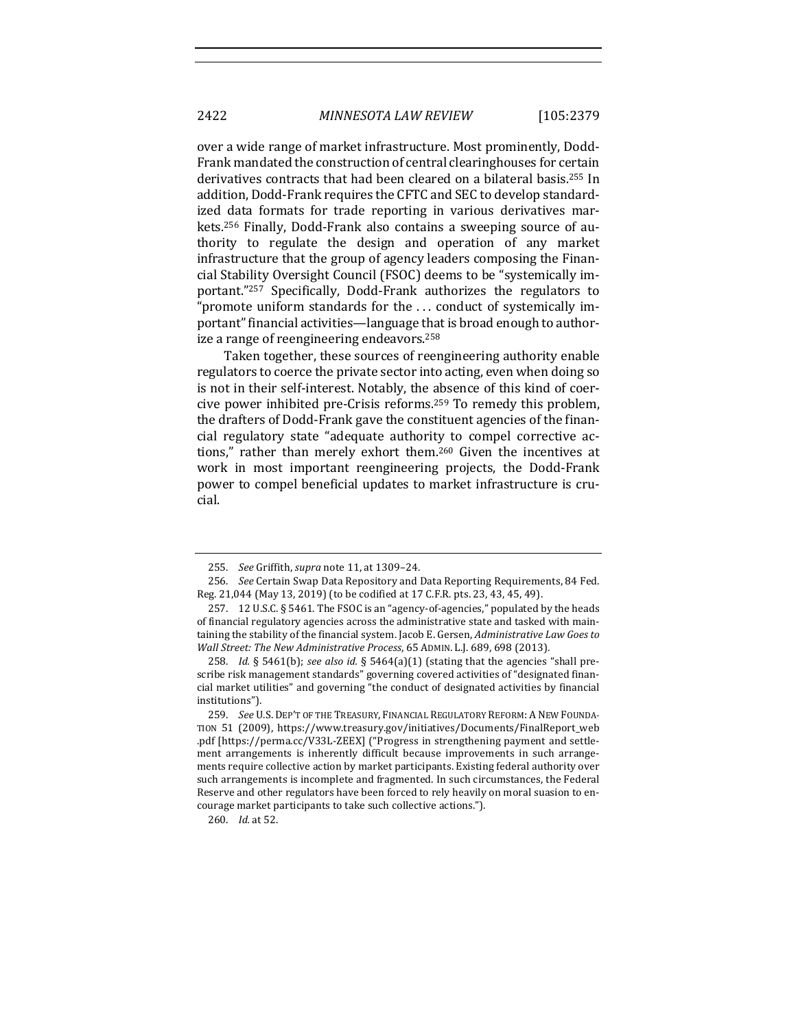over a wide range of market infrastructure. Most prominently, Dodd-Frank mandated the construction of central clearinghouses for certain derivatives contracts that had been cleared on a bilateral basis.[255] In addition, Dodd-Frank requires the CFTC and SEC to develop standardized data formats for trade reporting in various derivatives markets.[256] Finally, Dodd-Frank also contains a sweeping source of authority to regulate the design and operation of any market infrastructure that the group of agency leaders composing the Financial Stability Oversight Council (FSOC) deems to be "systemically important."[257] Specifically, Dodd-Frank authorizes the regulators to "promote uniform standards for the . . . conduct of systemically important" financial activities—language that is broad enough to authorize a range of reengineering endeavors.[258]

Taken together, these sources of reengineering authority enable regulators to coerce the private sector into acting, even when doing so is not in their self-interest. Notably, the absence of this kind of coercive power inhibited pre-Crisis reforms.[259] To remedy this problem, the drafters of Dodd-Frank gave the constituent agencies of the financial regulatory state "adequate authority to compel corrective actions," rather than merely exhort them.[260] Given the incentives at work in most important reengineering projects, the Dodd-Frank power to compel beneficial updates to market infrastructure is crucial.

---

255. *See* Griffith, *supra* note 11, at 1309–24.

256. *See* Certain Swap Data Repository and Data Reporting Requirements, 84 Fed. Reg. 21,044 (May 13, 2019) (to be codified at 17 C.F.R. pts. 23, 43, 45, 49).

257. 12 U.S.C. § 5461. The FSOC is an "agency-of-agencies," populated by the heads of financial regulatory agencies across the administrative state and tasked with maintaining the stability of the financial system. Jacob E. Gersen, *Administrative Law Goes to Wall Street: The New Administrative Process*, 65 ADMIN. L.J. 689, 698 (2013).

258. *Id.* § 5461(b); *see also id.* § 5464(a)(1) (stating that the agencies "shall prescribe risk management standards" governing covered activities of "designated financial market utilities" and governing "the conduct of designated activities by financial institutions").

259. *See* U.S. DEP'T OF THE TREASURY, FINANCIAL REGULATORY REFORM: A NEW FOUNDATION 51 (2009), https://www.treasury.gov/initiatives/Documents/FinalReport_web.pdf [https://perma.cc/V33L-ZEEX] ("Progress in strengthening payment and settlement arrangements is inherently difficult because improvements in such arrangements require collective action by market participants. Existing federal authority over such arrangements is incomplete and fragmented. In such circumstances, the Federal Reserve and other regulators have been forced to rely heavily on moral suasion to encourage market participants to take such collective actions.").

260. *Id.* at 52.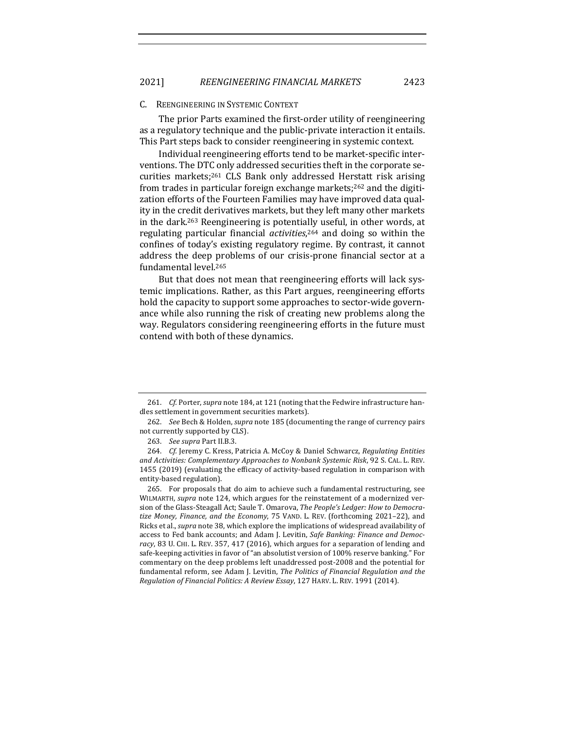### C. Reengineering in Systemic Context

The prior Parts examined the first-order utility of reengineering as a regulatory technique and the public-private interaction it entails. This Part steps back to consider reengineering in systemic context.

Individual reengineering efforts tend to be market-specific interventions. The DTC only addressed securities theft in the corporate securities markets;[261] CLS Bank only addressed Herstatt risk arising from trades in particular foreign exchange markets;[262] and the digitization efforts of the Fourteen Families may have improved data quality in the credit derivatives markets, but they left many other markets in the dark.[263] Reengineering is potentially useful, in other words, at regulating particular financial *activities*,[264] and doing so within the confines of today's existing regulatory regime. By contrast, it cannot address the deep problems of our crisis-prone financial sector at a fundamental level.[265]

But that does not mean that reengineering efforts will lack systemic implications. Rather, as this Part argues, reengineering efforts hold the capacity to support some approaches to sector-wide governance while also running the risk of creating new problems along the way. Regulators considering reengineering efforts in the future must contend with both of these dynamics.

---

261. *Cf.* Porter, *supra* note 184, at 121 (noting that the Fedwire infrastructure handles settlement in government securities markets).

262. *See* Bech & Holden, *supra* note 185 (documenting the range of currency pairs not currently supported by CLS).

263. *See supra* Part II.B.3.

264. *Cf.* Jeremy C. Kress, Patricia A. McCoy & Daniel Schwarcz, *Regulating Entities and Activities: Complementary Approaches to Nonbank Systemic Risk*, 92 S. CAL. L. REV. 1455 (2019) (evaluating the efficacy of activity-based regulation in comparison with entity-based regulation).

265. For proposals that do aim to achieve such a fundamental restructuring, see WILMARTH, *supra* note 124, which argues for the reinstatement of a modernized version of the Glass-Steagall Act; Saule T. Omarova, *The People's Ledger: How to Democratize Money, Finance, and the Economy*, 75 VAND. L. REV. (forthcoming 2021–22), and Ricks et al., *supra* note 38, which explore the implications of widespread availability of access to Fed bank accounts; and Adam J. Levitin, *Safe Banking: Finance and Democracy*, 83 U. CHI. L. REV. 357, 417 (2016), which argues for a separation of lending and safe-keeping activities in favor of "an absolutist version of 100% reserve banking." For commentary on the deep problems left unaddressed post-2008 and the potential for fundamental reform, see Adam J. Levitin, *The Politics of Financial Regulation and the Regulation of Financial Politics: A Review Essay*, 127 HARV. L. REV. 1991 (2014).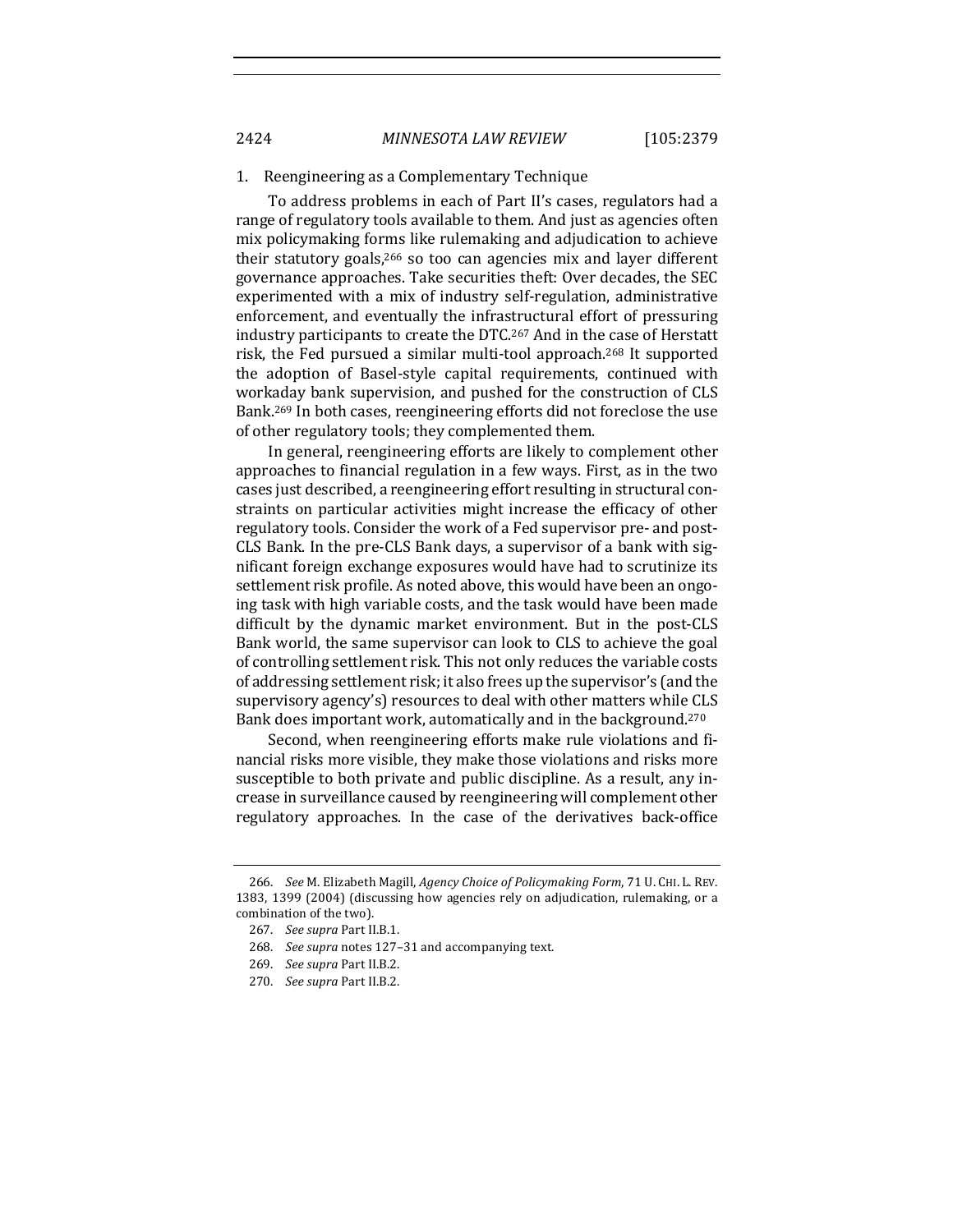### 1. Reengineering as a Complementary Technique

To address problems in each of Part II's cases, regulators had a range of regulatory tools available to them. And just as agencies often mix policymaking forms like rulemaking and adjudication to achieve their statutory goals,[266] so too can agencies mix and layer different governance approaches. Take securities theft: Over decades, the SEC experimented with a mix of industry self-regulation, administrative enforcement, and eventually the infrastructural effort of pressuring industry participants to create the DTC.[267] And in the case of Herstatt risk, the Fed pursued a similar multi-tool approach.[268] It supported the adoption of Basel-style capital requirements, continued with workaday bank supervision, and pushed for the construction of CLS Bank.[269] In both cases, reengineering efforts did not foreclose the use of other regulatory tools; they complemented them.

In general, reengineering efforts are likely to complement other approaches to financial regulation in a few ways. First, as in the two cases just described, a reengineering effort resulting in structural constraints on particular activities might increase the efficacy of other regulatory tools. Consider the work of a Fed supervisor pre- and post-CLS Bank. In the pre-CLS Bank days, a supervisor of a bank with significant foreign exchange exposures would have had to scrutinize its settlement risk profile. As noted above, this would have been an ongoing task with high variable costs, and the task would have been made difficult by the dynamic market environment. But in the post-CLS Bank world, the same supervisor can look to CLS to achieve the goal of controlling settlement risk. This not only reduces the variable costs of addressing settlement risk; it also frees up the supervisor's (and the supervisory agency's) resources to deal with other matters while CLS Bank does important work, automatically and in the background.[270]

Second, when reengineering efforts make rule violations and financial risks more visible, they make those violations and risks more susceptible to both private and public discipline. As a result, any increase in surveillance caused by reengineering will complement other regulatory approaches. In the case of the derivatives back-office

---

266. *See* M. Elizabeth Magill, *Agency Choice of Policymaking Form*, 71 U. CHI. L. REV. 1383, 1399 (2004) (discussing how agencies rely on adjudication, rulemaking, or a combination of the two).

267. *See supra* Part II.B.1.

268. *See supra* notes 127–31 and accompanying text.

269. *See supra* Part II.B.2.

270. *See supra* Part II.B.2.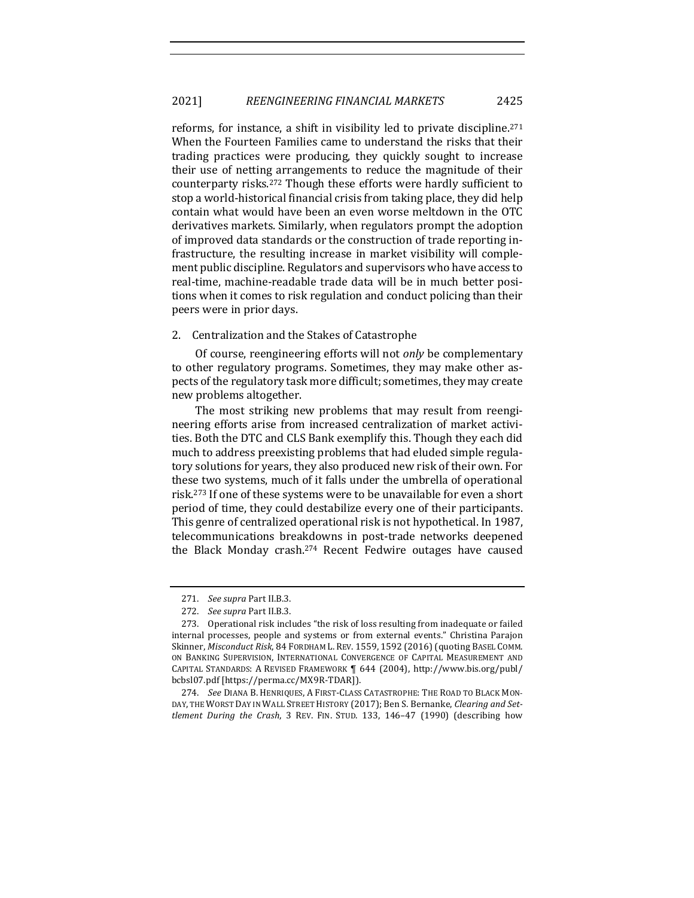reforms, for instance, a shift in visibility led to private discipline.[271] When the Fourteen Families came to understand the risks that their trading practices were producing, they quickly sought to increase their use of netting arrangements to reduce the magnitude of their counterparty risks.[272] Though these efforts were hardly sufficient to stop a world-historical financial crisis from taking place, they did help contain what would have been an even worse meltdown in the OTC derivatives markets. Similarly, when regulators prompt the adoption of improved data standards or the construction of trade reporting infrastructure, the resulting increase in market visibility will complement public discipline. Regulators and supervisors who have access to real-time, machine-readable trade data will be in much better positions when it comes to risk regulation and conduct policing than their peers were in prior days.

2. Centralization and the Stakes of Catastrophe

Of course, reengineering efforts will not *only* be complementary to other regulatory programs. Sometimes, they may make other aspects of the regulatory task more difficult; sometimes, they may create new problems altogether.

The most striking new problems that may result from reengineering efforts arise from increased centralization of market activities. Both the DTC and CLS Bank exemplify this. Though they each did much to address preexisting problems that had eluded simple regulatory solutions for years, they also produced new risk of their own. For these two systems, much of it falls under the umbrella of operational risk.[273] If one of these systems were to be unavailable for even a short period of time, they could destabilize every one of their participants. This genre of centralized operational risk is not hypothetical. In 1987, telecommunications breakdowns in post-trade networks deepened the Black Monday crash.[274] Recent Fedwire outages have caused

---

271. *See supra* Part II.B.3.

272. *See supra* Part II.B.3.

273. Operational risk includes "the risk of loss resulting from inadequate or failed internal processes, people and systems or from external events." Christina Parajon Skinner, *Misconduct Risk*, 84 FORDHAM L. REV. 1559, 1592 (2016) (quoting BASEL COMM. ON BANKING SUPERVISION, INTERNATIONAL CONVERGENCE OF CAPITAL MEASUREMENT AND CAPITAL STANDARDS: A REVISED FRAMEWORK ¶ 644 (2004), http://www.bis.org/publ/bcbsl07.pdf [https://perma.cc/MX9R-TDAR]).

274. *See* DIANA B. HENRIQUES, A FIRST-CLASS CATASTROPHE: THE ROAD TO BLACK MONDAY, THE WORST DAY IN WALL STREET HISTORY (2017); Ben S. Bernanke, *Clearing and Settlement During the Crash*, 3 REV. FIN. STUD. 133, 146–47 (1990) (describing how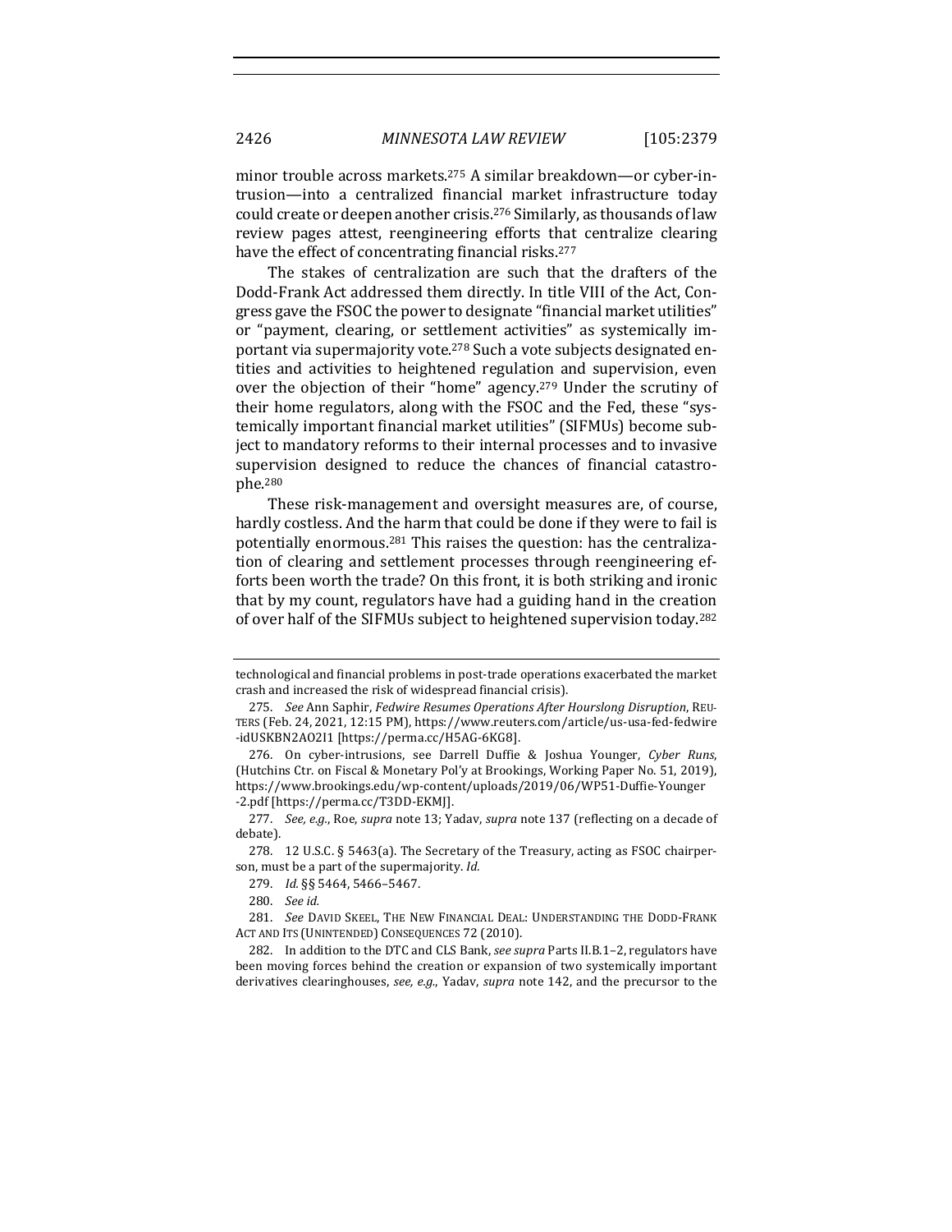minor trouble across markets.[275] A similar breakdown—or cyber-intrusion—into a centralized financial market infrastructure today could create or deepen another crisis.[276] Similarly, as thousands of law review pages attest, reengineering efforts that centralize clearing have the effect of concentrating financial risks.[277]

The stakes of centralization are such that the drafters of the Dodd-Frank Act addressed them directly. In title VIII of the Act, Congress gave the FSOC the power to designate "financial market utilities" or "payment, clearing, or settlement activities" as systemically important via supermajority vote.[278] Such a vote subjects designated entities and activities to heightened regulation and supervision, even over the objection of their "home" agency.[279] Under the scrutiny of their home regulators, along with the FSOC and the Fed, these "systemically important financial market utilities" (SIFMUs) become subject to mandatory reforms to their internal processes and to invasive supervision designed to reduce the chances of financial catastrophe.[280]

These risk-management and oversight measures are, of course, hardly costless. And the harm that could be done if they were to fail is potentially enormous.[281] This raises the question: has the centralization of clearing and settlement processes through reengineering efforts been worth the trade? On this front, it is both striking and ironic that by my count, regulators have had a guiding hand in the creation of over half of the SIFMUs subject to heightened supervision today.[282]

---

technological and financial problems in post-trade operations exacerbated the market crash and increased the risk of widespread financial crisis).

275. *See* Ann Saphir, *Fedwire Resumes Operations After Hourslong Disruption*, REUTERS (Feb. 24, 2021, 12:15 PM), https://www.reuters.com/article/us-usa-fed-fedwire-idUSKBN2AO2I1 [https://perma.cc/H5AG-6KG8].

276. On cyber-intrusions, see Darrell Duffie & Joshua Younger, *Cyber Runs*, (Hutchins Ctr. on Fiscal & Monetary Pol'y at Brookings, Working Paper No. 51, 2019), https://www.brookings.edu/wp-content/uploads/2019/06/WP51-Duffie-Younger-2.pdf [https://perma.cc/T3DD-EKMJ].

277. *See, e.g.*, Roe, *supra* note 13; Yadav, *supra* note 137 (reflecting on a decade of debate).

278. 12 U.S.C. § 5463(a). The Secretary of the Treasury, acting as FSOC chairperson, must be a part of the supermajority. *Id.*

279. *Id.* §§ 5464, 5466–5467.

280. *See id.*

281. *See* DAVID SKEEL, THE NEW FINANCIAL DEAL: UNDERSTANDING THE DODD-FRANK ACT AND ITS (UNINTENDED) CONSEQUENCES 72 (2010).

282. In addition to the DTC and CLS Bank, *see supra* Parts II.B.1–2, regulators have been moving forces behind the creation or expansion of two systemically important derivatives clearinghouses, *see, e.g.*, Yadav, *supra* note 142, and the precursor to the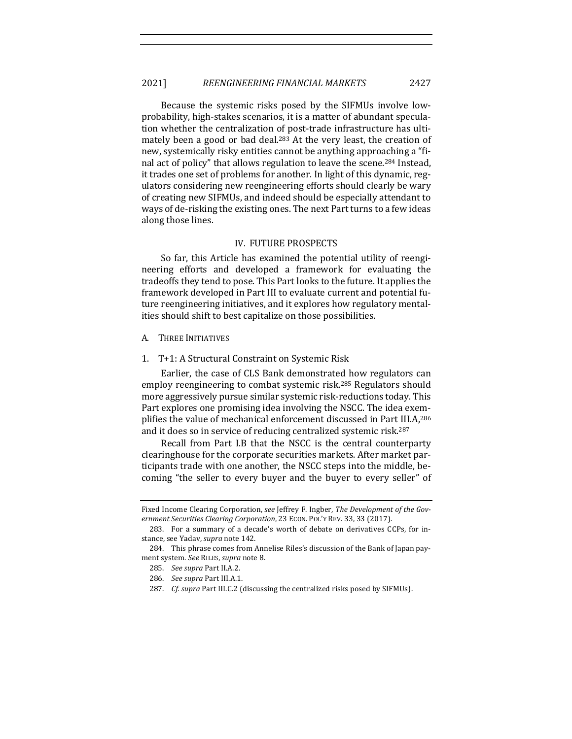Because the systemic risks posed by the SIFMUs involve low-probability, high-stakes scenarios, it is a matter of abundant speculation whether the centralization of post-trade infrastructure has ultimately been a good or bad deal.[283] At the very least, the creation of new, systemically risky entities cannot be anything approaching a "final act of policy" that allows regulation to leave the scene.[284] Instead, it trades one set of problems for another. In light of this dynamic, regulators considering new reengineering efforts should clearly be wary of creating new SIFMUs, and indeed should be especially attendant to ways of de-risking the existing ones. The next Part turns to a few ideas along those lines.

## IV. FUTURE PROSPECTS

So far, this Article has examined the potential utility of reengineering efforts and developed a framework for evaluating the tradeoffs they tend to pose. This Part looks to the future. It applies the framework developed in Part III to evaluate current and potential future reengineering initiatives, and it explores how regulatory mentalities should shift to best capitalize on those possibilities.

### A. THREE INITIATIVES

#### 1. T+1: A Structural Constraint on Systemic Risk

Earlier, the case of CLS Bank demonstrated how regulators can employ reengineering to combat systemic risk.[285] Regulators should more aggressively pursue similar systemic risk-reductions today. This Part explores one promising idea involving the NSCC. The idea exemplifies the value of mechanical enforcement discussed in Part III.A,[286] and it does so in service of reducing centralized systemic risk.[287]

Recall from Part I.B that the NSCC is the central counterparty clearinghouse for the corporate securities markets. After market participants trade with one another, the NSCC steps into the middle, becoming "the seller to every buyer and the buyer to every seller" of

---

Fixed Income Clearing Corporation, *see* Jeffrey F. Ingber, *The Development of the Government Securities Clearing Corporation*, 23 ECON. POL'Y REV. 33, 33 (2017).

283. For a summary of a decade's worth of debate on derivatives CCPs, for instance, see Yadav, *supra* note 142.

284. This phrase comes from Annelise Riles's discussion of the Bank of Japan payment system. *See* RILES, *supra* note 8.

285. *See supra* Part II.A.2.

286. *See supra* Part III.A.1.

287. *Cf. supra* Part III.C.2 (discussing the centralized risks posed by SIFMUs).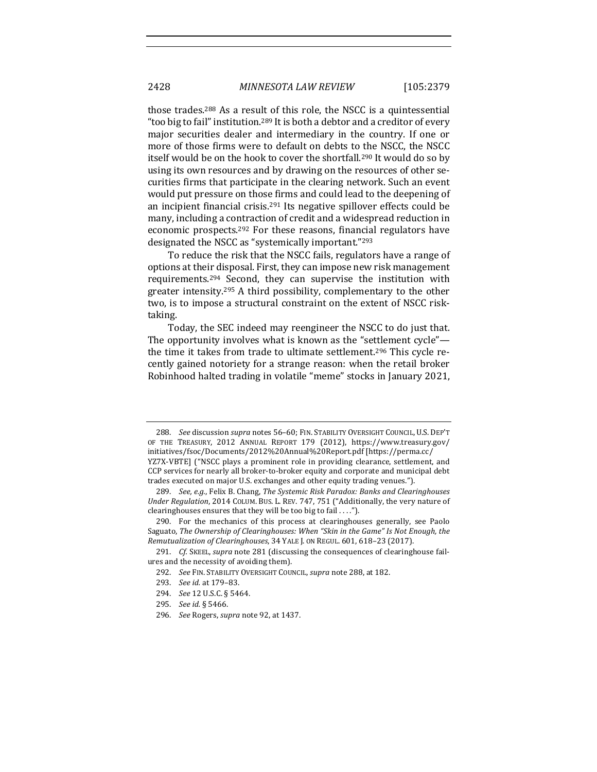those trades.[288] As a result of this role, the NSCC is a quintessential "too big to fail" institution.[289] It is both a debtor and a creditor of every major securities dealer and intermediary in the country. If one or more of those firms were to default on debts to the NSCC, the NSCC itself would be on the hook to cover the shortfall.[290] It would do so by using its own resources and by drawing on the resources of other securities firms that participate in the clearing network. Such an event would put pressure on those firms and could lead to the deepening of an incipient financial crisis.[291] Its negative spillover effects could be many, including a contraction of credit and a widespread reduction in economic prospects.[292] For these reasons, financial regulators have designated the NSCC as "systemically important."[293]

To reduce the risk that the NSCC fails, regulators have a range of options at their disposal. First, they can impose new risk management requirements.[294] Second, they can supervise the institution with greater intensity.[295] A third possibility, complementary to the other two, is to impose a structural constraint on the extent of NSCC risk-taking.

Today, the SEC indeed may reengineer the NSCC to do just that. The opportunity involves what is known as the "settlement cycle"—the time it takes from trade to ultimate settlement.[296] This cycle recently gained notoriety for a strange reason: when the retail broker Robinhood halted trading in volatile "meme" stocks in January 2021,

---

288. *See* discussion *supra* notes 56–60; FIN. STABILITY OVERSIGHT COUNCIL, U.S. DEP'T OF THE TREASURY, 2012 ANNUAL REPORT 179 (2012), https://www.treasury.gov/initiatives/fsoc/Documents/2012%20Annual%20Report.pdf [https://perma.cc/YZ7X-VBTE] ("NSCC plays a prominent role in providing clearance, settlement, and CCP services for nearly all broker-to-broker equity and corporate and municipal debt trades executed on major U.S. exchanges and other equity trading venues.").

289. *See, e.g.*, Felix B. Chang, *The Systemic Risk Paradox: Banks and Clearinghouses Under Regulation*, 2014 COLUM. BUS. L. REV. 747, 751 ("Additionally, the very nature of clearinghouses ensures that they will be too big to fail . . . .").

290. For the mechanics of this process at clearinghouses generally, see Paolo Saguato, *The Ownership of Clearinghouses: When "Skin in the Game" Is Not Enough, the Remutualization of Clearinghouses*, 34 YALE J. ON REGUL. 601, 618–23 (2017).

291. *Cf.* SKEEL, *supra* note 281 (discussing the consequences of clearinghouse failures and the necessity of avoiding them).

292. *See* FIN. STABILITY OVERSIGHT COUNCIL, *supra* note 288, at 182.

293. *See id.* at 179–83.

294. *See* 12 U.S.C. § 5464.

295. *See id.* § 5466.

296. *See* Rogers, *supra* note 92, at 1437.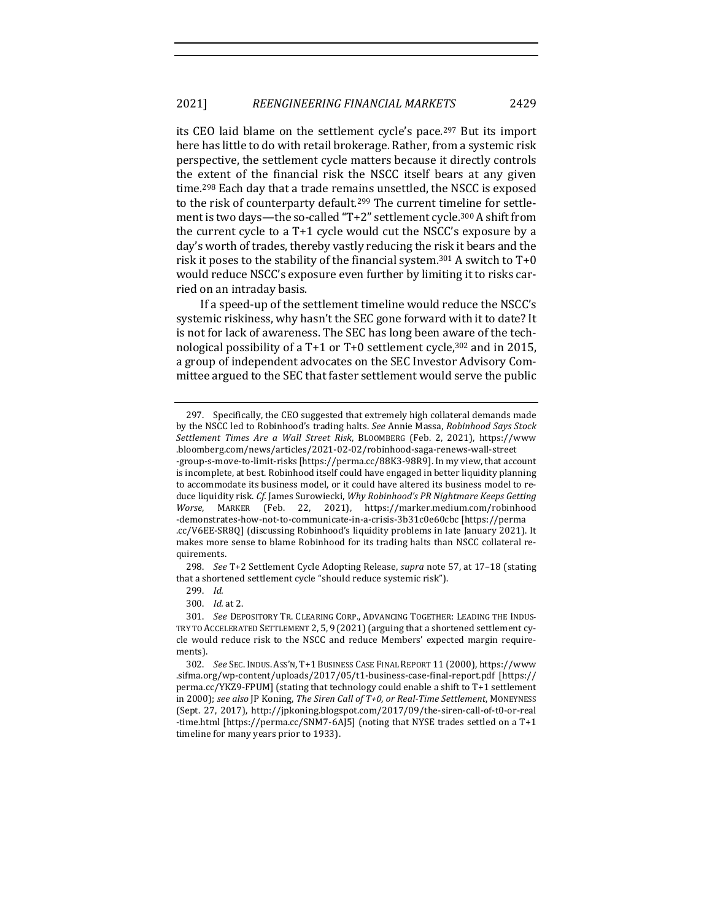its CEO laid blame on the settlement cycle's pace.[297] But its import here has little to do with retail brokerage. Rather, from a systemic risk perspective, the settlement cycle matters because it directly controls the extent of the financial risk the NSCC itself bears at any given time.[298] Each day that a trade remains unsettled, the NSCC is exposed to the risk of counterparty default.[299] The current timeline for settlement is two days—the so-called "T+2" settlement cycle.[300] A shift from the current cycle to a T+1 cycle would cut the NSCC's exposure by a day's worth of trades, thereby vastly reducing the risk it bears and the risk it poses to the stability of the financial system.[301] A switch to T+0 would reduce NSCC's exposure even further by limiting it to risks carried on an intraday basis.

If a speed-up of the settlement timeline would reduce the NSCC's systemic riskiness, why hasn't the SEC gone forward with it to date? It is not for lack of awareness. The SEC has long been aware of the technological possibility of a T+1 or T+0 settlement cycle,[302] and in 2015, a group of independent advocates on the SEC Investor Advisory Committee argued to the SEC that faster settlement would serve the public

---

297. Specifically, the CEO suggested that extremely high collateral demands made by the NSCC led to Robinhood's trading halts. *See* Annie Massa, *Robinhood Says Stock Settlement Times Are a Wall Street Risk*, BLOOMBERG (Feb. 2, 2021), https://www.bloomberg.com/news/articles/2021-02-02/robinhood-saga-renews-wall-street-group-s-move-to-limit-risks [https://perma.cc/88K3-98R9]. In my view, that account is incomplete, at best. Robinhood itself could have engaged in better liquidity planning to accommodate its business model, or it could have altered its business model to reduce liquidity risk. *Cf.* James Surowiecki, *Why Robinhood's PR Nightmare Keeps Getting Worse*, MARKER (Feb. 22, 2021), https://marker.medium.com/robinhood-demonstrates-how-not-to-communicate-in-a-crisis-3b31c0e60cbc [https://perma.cc/V6EE-SR8Q] (discussing Robinhood's liquidity problems in late January 2021). It makes more sense to blame Robinhood for its trading halts than NSCC collateral requirements.

298. *See* T+2 Settlement Cycle Adopting Release, *supra* note 57, at 17–18 (stating that a shortened settlement cycle "should reduce systemic risk").

299. *Id.*

300. *Id.* at 2.

301. *See* DEPOSITORY TR. CLEARING CORP., ADVANCING TOGETHER: LEADING THE INDUSTRY TO ACCELERATED SETTLEMENT 2, 5, 9 (2021) (arguing that a shortened settlement cycle would reduce risk to the NSCC and reduce Members' expected margin requirements).

302. *See* SEC. INDUS. ASS'N, T+1 BUSINESS CASE FINAL REPORT 11 (2000), https://www.sifma.org/wp-content/uploads/2017/05/t1-business-case-final-report.pdf [https://perma.cc/YKZ9-FPUM] (stating that technology could enable a shift to T+1 settlement in 2000); *see also* JP Koning, *The Siren Call of T+0, or Real-Time Settlement*, MONEYNESS (Sept. 27, 2017), http://jpkoning.blogspot.com/2017/09/the-siren-call-of-t0-or-real-time.html [https://perma.cc/SNM7-6AJ5] (noting that NYSE trades settled on a T+1 timeline for many years prior to 1933).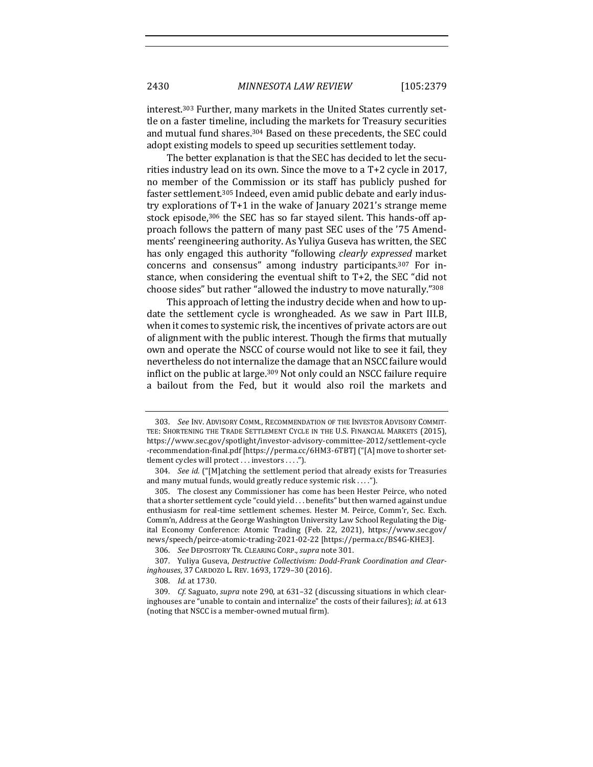interest.[303] Further, many markets in the United States currently settle on a faster timeline, including the markets for Treasury securities and mutual fund shares.[304] Based on these precedents, the SEC could adopt existing models to speed up securities settlement today.

The better explanation is that the SEC has decided to let the securities industry lead on its own. Since the move to a T+2 cycle in 2017, no member of the Commission or its staff has publicly pushed for faster settlement.[305] Indeed, even amid public debate and early industry explorations of T+1 in the wake of January 2021's strange meme stock episode,[306] the SEC has so far stayed silent. This hands-off approach follows the pattern of many past SEC uses of the '75 Amendments' reengineering authority. As Yuliya Guseva has written, the SEC has only engaged this authority "following *clearly expressed* market concerns and consensus" among industry participants.[307] For instance, when considering the eventual shift to T+2, the SEC "did not choose sides" but rather "allowed the industry to move naturally."[308]

This approach of letting the industry decide when and how to update the settlement cycle is wrongheaded. As we saw in Part III.B, when it comes to systemic risk, the incentives of private actors are out of alignment with the public interest. Though the firms that mutually own and operate the NSCC of course would not like to see it fail, they nevertheless do not internalize the damage that an NSCC failure would inflict on the public at large.[309] Not only could an NSCC failure require a bailout from the Fed, but it would also roil the markets and

---

303. *See* INV. ADVISORY COMM., RECOMMENDATION OF THE INVESTOR ADVISORY COMMITTEE: SHORTENING THE TRADE SETTLEMENT CYCLE IN THE U.S. FINANCIAL MARKETS (2015), https://www.sec.gov/spotlight/investor-advisory-committee-2012/settlement-cycle-recommendation-final.pdf [https://perma.cc/6HM3-6TBT] ("[A] move to shorter settlement cycles will protect . . . investors . . . .").

304. *See id.* ("[M]atching the settlement period that already exists for Treasuries and many mutual funds, would greatly reduce systemic risk . . . .").

305. The closest any Commissioner has come has been Hester Peirce, who noted that a shorter settlement cycle "could yield . . . benefits" but then warned against undue enthusiasm for real-time settlement schemes. Hester M. Peirce, Comm'r, Sec. Exch. Comm'n, Address at the George Washington University Law School Regulating the Digital Economy Conference: Atomic Trading (Feb. 22, 2021), https://www.sec.gov/news/speech/peirce-atomic-trading-2021-02-22 [https://perma.cc/BS4G-KHE3].

306. *See* DEPOSITORY TR. CLEARING CORP., *supra* note 301.

307. Yuliya Guseva, *Destructive Collectivism: Dodd-Frank Coordination and Clearinghouses*, 37 CARDOZO L. REV. 1693, 1729–30 (2016).

308. *Id.* at 1730.

309. *Cf.* Saguato, *supra* note 290, at 631–32 (discussing situations in which clearinghouses are "unable to contain and internalize" the costs of their failures); *id.* at 613 (noting that NSCC is a member-owned mutual firm).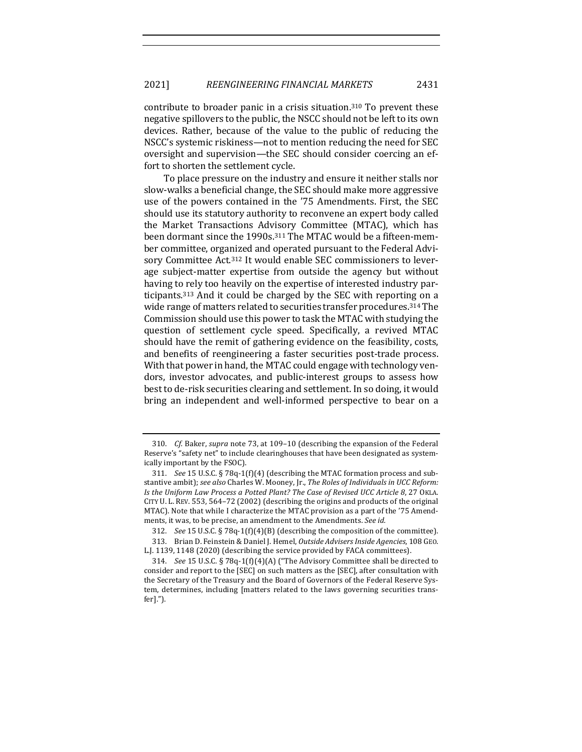contribute to broader panic in a crisis situation.[310] To prevent these negative spillovers to the public, the NSCC should not be left to its own devices. Rather, because of the value to the public of reducing the NSCC's systemic riskiness—not to mention reducing the need for SEC oversight and supervision—the SEC should consider coercing an effort to shorten the settlement cycle.

To place pressure on the industry and ensure it neither stalls nor slow-walks a beneficial change, the SEC should make more aggressive use of the powers contained in the '75 Amendments. First, the SEC should use its statutory authority to reconvene an expert body called the Market Transactions Advisory Committee (MTAC), which has been dormant since the 1990s.[311] The MTAC would be a fifteen-member committee, organized and operated pursuant to the Federal Advisory Committee Act.[312] It would enable SEC commissioners to leverage subject-matter expertise from outside the agency but without having to rely too heavily on the expertise of interested industry participants.[313] And it could be charged by the SEC with reporting on a wide range of matters related to securities transfer procedures.[314] The Commission should use this power to task the MTAC with studying the question of settlement cycle speed. Specifically, a revived MTAC should have the remit of gathering evidence on the feasibility, costs, and benefits of reengineering a faster securities post-trade process. With that power in hand, the MTAC could engage with technology vendors, investor advocates, and public-interest groups to assess how best to de-risk securities clearing and settlement. In so doing, it would bring an independent and well-informed perspective to bear on a

---

310. *Cf.* Baker, *supra* note 73, at 109–10 (describing the expansion of the Federal Reserve's "safety net" to include clearinghouses that have been designated as systemically important by the FSOC).

311. *See* 15 U.S.C. § 78q-1(f)(4) (describing the MTAC formation process and substantive ambit); *see also* Charles W. Mooney, Jr., *The Roles of Individuals in UCC Reform: Is the Uniform Law Process a Potted Plant? The Case of Revised UCC Article 8*, 27 OKLA. CITY U. L. REV. 553, 564–72 (2002) (describing the origins and products of the original MTAC). Note that while I characterize the MTAC provision as a part of the '75 Amendments, it was, to be precise, an amendment to the Amendments. *See id.*

312. *See* 15 U.S.C. § 78q-1(f)(4)(B) (describing the composition of the committee).

313. Brian D. Feinstein & Daniel J. Hemel, *Outside Advisers Inside Agencies*, 108 GEO. L.J. 1139, 1148 (2020) (describing the service provided by FACA committees).

314. *See* 15 U.S.C. § 78q-1(f)(4)(A) ("The Advisory Committee shall be directed to consider and report to the [SEC] on such matters as the [SEC], after consultation with the Secretary of the Treasury and the Board of Governors of the Federal Reserve System, determines, including [matters related to the laws governing securities transfer].").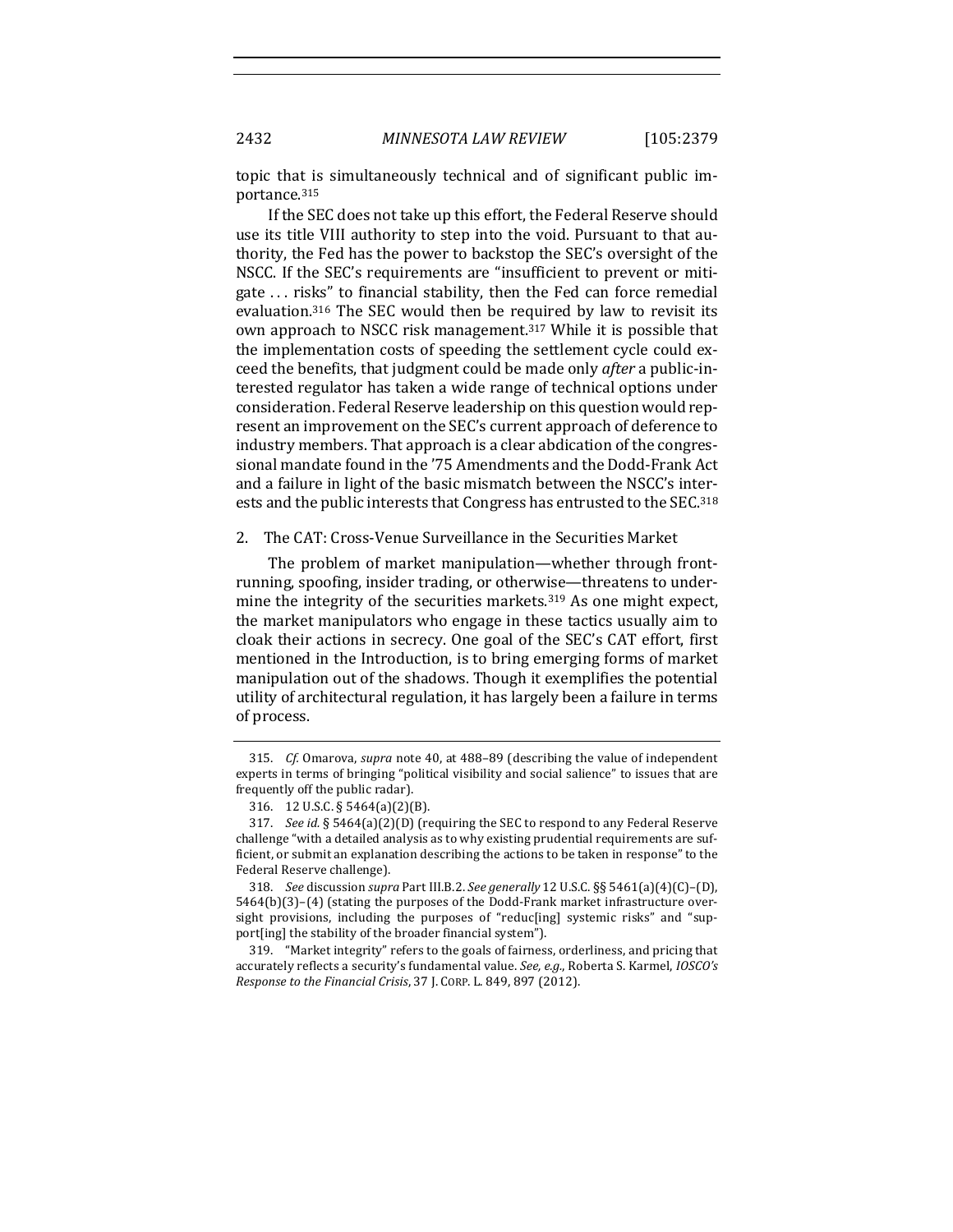topic that is simultaneously technical and of significant public importance.[315]

If the SEC does not take up this effort, the Federal Reserve should use its title VIII authority to step into the void. Pursuant to that authority, the Fed has the power to backstop the SEC's oversight of the NSCC. If the SEC's requirements are "insufficient to prevent or mitigate . . . risks" to financial stability, then the Fed can force remedial evaluation.[316] The SEC would then be required by law to revisit its own approach to NSCC risk management.[317] While it is possible that the implementation costs of speeding the settlement cycle could exceed the benefits, that judgment could be made only *after* a public-interested regulator has taken a wide range of technical options under consideration. Federal Reserve leadership on this question would represent an improvement on the SEC's current approach of deference to industry members. That approach is a clear abdication of the congressional mandate found in the '75 Amendments and the Dodd-Frank Act and a failure in light of the basic mismatch between the NSCC's interests and the public interests that Congress has entrusted to the SEC.[318]

2. The CAT: Cross-Venue Surveillance in the Securities Market

The problem of market manipulation—whether through front-running, spoofing, insider trading, or otherwise—threatens to undermine the integrity of the securities markets.[319] As one might expect, the market manipulators who engage in these tactics usually aim to cloak their actions in secrecy. One goal of the SEC's CAT effort, first mentioned in the Introduction, is to bring emerging forms of market manipulation out of the shadows. Though it exemplifies the potential utility of architectural regulation, it has largely been a failure in terms of process.

---

315. *Cf.* Omarova, *supra* note 40, at 488–89 (describing the value of independent experts in terms of bringing "political visibility and social salience" to issues that are frequently off the public radar).

316. 12 U.S.C. § 5464(a)(2)(B).

317. *See id.* § 5464(a)(2)(D) (requiring the SEC to respond to any Federal Reserve challenge "with a detailed analysis as to why existing prudential requirements are sufficient, or submit an explanation describing the actions to be taken in response" to the Federal Reserve challenge).

318. *See* discussion *supra* Part III.B.2. *See generally* 12 U.S.C. §§ 5461(a)(4)(C)–(D), 5464(b)(3)–(4) (stating the purposes of the Dodd-Frank market infrastructure oversight provisions, including the purposes of "reduc[ing] systemic risks" and "support[ing] the stability of the broader financial system").

319. "Market integrity" refers to the goals of fairness, orderliness, and pricing that accurately reflects a security's fundamental value. *See, e.g.*, Roberta S. Karmel, *IOSCO's Response to the Financial Crisis*, 37 J. CORP. L. 849, 897 (2012).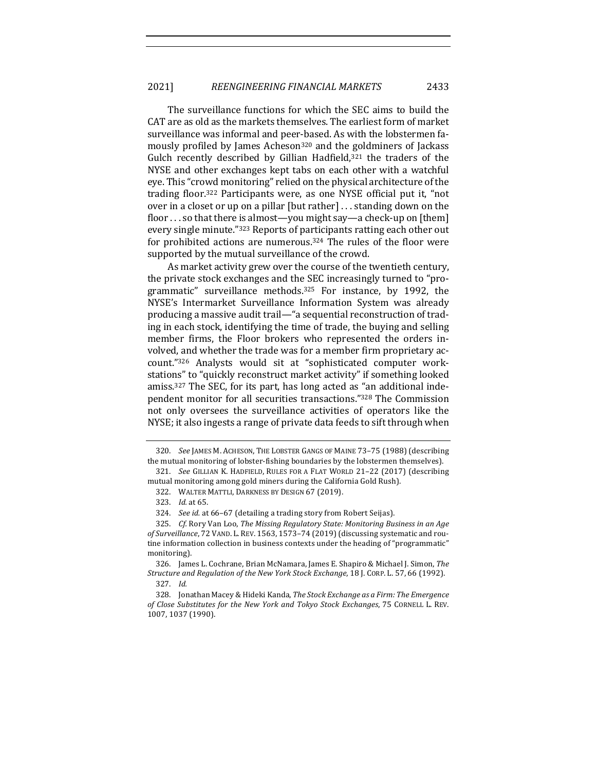The surveillance functions for which the SEC aims to build the CAT are as old as the markets themselves. The earliest form of market surveillance was informal and peer-based. As with the lobstermen famously profiled by James Acheson[320] and the goldminers of Jackass Gulch recently described by Gillian Hadfield,[321] the traders of the NYSE and other exchanges kept tabs on each other with a watchful eye. This "crowd monitoring" relied on the physical architecture of the trading floor.[322] Participants were, as one NYSE official put it, "not over in a closet or up on a pillar [but rather] . . . standing down on the floor . . . so that there is almost—you might say—a check-up on [them] every single minute."[323] Reports of participants ratting each other out for prohibited actions are numerous.[324] The rules of the floor were supported by the mutual surveillance of the crowd.

As market activity grew over the course of the twentieth century, the private stock exchanges and the SEC increasingly turned to "programmatic" surveillance methods.[325] For instance, by 1992, the NYSE's Intermarket Surveillance Information System was already producing a massive audit trail—"a sequential reconstruction of trading in each stock, identifying the time of trade, the buying and selling member firms, the Floor brokers who represented the orders involved, and whether the trade was for a member firm proprietary account."[326] Analysts would sit at "sophisticated computer workstations" to "quickly reconstruct market activity" if something looked amiss.[327] The SEC, for its part, has long acted as "an additional independent monitor for all securities transactions."[328] The Commission not only oversees the surveillance activities of operators like the NYSE; it also ingests a range of private data feeds to sift through when

---

320. *See* JAMES M. ACHESON, THE LOBSTER GANGS OF MAINE 73–75 (1988) (describing the mutual monitoring of lobster-fishing boundaries by the lobstermen themselves).

321. *See* GILLIAN K. HADFIELD, RULES FOR A FLAT WORLD 21–22 (2017) (describing mutual monitoring among gold miners during the California Gold Rush).

322. WALTER MATTLI, DARKNESS BY DESIGN 67 (2019).

323. *Id.* at 65.

324. *See id.* at 66–67 (detailing a trading story from Robert Seijas).

325. *Cf.* Rory Van Loo, *The Missing Regulatory State: Monitoring Business in an Age of Surveillance*, 72 VAND. L. REV. 1563, 1573–74 (2019) (discussing systematic and routine information collection in business contexts under the heading of "programmatic" monitoring).

326. James L. Cochrane, Brian McNamara, James E. Shapiro & Michael J. Simon, *The Structure and Regulation of the New York Stock Exchange*, 18 J. CORP. L. 57, 66 (1992).

327. *Id.*

328. Jonathan Macey & Hideki Kanda, *The Stock Exchange as a Firm: The Emergence of Close Substitutes for the New York and Tokyo Stock Exchanges*, 75 CORNELL L. REV. 1007, 1037 (1990).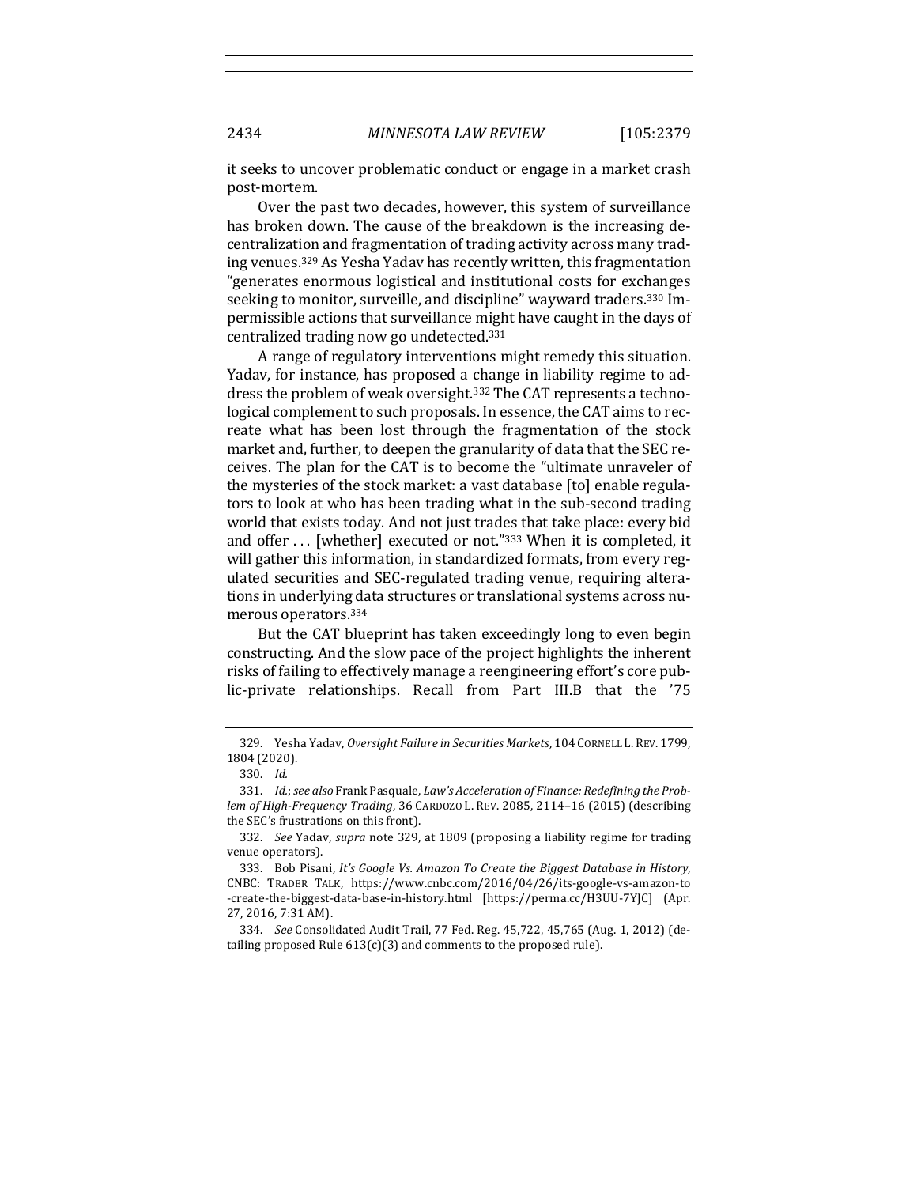it seeks to uncover problematic conduct or engage in a market crash post-mortem.

Over the past two decades, however, this system of surveillance has broken down. The cause of the breakdown is the increasing decentralization and fragmentation of trading activity across many trading venues.[329] As Yesha Yadav has recently written, this fragmentation "generates enormous logistical and institutional costs for exchanges seeking to monitor, surveille, and discipline" wayward traders.[330] Impermissible actions that surveillance might have caught in the days of centralized trading now go undetected.[331]

A range of regulatory interventions might remedy this situation. Yadav, for instance, has proposed a change in liability regime to address the problem of weak oversight.[332] The CAT represents a technological complement to such proposals. In essence, the CAT aims to recreate what has been lost through the fragmentation of the stock market and, further, to deepen the granularity of data that the SEC receives. The plan for the CAT is to become the "ultimate unraveler of the mysteries of the stock market: a vast database [to] enable regulators to look at who has been trading what in the sub-second trading world that exists today. And not just trades that take place: every bid and offer . . . [whether] executed or not."[333] When it is completed, it will gather this information, in standardized formats, from every regulated securities and SEC-regulated trading venue, requiring alterations in underlying data structures or translational systems across numerous operators.[334]

But the CAT blueprint has taken exceedingly long to even begin constructing. And the slow pace of the project highlights the inherent risks of failing to effectively manage a reengineering effort's core public-private relationships. Recall from Part III.B that the '75

---

329. Yesha Yadav, *Oversight Failure in Securities Markets*, 104 CORNELL L. REV. 1799, 1804 (2020).

330. *Id.*

331. *Id.*; *see also* Frank Pasquale, *Law's Acceleration of Finance: Redefining the Problem of High-Frequency Trading*, 36 CARDOZO L. REV. 2085, 2114–16 (2015) (describing the SEC's frustrations on this front).

332. *See* Yadav, *supra* note 329, at 1809 (proposing a liability regime for trading venue operators).

333. Bob Pisani, *It's Google Vs. Amazon To Create the Biggest Database in History*, CNBC: TRADER TALK, https://www.cnbc.com/2016/04/26/its-google-vs-amazon-to-create-the-biggest-data-base-in-history.html [https://perma.cc/H3UU-7YJC] (Apr. 27, 2016, 7:31 AM).

334. *See* Consolidated Audit Trail, 77 Fed. Reg. 45,722, 45,765 (Aug. 1, 2012) (detailing proposed Rule 613(c)(3) and comments to the proposed rule).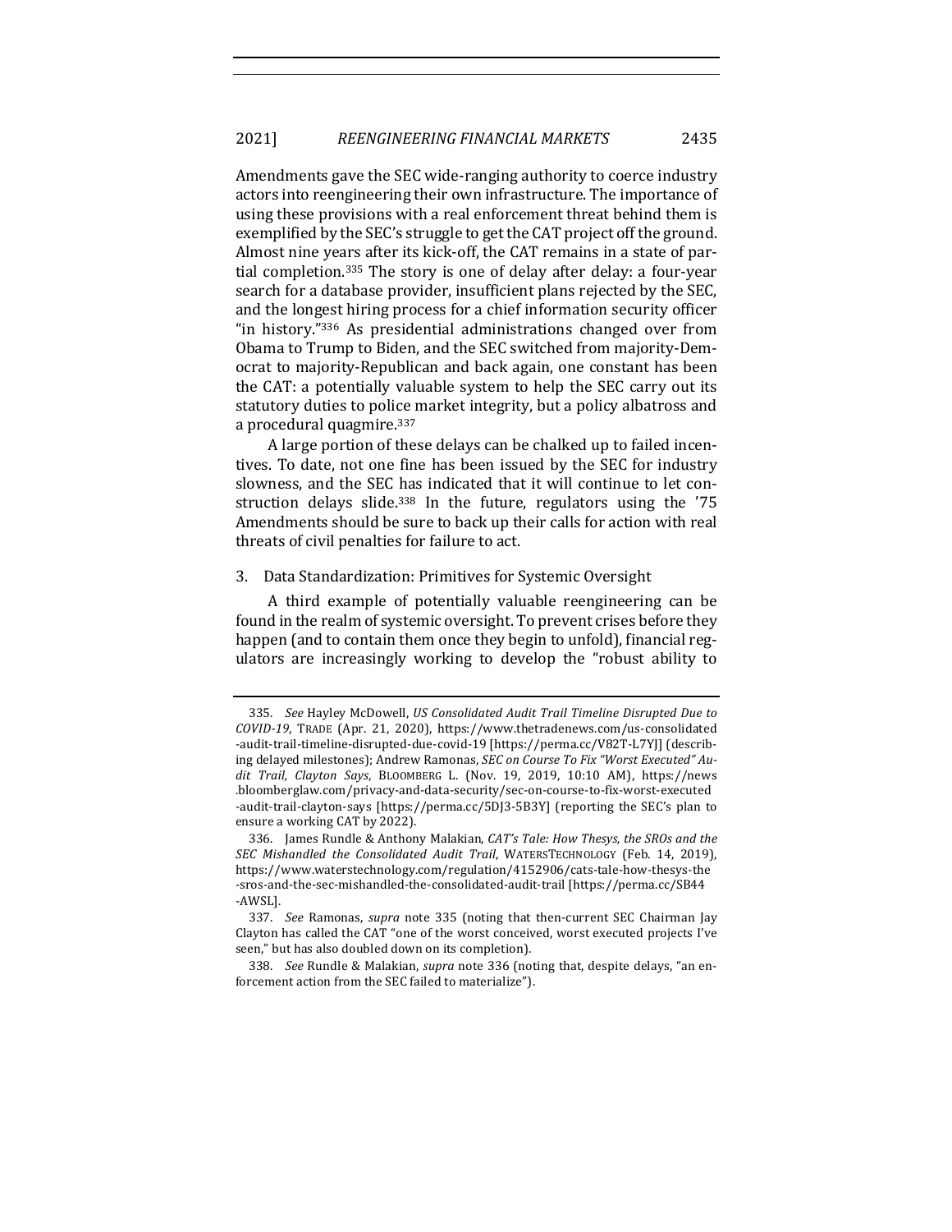Amendments gave the SEC wide-ranging authority to coerce industry actors into reengineering their own infrastructure. The importance of using these provisions with a real enforcement threat behind them is exemplified by the SEC's struggle to get the CAT project off the ground. Almost nine years after its kick-off, the CAT remains in a state of partial completion.[335] The story is one of delay after delay: a four-year search for a database provider, insufficient plans rejected by the SEC, and the longest hiring process for a chief information security officer "in history."[336] As presidential administrations changed over from Obama to Trump to Biden, and the SEC switched from majority-Democrat to majority-Republican and back again, one constant has been the CAT: a potentially valuable system to help the SEC carry out its statutory duties to police market integrity, but a policy albatross and a procedural quagmire.[337]

A large portion of these delays can be chalked up to failed incentives. To date, not one fine has been issued by the SEC for industry slowness, and the SEC has indicated that it will continue to let construction delays slide.[338] In the future, regulators using the '75 Amendments should be sure to back up their calls for action with real threats of civil penalties for failure to act.

### 3. Data Standardization: Primitives for Systemic Oversight

A third example of potentially valuable reengineering can be found in the realm of systemic oversight. To prevent crises before they happen (and to contain them once they begin to unfold), financial regulators are increasingly working to develop the "robust ability to

---

335. *See* Hayley McDowell, *US Consolidated Audit Trail Timeline Disrupted Due to COVID-19*, TRADE (Apr. 21, 2020), https://www.thetradenews.com/us-consolidated-audit-trail-timeline-disrupted-due-covid-19 [https://perma.cc/V82T-L7YJ] (describing delayed milestones); Andrew Ramonas, *SEC on Course To Fix "Worst Executed" Audit Trail, Clayton Says*, BLOOMBERG L. (Nov. 19, 2019, 10:10 AM), https://news.bloomberglaw.com/privacy-and-data-security/sec-on-course-to-fix-worst-executed-audit-trail-clayton-says [https://perma.cc/5DJ3-5B3Y] (reporting the SEC's plan to ensure a working CAT by 2022).

336. James Rundle & Anthony Malakian, *CAT's Tale: How Thesys, the SROs and the SEC Mishandled the Consolidated Audit Trail*, WATERSTECHNOLOGY (Feb. 14, 2019), https://www.waterstechnology.com/regulation/4152906/cats-tale-how-thesys-the-sros-and-the-sec-mishandled-the-consolidated-audit-trail [https://perma.cc/SB44-AWSL].

337. *See* Ramonas, *supra* note 335 (noting that then-current SEC Chairman Jay Clayton has called the CAT "one of the worst conceived, worst executed projects I've seen," but has also doubled down on its completion).

338. *See* Rundle & Malakian, *supra* note 336 (noting that, despite delays, "an enforcement action from the SEC failed to materialize").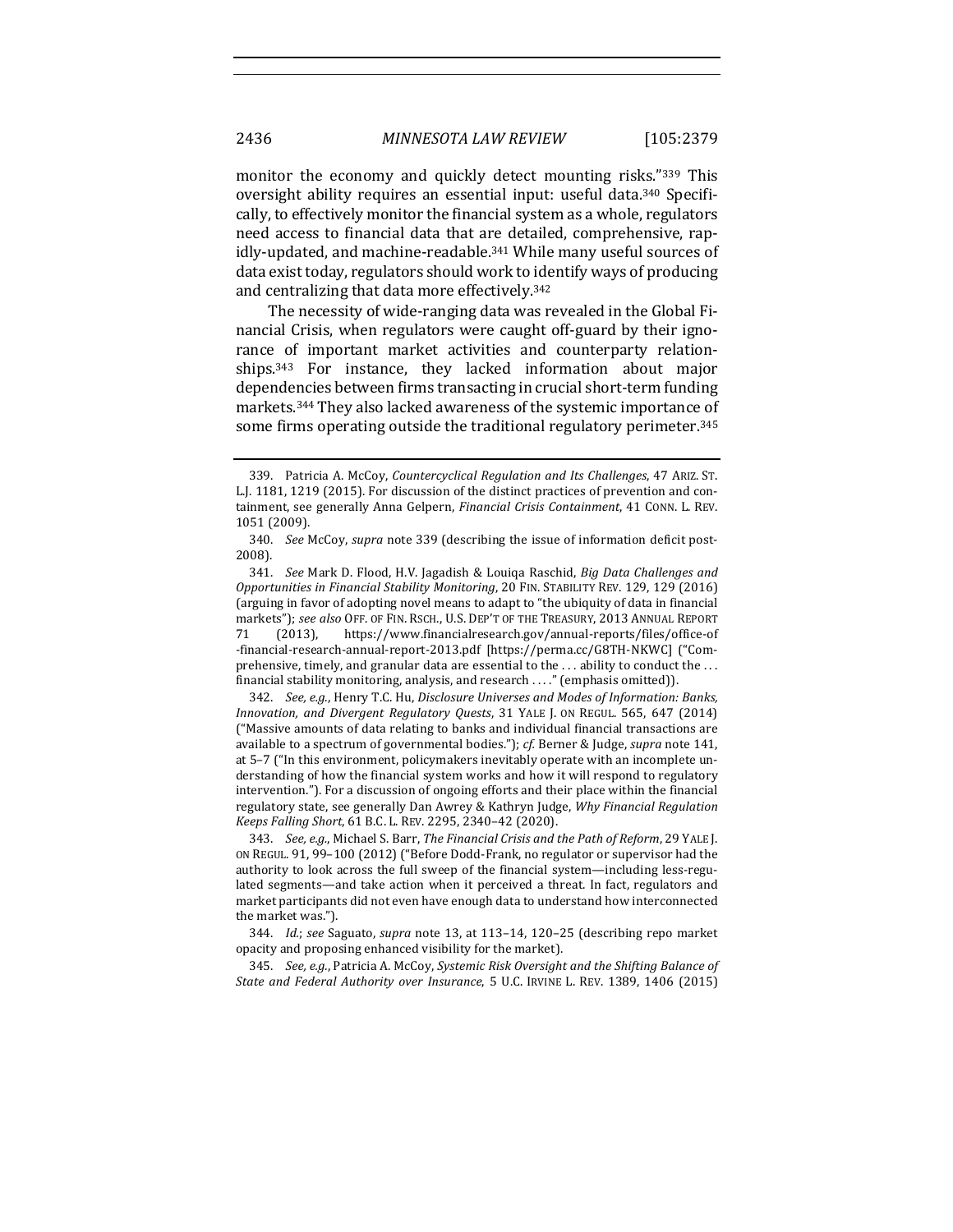monitor the economy and quickly detect mounting risks."[339] This oversight ability requires an essential input: useful data.[340] Specifically, to effectively monitor the financial system as a whole, regulators need access to financial data that are detailed, comprehensive, rapidly-updated, and machine-readable.[341] While many useful sources of data exist today, regulators should work to identify ways of producing and centralizing that data more effectively.[342]

The necessity of wide-ranging data was revealed in the Global Financial Crisis, when regulators were caught off-guard by their ignorance of important market activities and counterparty relationships.[343] For instance, they lacked information about major dependencies between firms transacting in crucial short-term funding markets.[344] They also lacked awareness of the systemic importance of some firms operating outside the traditional regulatory perimeter.[345]

---

339. Patricia A. McCoy, *Countercyclical Regulation and Its Challenges*, 47 ARIZ. ST. L.J. 1181, 1219 (2015). For discussion of the distinct practices of prevention and containment, see generally Anna Gelpern, *Financial Crisis Containment*, 41 CONN. L. REV. 1051 (2009).

340. *See* McCoy, *supra* note 339 (describing the issue of information deficit post-2008).

341. *See* Mark D. Flood, H.V. Jagadish & Louiqa Raschid, *Big Data Challenges and Opportunities in Financial Stability Monitoring*, 20 FIN. STABILITY REV. 129, 129 (2016) (arguing in favor of adopting novel means to adapt to "the ubiquity of data in financial markets"); *see also* OFF. OF FIN. RSCH., U.S. DEP'T OF THE TREASURY, 2013 ANNUAL REPORT 71 (2013), https://www.financialresearch.gov/annual-reports/files/office-of-financial-research-annual-report-2013.pdf [https://perma.cc/G8TH-NKWC] ("Comprehensive, timely, and granular data are essential to the . . . ability to conduct the . . . financial stability monitoring, analysis, and research . . . ." (emphasis omitted)).

342. *See, e.g.*, Henry T.C. Hu, *Disclosure Universes and Modes of Information: Banks, Innovation, and Divergent Regulatory Quests*, 31 YALE J. ON REGUL. 565, 647 (2014) ("Massive amounts of data relating to banks and individual financial transactions are available to a spectrum of governmental bodies."); *cf.* Berner & Judge, *supra* note 141, at 5–7 ("In this environment, policymakers inevitably operate with an incomplete understanding of how the financial system works and how it will respond to regulatory intervention."). For a discussion of ongoing efforts and their place within the financial regulatory state, see generally Dan Awrey & Kathryn Judge, *Why Financial Regulation Keeps Falling Short*, 61 B.C. L. REV. 2295, 2340–42 (2020).

343. *See, e.g.*, Michael S. Barr, *The Financial Crisis and the Path of Reform*, 29 YALE J. ON REGUL. 91, 99–100 (2012) ("Before Dodd-Frank, no regulator or supervisor had the authority to look across the full sweep of the financial system—including less-regulated segments—and take action when it perceived a threat. In fact, regulators and market participants did not even have enough data to understand how interconnected the market was.").

344. *Id.*; *see* Saguato, *supra* note 13, at 113–14, 120–25 (describing repo market opacity and proposing enhanced visibility for the market).

345. *See, e.g.*, Patricia A. McCoy, *Systemic Risk Oversight and the Shifting Balance of State and Federal Authority over Insurance*, 5 U.C. IRVINE L. REV. 1389, 1406 (2015)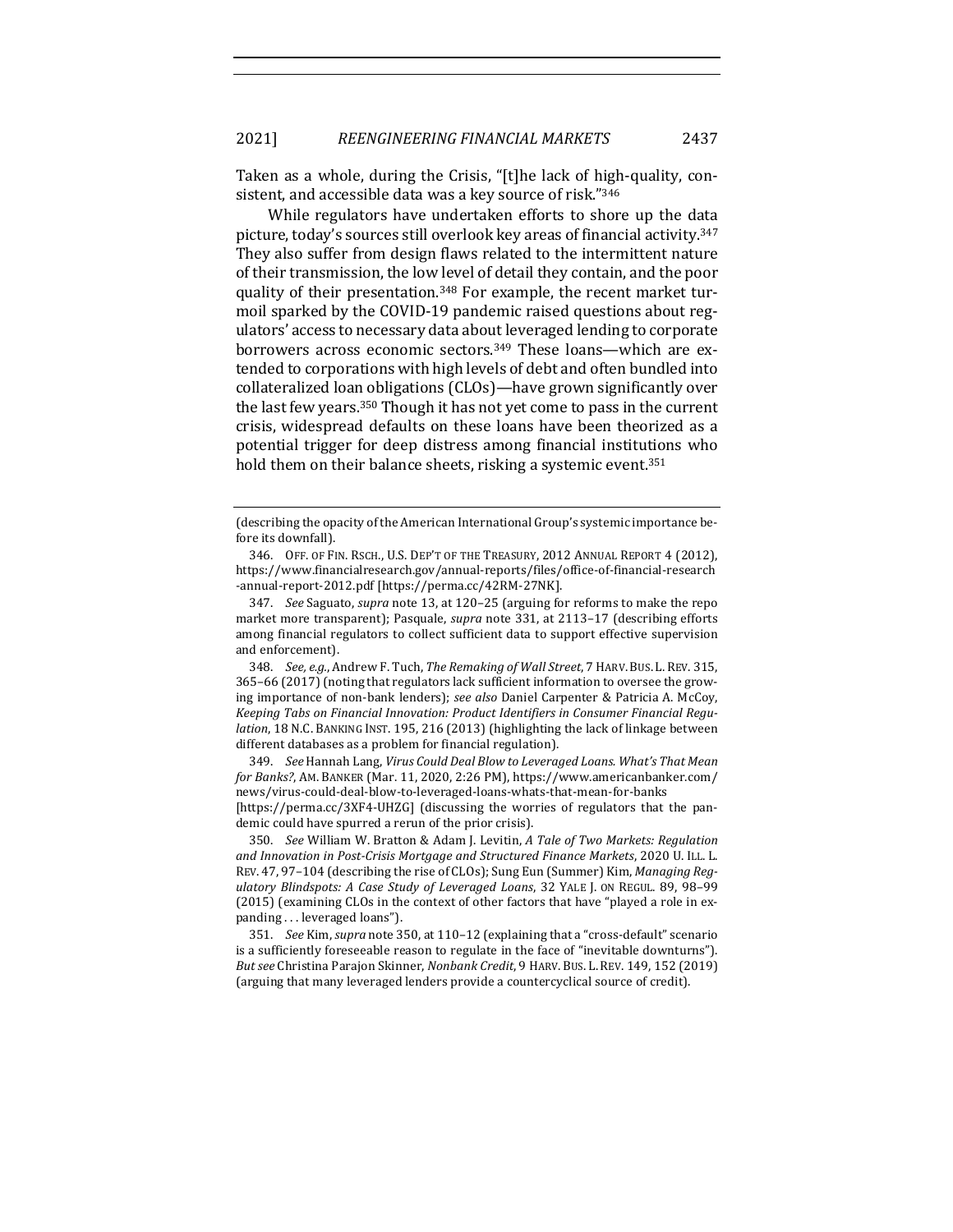Taken as a whole, during the Crisis, "[t]he lack of high-quality, consistent, and accessible data was a key source of risk."[346]

While regulators have undertaken efforts to shore up the data picture, today's sources still overlook key areas of financial activity.[347] They also suffer from design flaws related to the intermittent nature of their transmission, the low level of detail they contain, and the poor quality of their presentation.[348] For example, the recent market turmoil sparked by the COVID-19 pandemic raised questions about regulators' access to necessary data about leveraged lending to corporate borrowers across economic sectors.[349] These loans—which are extended to corporations with high levels of debt and often bundled into collateralized loan obligations (CLOs)—have grown significantly over the last few years.[350] Though it has not yet come to pass in the current crisis, widespread defaults on these loans have been theorized as a potential trigger for deep distress among financial institutions who hold them on their balance sheets, risking a systemic event.[351]

---

(describing the opacity of the American International Group's systemic importance before its downfall).

346. OFF. OF FIN. RSCH., U.S. DEP'T OF THE TREASURY, 2012 ANNUAL REPORT 4 (2012), https://www.financialresearch.gov/annual-reports/files/office-of-financial-research-annual-report-2012.pdf [https://perma.cc/42RM-27NK].

347. *See* Saguato, *supra* note 13, at 120–25 (arguing for reforms to make the repo market more transparent); Pasquale, *supra* note 331, at 2113–17 (describing efforts among financial regulators to collect sufficient data to support effective supervision and enforcement).

348. *See, e.g.*, Andrew F. Tuch, *The Remaking of Wall Street*, 7 HARV. BUS. L. REV. 315, 365–66 (2017) (noting that regulators lack sufficient information to oversee the growing importance of non-bank lenders); *see also* Daniel Carpenter & Patricia A. McCoy, *Keeping Tabs on Financial Innovation: Product Identifiers in Consumer Financial Regulation*, 18 N.C. BANKING INST. 195, 216 (2013) (highlighting the lack of linkage between different databases as a problem for financial regulation).

349. *See* Hannah Lang, *Virus Could Deal Blow to Leveraged Loans. What's That Mean for Banks?*, AM. BANKER (Mar. 11, 2020, 2:26 PM), https://www.americanbanker.com/news/virus-could-deal-blow-to-leveraged-loans-whats-that-mean-for-banks [https://perma.cc/3XF4-UHZG] (discussing the worries of regulators that the pandemic could have spurred a rerun of the prior crisis).

350. *See* William W. Bratton & Adam J. Levitin, *A Tale of Two Markets: Regulation and Innovation in Post-Crisis Mortgage and Structured Finance Markets*, 2020 U. ILL. L. REV. 47, 97–104 (describing the rise of CLOs); Sung Eun (Summer) Kim, *Managing Regulatory Blindspots: A Case Study of Leveraged Loans*, 32 YALE J. ON REGUL. 89, 98–99 (2015) (examining CLOs in the context of other factors that have "played a role in expanding . . . leveraged loans").

351. *See* Kim, *supra* note 350, at 110–12 (explaining that a "cross-default" scenario is a sufficiently foreseeable reason to regulate in the face of "inevitable downturns"). *But see* Christina Parajon Skinner, *Nonbank Credit*, 9 HARV. BUS. L. REV. 149, 152 (2019) (arguing that many leveraged lenders provide a countercyclical source of credit).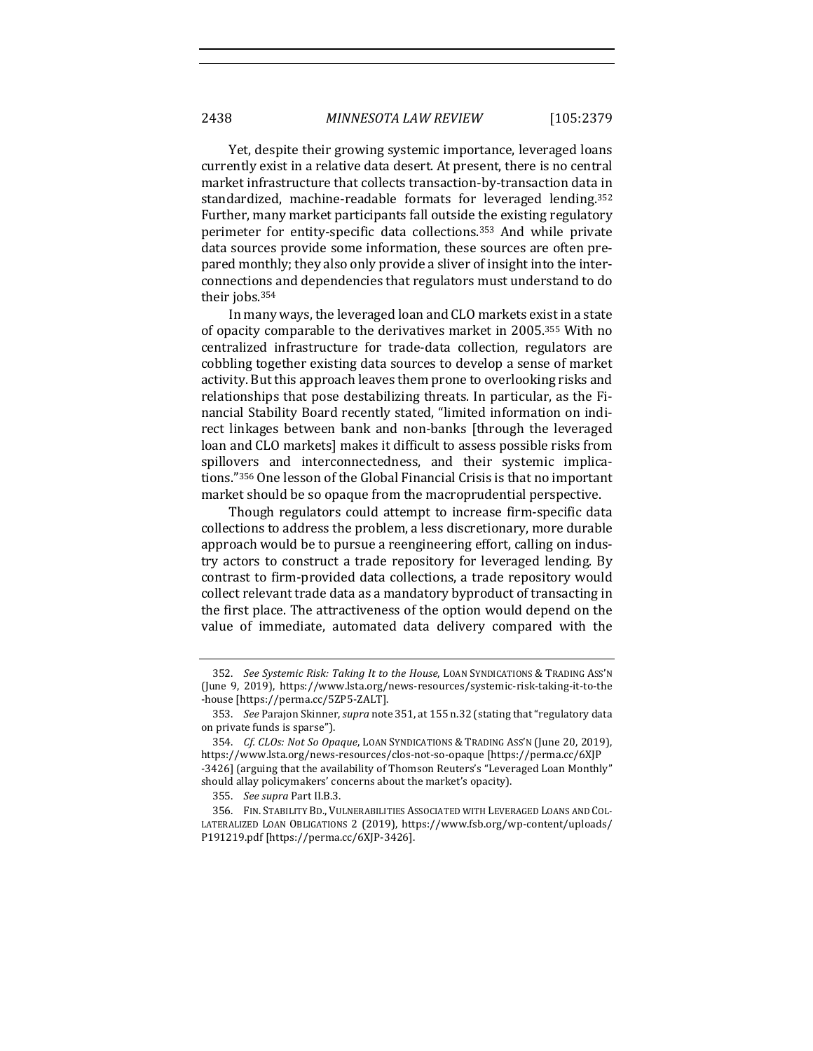Yet, despite their growing systemic importance, leveraged loans currently exist in a relative data desert. At present, there is no central market infrastructure that collects transaction-by-transaction data in standardized, machine-readable formats for leveraged lending.[352] Further, many market participants fall outside the existing regulatory perimeter for entity-specific data collections.[353] And while private data sources provide some information, these sources are often prepared monthly; they also only provide a sliver of insight into the interconnections and dependencies that regulators must understand to do their jobs.[354]

In many ways, the leveraged loan and CLO markets exist in a state of opacity comparable to the derivatives market in 2005.[355] With no centralized infrastructure for trade-data collection, regulators are cobbling together existing data sources to develop a sense of market activity. But this approach leaves them prone to overlooking risks and relationships that pose destabilizing threats. In particular, as the Financial Stability Board recently stated, "limited information on indirect linkages between bank and non-banks [through the leveraged loan and CLO markets] makes it difficult to assess possible risks from spillovers and interconnectedness, and their systemic implications."[356] One lesson of the Global Financial Crisis is that no important market should be so opaque from the macroprudential perspective.

Though regulators could attempt to increase firm-specific data collections to address the problem, a less discretionary, more durable approach would be to pursue a reengineering effort, calling on industry actors to construct a trade repository for leveraged lending. By contrast to firm-provided data collections, a trade repository would collect relevant trade data as a mandatory byproduct of transacting in the first place. The attractiveness of the option would depend on the value of immediate, automated data delivery compared with the

---

352. *See Systemic Risk: Taking It to the House*, LOAN SYNDICATIONS & TRADING ASS'N (June 9, 2019), https://www.lsta.org/news-resources/systemic-risk-taking-it-to-the-house [https://perma.cc/5ZP5-ZALT].

353. *See* Parajon Skinner, *supra* note 351, at 155 n.32 (stating that "regulatory data on private funds is sparse").

354. *Cf. CLOs: Not So Opaque*, LOAN SYNDICATIONS & TRADING ASS'N (June 20, 2019), https://www.lsta.org/news-resources/clos-not-so-opaque [https://perma.cc/6XJP-3426] (arguing that the availability of Thomson Reuters's "Leveraged Loan Monthly" should allay policymakers' concerns about the market's opacity).

355. *See supra* Part II.B.3.

356. FIN. STABILITY BD., VULNERABILITIES ASSOCIATED WITH LEVERAGED LOANS AND COLLATERALIZED LOAN OBLIGATIONS 2 (2019), https://www.fsb.org/wp-content/uploads/P191219.pdf [https://perma.cc/6XJP-3426].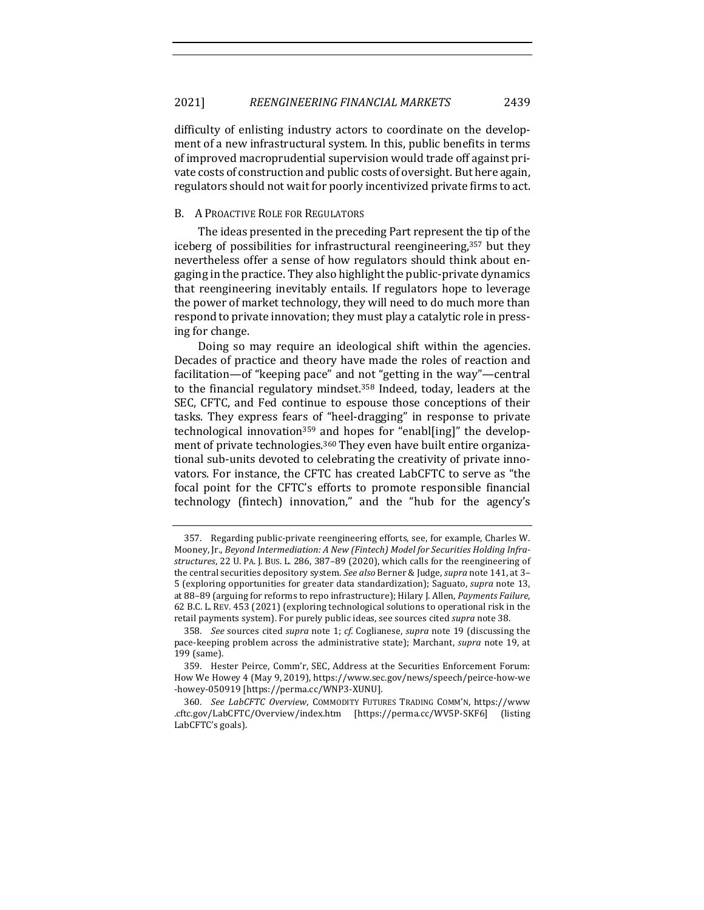difficulty of enlisting industry actors to coordinate on the development of a new infrastructural system. In this, public benefits in terms of improved macroprudential supervision would trade off against private costs of construction and public costs of oversight. But here again, regulators should not wait for poorly incentivized private firms to act.

### B. A PROACTIVE ROLE FOR REGULATORS

The ideas presented in the preceding Part represent the tip of the iceberg of possibilities for infrastructural reengineering,[357] but they nevertheless offer a sense of how regulators should think about engaging in the practice. They also highlight the public-private dynamics that reengineering inevitably entails. If regulators hope to leverage the power of market technology, they will need to do much more than respond to private innovation; they must play a catalytic role in pressing for change.

Doing so may require an ideological shift within the agencies. Decades of practice and theory have made the roles of reaction and facilitation—of "keeping pace" and not "getting in the way"—central to the financial regulatory mindset.[358] Indeed, today, leaders at the SEC, CFTC, and Fed continue to espouse those conceptions of their tasks. They express fears of "heel-dragging" in response to private technological innovation[359] and hopes for "enabl[ing]" the development of private technologies.[360] They even have built entire organizational sub-units devoted to celebrating the creativity of private innovators. For instance, the CFTC has created LabCFTC to serve as "the focal point for the CFTC's efforts to promote responsible financial technology (fintech) innovation," and the "hub for the agency's

---

357. Regarding public-private reengineering efforts, see, for example, Charles W. Mooney, Jr., *Beyond Intermediation: A New (Fintech) Model for Securities Holding Infrastructures*, 22 U. PA. J. BUS. L. 286, 387–89 (2020), which calls for the reengineering of the central securities depository system. *See also* Berner & Judge, *supra* note 141, at 3–5 (exploring opportunities for greater data standardization); Saguato, *supra* note 13, at 88–89 (arguing for reforms to repo infrastructure); Hilary J. Allen, *Payments Failure*, 62 B.C. L. REV. 453 (2021) (exploring technological solutions to operational risk in the retail payments system). For purely public ideas, see sources cited *supra* note 38.

358. *See* sources cited *supra* note 1; *cf.* Coglianese, *supra* note 19 (discussing the pace-keeping problem across the administrative state); Marchant, *supra* note 19, at 199 (same).

359. Hester Peirce, Comm'r, SEC, Address at the Securities Enforcement Forum: How We Howey 4 (May 9, 2019), https://www.sec.gov/news/speech/peirce-how-we-howey-050919 [https://perma.cc/WNP3-XUNU].

360. *See LabCFTC Overview*, COMMODITY FUTURES TRADING COMM'N, https://www.cftc.gov/LabCFTC/Overview/index.htm [https://perma.cc/WV5P-SKF6] (listing LabCFTC's goals).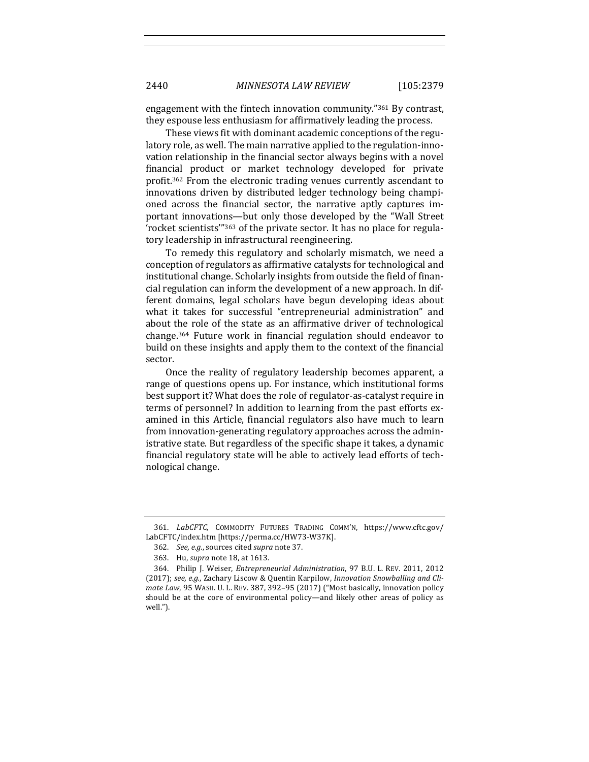engagement with the fintech innovation community."[361] By contrast, they espouse less enthusiasm for affirmatively leading the process.

These views fit with dominant academic conceptions of the regulatory role, as well. The main narrative applied to the regulation-innovation relationship in the financial sector always begins with a novel financial product or market technology developed for private profit.[362] From the electronic trading venues currently ascendant to innovations driven by distributed ledger technology being championed across the financial sector, the narrative aptly captures important innovations—but only those developed by the "Wall Street 'rocket scientists'"[363] of the private sector. It has no place for regulatory leadership in infrastructural reengineering.

To remedy this regulatory and scholarly mismatch, we need a conception of regulators as affirmative catalysts for technological and institutional change. Scholarly insights from outside the field of financial regulation can inform the development of a new approach. In different domains, legal scholars have begun developing ideas about what it takes for successful "entrepreneurial administration" and about the role of the state as an affirmative driver of technological change.[364] Future work in financial regulation should endeavor to build on these insights and apply them to the context of the financial sector.

Once the reality of regulatory leadership becomes apparent, a range of questions opens up. For instance, which institutional forms best support it? What does the role of regulator-as-catalyst require in terms of personnel? In addition to learning from the past efforts examined in this Article, financial regulators also have much to learn from innovation-generating regulatory approaches across the administrative state. But regardless of the specific shape it takes, a dynamic financial regulatory state will be able to actively lead efforts of technological change.

---

361. *LabCFTC*, COMMODITY FUTURES TRADING COMM'N, https://www.cftc.gov/LabCFTC/index.htm [https://perma.cc/HW73-W37K].

362. *See, e.g.*, sources cited *supra* note 37.

363. Hu, *supra* note 18, at 1613.

364. Philip J. Weiser, *Entrepreneurial Administration*, 97 B.U. L. REV. 2011, 2012 (2017); *see, e.g.*, Zachary Liscow & Quentin Karpilow, *Innovation Snowballing and Climate Law*, 95 WASH. U. L. REV. 387, 392–95 (2017) ("Most basically, innovation policy should be at the core of environmental policy—and likely other areas of policy as well.").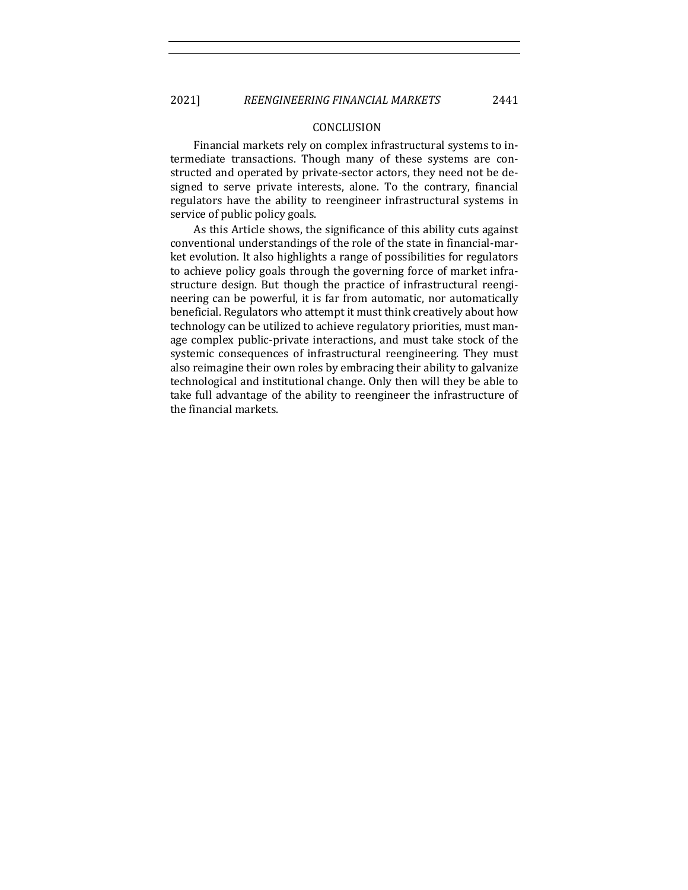## CONCLUSION

Financial markets rely on complex infrastructural systems to intermediate transactions. Though many of these systems are constructed and operated by private-sector actors, they need not be designed to serve private interests, alone. To the contrary, financial regulators have the ability to reengineer infrastructural systems in service of public policy goals.

As this Article shows, the significance of this ability cuts against conventional understandings of the role of the state in financial-market evolution. It also highlights a range of possibilities for regulators to achieve policy goals through the governing force of market infrastructure design. But though the practice of infrastructural reengineering can be powerful, it is far from automatic, nor automatically beneficial. Regulators who attempt it must think creatively about how technology can be utilized to achieve regulatory priorities, must manage complex public-private interactions, and must take stock of the systemic consequences of infrastructural reengineering. They must also reimagine their own roles by embracing their ability to galvanize technological and institutional change. Only then will they be able to take full advantage of the ability to reengineer the infrastructure of the financial markets.